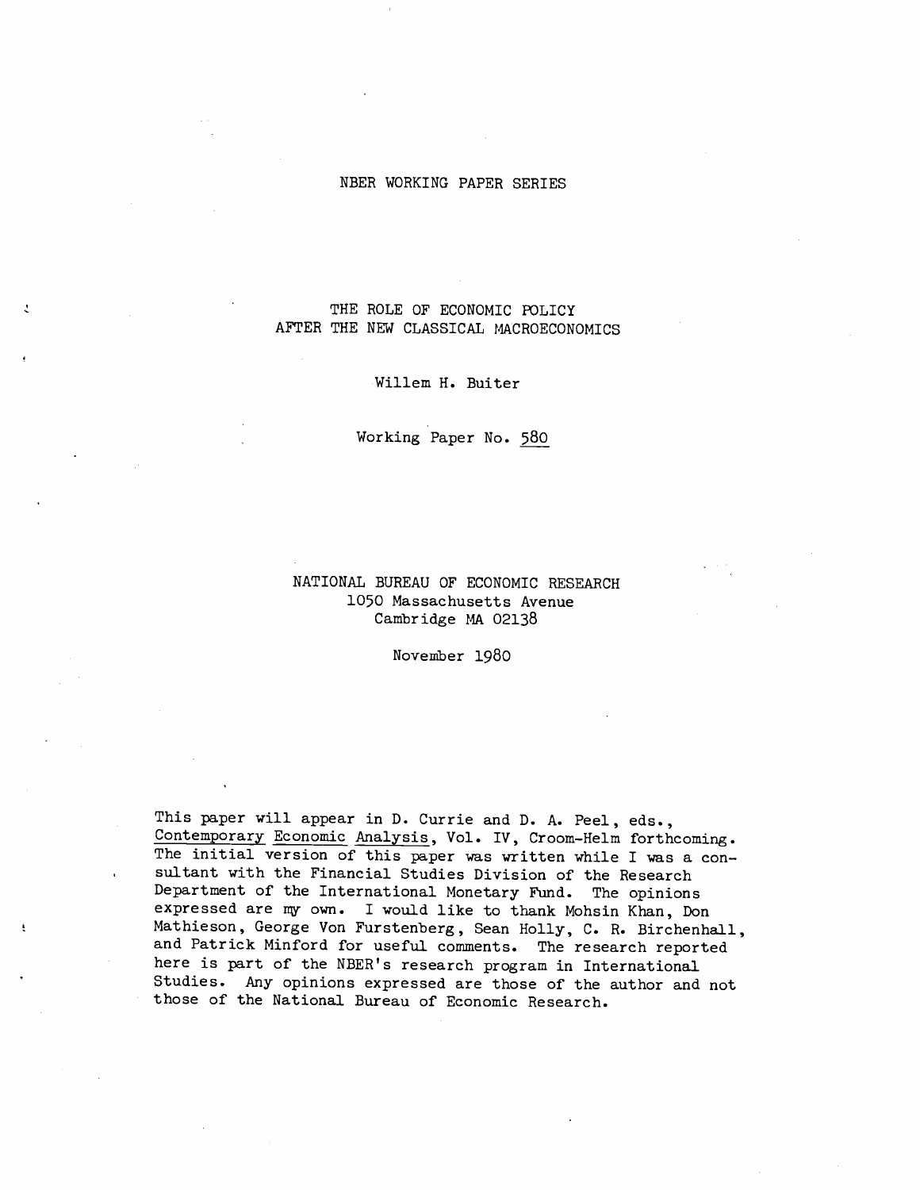NBER WORKING PAPER SERIES

# THE ROLE OF ECONOMIC POLICY AFTER THE NEW CLASSICAL MACROECONOMICS

Willem H. Buiter

Working Paper No. 580

NATIONAL BUREAU OF ECONOMIC RESEARCH
1050 Massachusetts Avenue
Cambridge MA 02138

November 1980

This paper will appear in D. Currie and D. A. Peel, eds., Contemporary Economic Analysis, Vol. IV, Croom-Helm forthcoming. The initial version of this paper was written while I was a consultant with the Financial Studies Division of the Research Department of the International Monetary Fund. The opinions expressed are my own. I would like to thank Mohsin Khan, Don Mathieson, George Von Furstenberg, Sean Holly, C. R. Birchenhall, and Patrick Minford for useful comments. The research reported here is part of the NBER's research program in International Studies. Any opinions expressed are those of the author and not those of the National Bureau of Economic Research.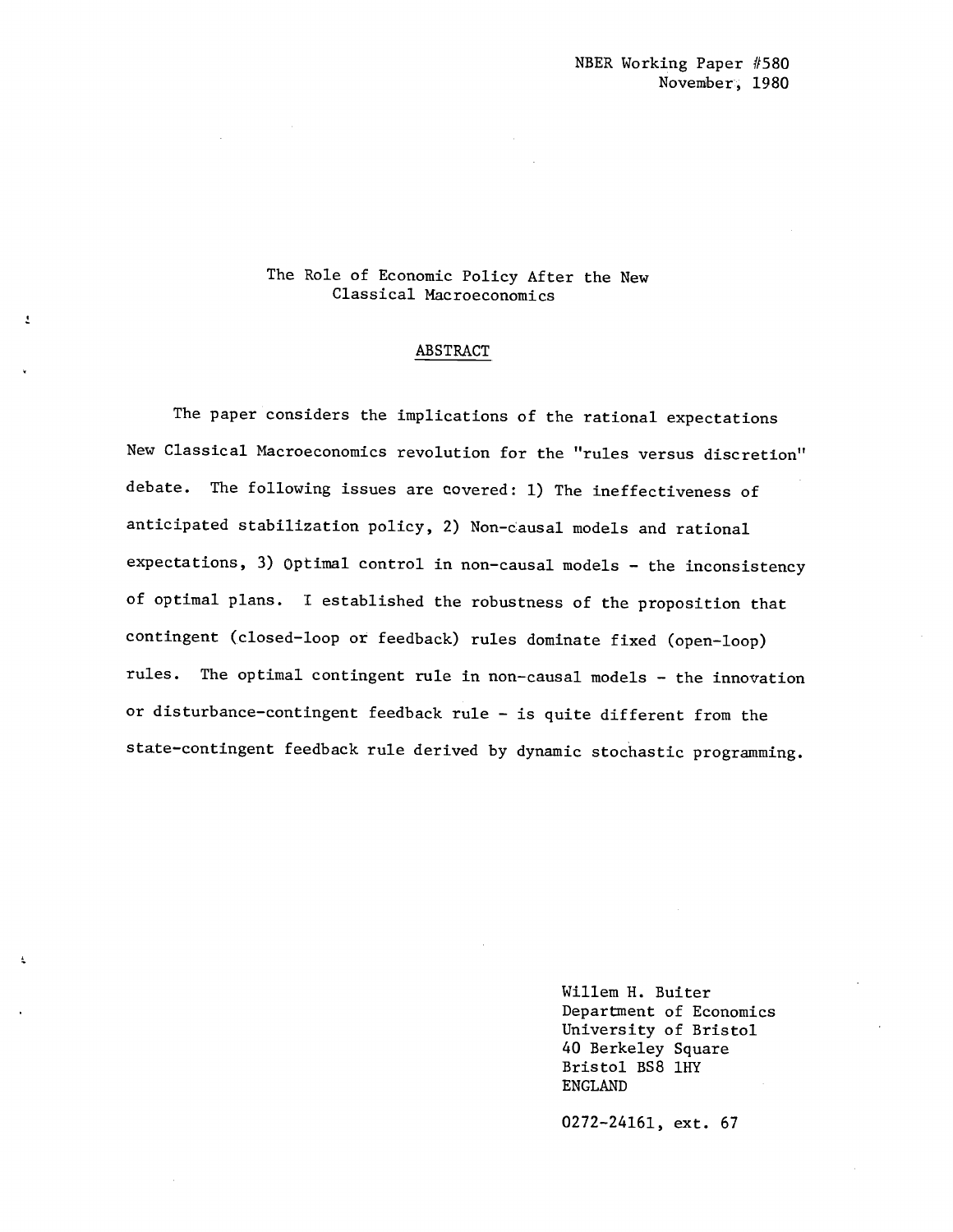NBER Working Paper #580
November, 1980

# The Role of Economic Policy After the New Classical Macroeconomics

## ABSTRACT

The paper considers the implications of the rational expectations New Classical Macroeconomics revolution for the "rules versus discretion" debate. The following issues are covered: 1) The ineffectiveness of anticipated stabilization policy, 2) Non-causal models and rational expectations, 3) Optimal control in non-causal models - the inconsistency of optimal plans. I established the robustness of the proposition that contingent (closed-loop or feedback) rules dominate fixed (open-loop) rules. The optimal contingent rule in non-causal models - the innovation or disturbance-contingent feedback rule - is quite different from the state-contingent feedback rule derived by dynamic stochastic programming.

Willem H. Buiter
Department of Economics
University of Bristol
40 Berkeley Square
Bristol BS8 1HY
ENGLAND

0272-24161, ext. 67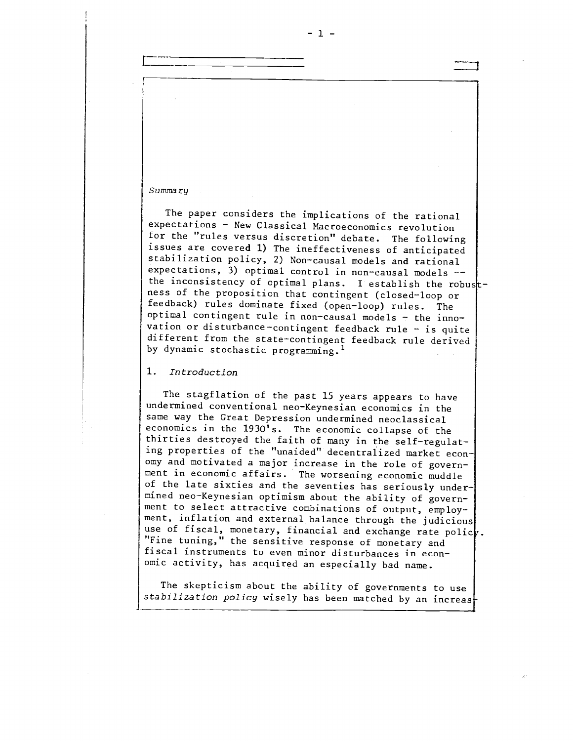*Summary*

The paper considers the implications of the rational expectations - New Classical Macroeconomics revolution for the "rules versus discretion" debate. The following issues are covered 1) The ineffectiveness of anticipated stabilization policy, 2) Non-causal models and rational expectations, 3) optimal control in non-causal models -- the inconsistency of optimal plans. I establish the robustness of the proposition that contingent (closed-loop or feedback) rules dominate fixed (open-loop) rules. The optimal contingent rule in non-causal models - the innovation or disturbance-contingent feedback rule - is quite different from the state-contingent feedback rule derived by dynamic stochastic programming.[1]

## 1. *Introduction*

The stagflation of the past 15 years appears to have undermined conventional neo-Keynesian economics in the same way the Great Depression undermined neoclassical economics in the 1930's. The economic collapse of the thirties destroyed the faith of many in the self-regulating properties of the "unaided" decentralized market economy and motivated a major increase in the role of government in economic affairs. The worsening economic muddle of the late sixties and the seventies has seriously undermined neo-Keynesian optimism about the ability of government to select attractive combinations of output, employment, inflation and external balance through the judicious use of fiscal, monetary, financial and exchange rate policy. "Fine tuning," the sensitive response of monetary and fiscal instruments to even minor disturbances in economic activity, has acquired an especially bad name.

The skepticism about the ability of governments to use *stabilization policy* wisely has been matched by an increas-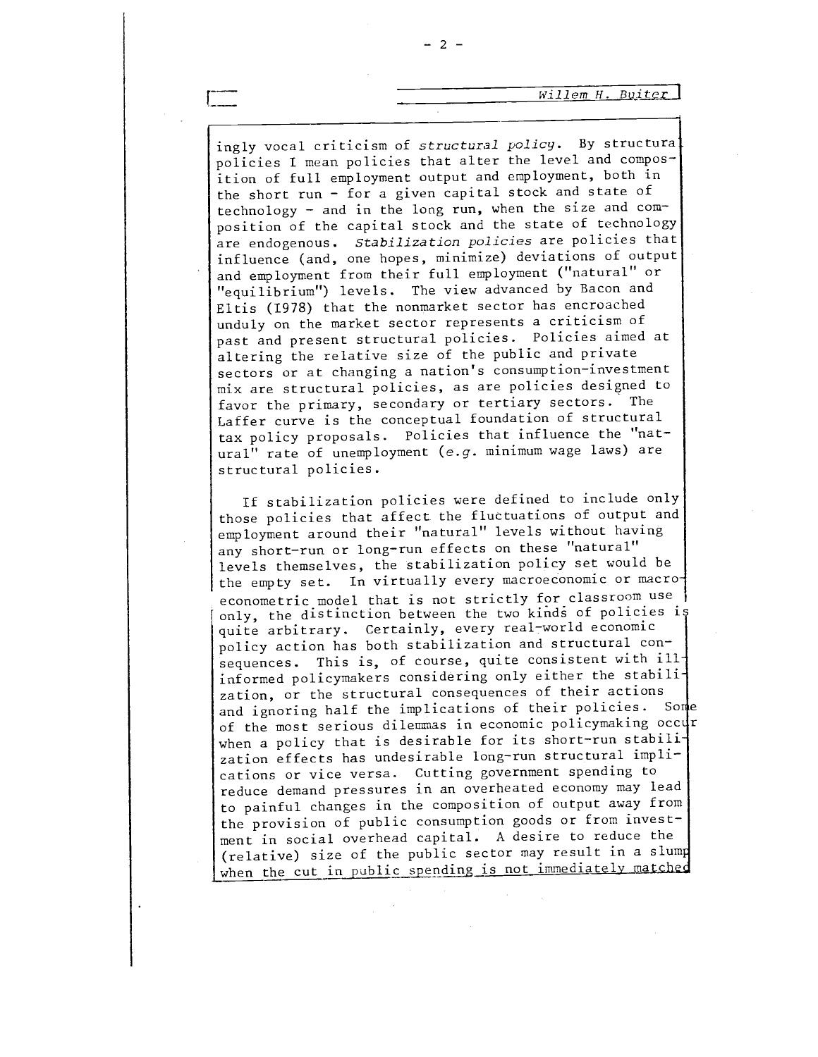ingly vocal criticism of *structural policy*. By structural policies I mean policies that alter the level and composition of full employment output and employment, both in the short run - for a given capital stock and state of technology - and in the long run, when the size and composition of the capital stock and the state of technology are endogenous. *Stabilization policies* are policies that influence (and, one hopes, minimize) deviations of output and employment from their full employment ("natural" or "equilibrium") levels. The view advanced by Bacon and Eltis (1978) that the nonmarket sector has encroached unduly on the market sector represents a criticism of past and present structural policies. Policies aimed at altering the relative size of the public and private sectors or at changing a nation's consumption-investment mix are structural policies, as are policies designed to favor the primary, secondary or tertiary sectors. The Laffer curve is the conceptual foundation of structural tax policy proposals. Policies that influence the "natural" rate of unemployment (*e.g.* minimum wage laws) are structural policies.

If stabilization policies were defined to include only those policies that affect the fluctuations of output and employment around their "natural" levels without having any short-run or long-run effects on these "natural" levels themselves, the stabilization policy set would be the empty set. In virtually every macroeconomic or macroeconometric model that is not strictly for classroom use only, the distinction between the two kinds of policies is quite arbitrary. Certainly, every real-world economic policy action has both stabilization and structural consequences. This is, of course, quite consistent with ill-informed policymakers considering only either the stabilization, or the structural consequences of their actions and ignoring half the implications of their policies. Some of the most serious dilemmas in economic policymaking occur when a policy that is desirable for its short-run stabilization effects has undesirable long-run structural implications or vice versa. Cutting government spending to reduce demand pressures in an overheated economy may lead to painful changes in the composition of output away from the provision of public consumption goods or from investment in social overhead capital. A desire to reduce the (relative) size of the public sector may result in a slump when the cut in public spending is not immediately matched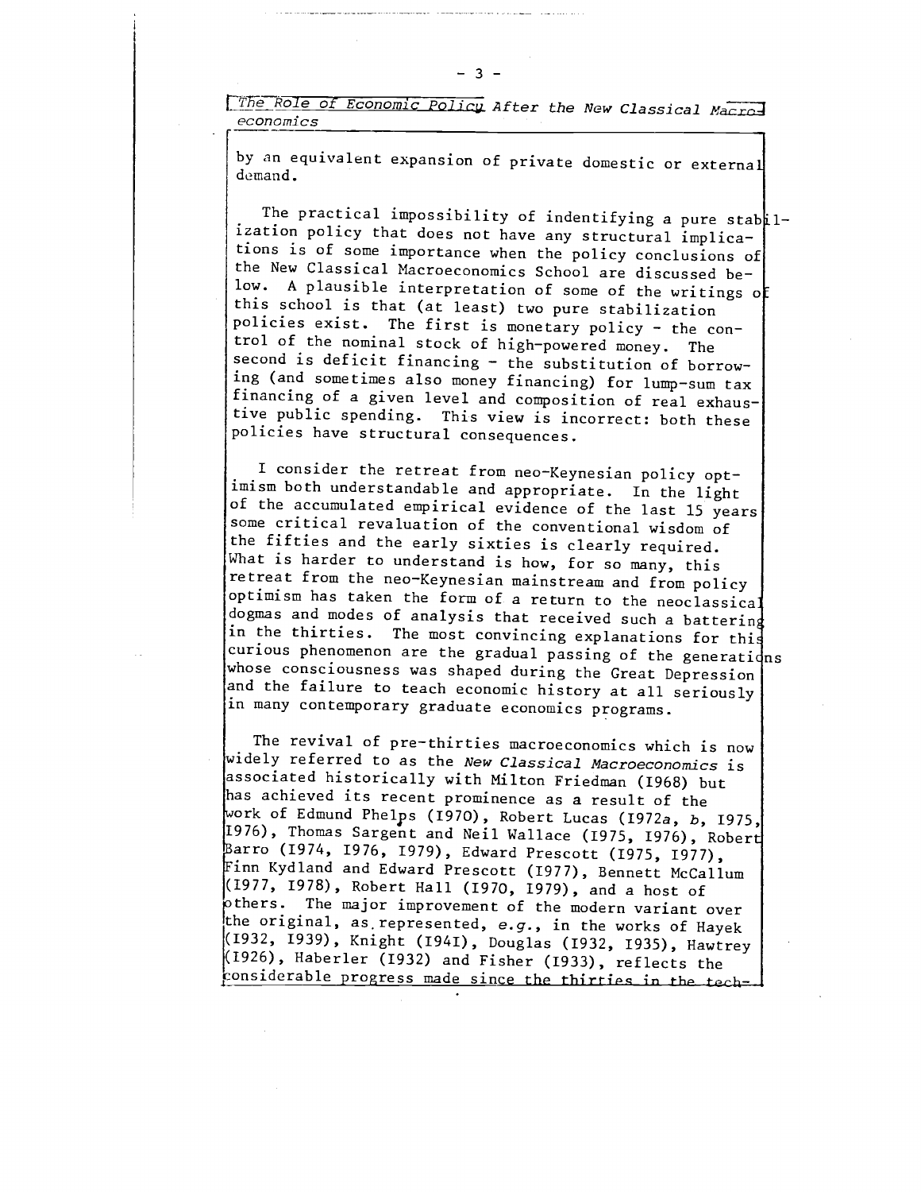by an equivalent expansion of private domestic or external demand.

The practical impossibility of indentifying a pure stabilization policy that does not have any structural implications is of some importance when the policy conclusions of the New Classical Macroeconomics School are discussed below. A plausible interpretation of some of the writings of this school is that (at least) two pure stabilization policies exist. The first is monetary policy - the control of the nominal stock of high-powered money. The second is deficit financing - the substitution of borrowing (and sometimes also money financing) for lump-sum tax financing of a given level and composition of real exhaustive public spending. This view is incorrect: both these policies have structural consequences.

I consider the retreat from neo-Keynesian policy optimism both understandable and appropriate. In the light of the accumulated empirical evidence of the last 15 years some critical revaluation of the conventional wisdom of the fifties and the early sixties is clearly required. What is harder to understand is how, for so many, this retreat from the neo-Keynesian mainstream and from policy optimism has taken the form of a return to the neoclassical dogmas and modes of analysis that received such a battering in the thirties. The most convincing explanations for this curious phenomenon are the gradual passing of the generations whose consciousness was shaped during the Great Depression and the failure to teach economic history at all seriously in many contemporary graduate economics programs.

The revival of pre-thirties macroeconomics which is now widely referred to as the *New Classical Macroeconomics* is associated historically with Milton Friedman (1968) but has achieved its recent prominence as a result of the work of Edmund Phelps (1970), Robert Lucas (1972*a*, *b*, 1975, 1976), Thomas Sargent and Neil Wallace (1975, 1976), Robert Barro (1974, 1976, 1979), Edward Prescott (1975, 1977), Finn Kydland and Edward Prescott (1977), Bennett McCallum (1977, 1978), Robert Hall (1970, 1979), and a host of others. The major improvement of the modern variant over the original, as represented, *e.g.*, in the works of Hayek (1932, 1939), Knight (1941), Douglas (1932, 1935), Hawtrey (1926), Haberler (1932) and Fisher (1933), reflects the considerable progress made since the thirties in the tech-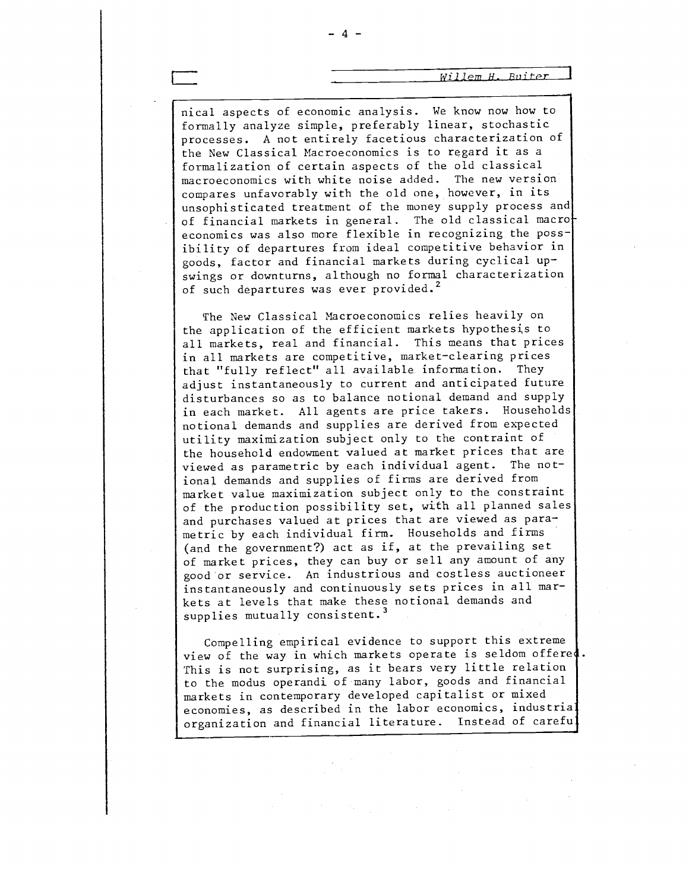nical aspects of economic analysis. We know now how to formally analyze simple, preferably linear, stochastic processes. A not entirely facetious characterization of the New Classical Macroeconomics is to regard it as a formalization of certain aspects of the old classical macroeconomics with white noise added. The new version compares unfavorably with the old one, however, in its unsophisticated treatment of the money supply process and of financial markets in general. The old classical macroeconomics was also more flexible in recognizing the possibility of departures from ideal competitive behavior in goods, factor and financial markets during cyclical upswings or downturns, although no formal characterization of such departures was ever provided.[2]

The New Classical Macroeconomics relies heavily on the application of the efficient markets hypothesis to all markets, real and financial. This means that prices in all markets are competitive, market-clearing prices that "fully reflect" all available information. They adjust instantaneously to current and anticipated future disturbances so as to balance notional demand and supply in each market. All agents are price takers. Households notional demands and supplies are derived from expected utility maximization subject only to the contraint of the household endowment valued at market prices that are viewed as parametric by each individual agent. The notional demands and supplies of firms are derived from market value maximization subject only to the constraint of the production possibility set, with all planned sales and purchases valued at prices that are viewed as parametric by each individual firm. Households and firms (and the government?) act as if, at the prevailing set of market prices, they can buy or sell any amount of any good or service. An industrious and costless auctioneer instantaneously and continuously sets prices in all markets at levels that make these notional demands and supplies mutually consistent.[3]

Compelling empirical evidence to support this extreme view of the way in which markets operate is seldom offered. This is not surprising, as it bears very little relation to the modus operandi of many labor, goods and financial markets in contemporary developed capitalist or mixed economies, as described in the labor economics, industrial organization and financial literature. Instead of careful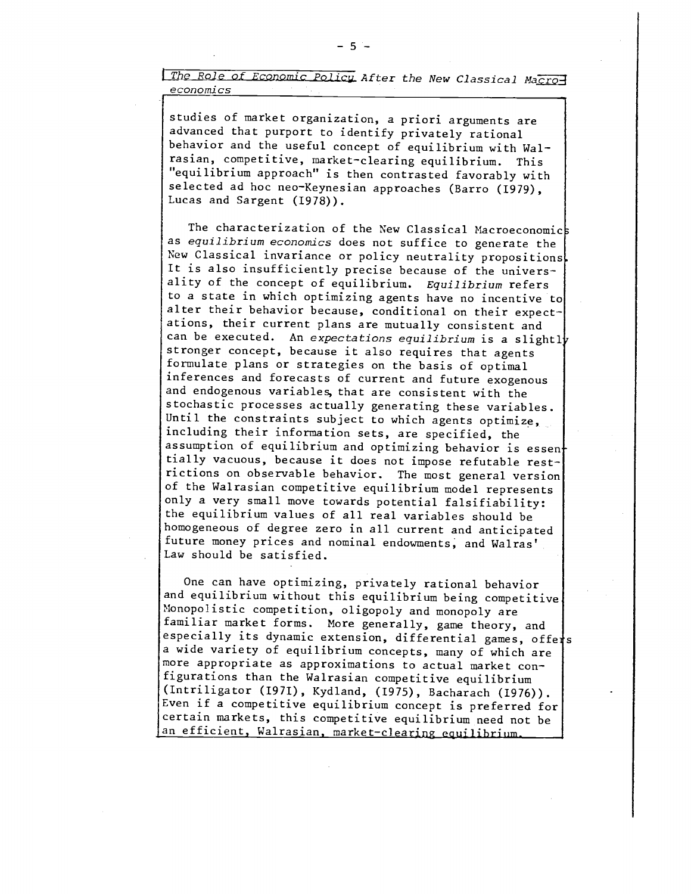studies of market organization, a priori arguments are advanced that purport to identify privately rational behavior and the useful concept of equilibrium with Walrasian, competitive, market-clearing equilibrium. This "equilibrium approach" is then contrasted favorably with selected ad hoc neo-Keynesian approaches (Barro (1979), Lucas and Sargent (1978)).

The characterization of the New Classical Macroeconomics as *equilibrium economics* does not suffice to generate the New Classical invariance or policy neutrality propositions. It is also insufficiently precise because of the universality of the concept of equilibrium. *Equilibrium* refers to a state in which optimizing agents have no incentive to alter their behavior because, conditional on their expectations, their current plans are mutually consistent and can be executed. An *expectations equilibrium* is a slightly stronger concept, because it also requires that agents formulate plans or strategies on the basis of optimal inferences and forecasts of current and future exogenous and endogenous variables, that are consistent with the stochastic processes actually generating these variables. Until the constraints subject to which agents optimize, including their information sets, are specified, the assumption of equilibrium and optimizing behavior is essentially vacuous, because it does not impose refutable restrictions on observable behavior. The most general version of the Walrasian competitive equilibrium model represents only a very small move towards potential falsifiability: the equilibrium values of all real variables should be homogeneous of degree zero in all current and anticipated future money prices and nominal endowments, and Walras' Law should be satisfied.

One can have optimizing, privately rational behavior and equilibrium without this equilibrium being competitive. Monopolistic competition, oligopoly and monopoly are familiar market forms. More generally, game theory, and especially its dynamic extension, differential games, offers a wide variety of equilibrium concepts, many of which are more appropriate as approximations to actual market configurations than the Walrasian competitive equilibrium (Intriligator (1971), Kydland, (1975), Bacharach (1976)). Even if a competitive equilibrium concept is preferred for certain markets, this competitive equilibrium need not be an efficient, Walrasian, market-clearing equilibrium.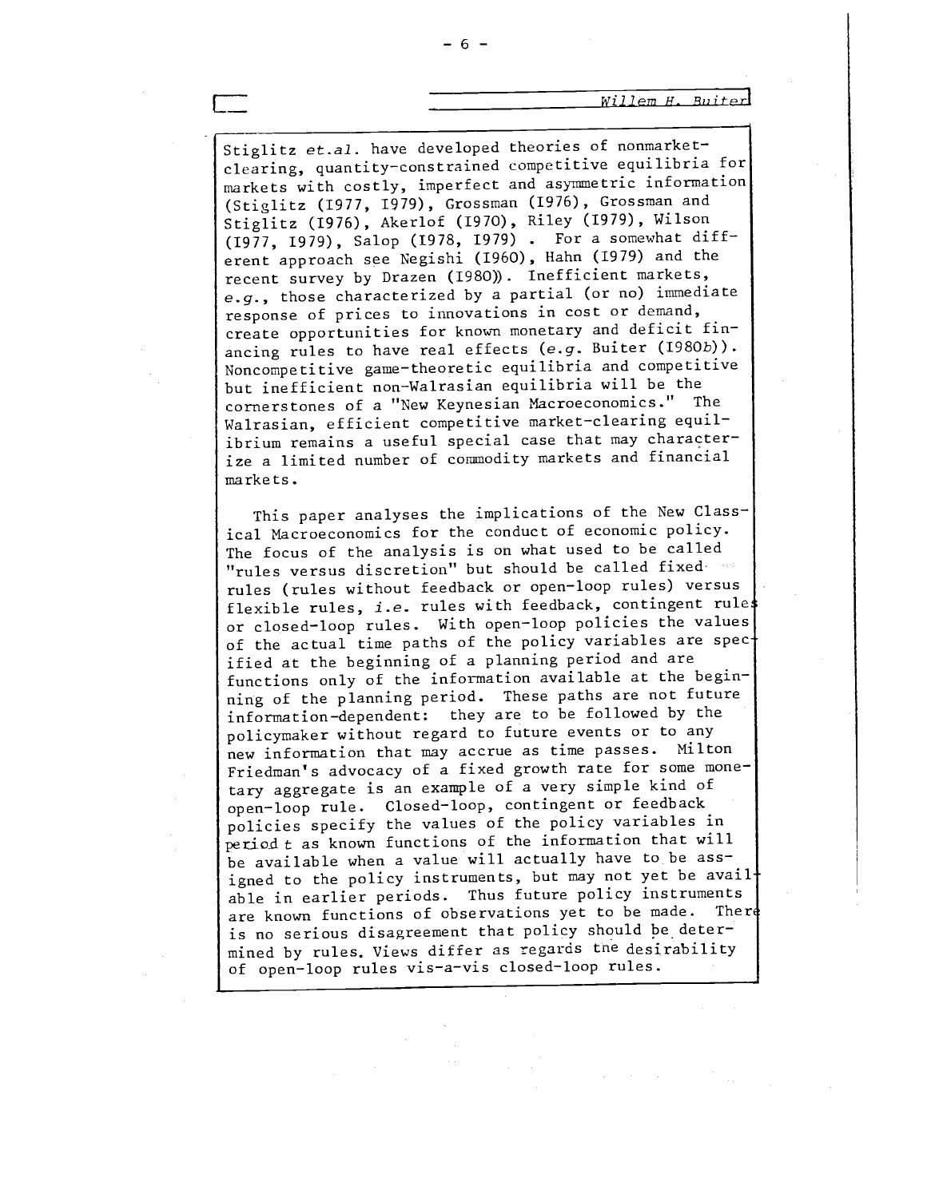Stiglitz *et.al.* have developed theories of nonmarket-clearing, quantity-constrained competitive equilibria for markets with costly, imperfect and asymmetric information (Stiglitz (1977, 1979), Grossman (1976), Grossman and Stiglitz (1976), Akerlof (1970), Riley (1979), Wilson (1977, 1979), Salop (1978, 1979) . For a somewhat different approach see Negishi (1960), Hahn (1979) and the recent survey by Drazen (1980)). Inefficient markets, *e.g.*, those characterized by a partial (or no) immediate response of prices to innovations in cost or demand, create opportunities for known monetary and deficit financing rules to have real effects (*e.g.* Buiter (1980*b*)). Noncompetitive game-theoretic equilibria and competitive but inefficient non-Walrasian equilibria will be the cornerstones of a "New Keynesian Macroeconomics." The Walrasian, efficient competitive market-clearing equilibrium remains a useful special case that may characterize a limited number of commodity markets and financial markets.

This paper analyses the implications of the New Classical Macroeconomics for the conduct of economic policy. The focus of the analysis is on what used to be called "rules versus discretion" but should be called fixed rules (rules without feedback or open-loop rules) versus flexible rules, *i.e.* rules with feedback, contingent rules or closed-loop rules. With open-loop policies the values of the actual time paths of the policy variables are specified at the beginning of a planning period and are functions only of the information available at the beginning of the planning period. These paths are not future information-dependent: they are to be followed by the policymaker without regard to future events or to any new information that may accrue as time passes. Milton Friedman's advocacy of a fixed growth rate for some monetary aggregate is an example of a very simple kind of open-loop rule. Closed-loop, contingent or feedback policies specify the values of the policy variables in period $t$ as known functions of the information that will be available when a value will actually have to be assigned to the policy instruments, but may not yet be available in earlier periods. Thus future policy instruments are known functions of observations yet to be made. There is no serious disagreement that policy should be determined by rules. Views differ as regards the desirability of open-loop rules vis-a-vis closed-loop rules.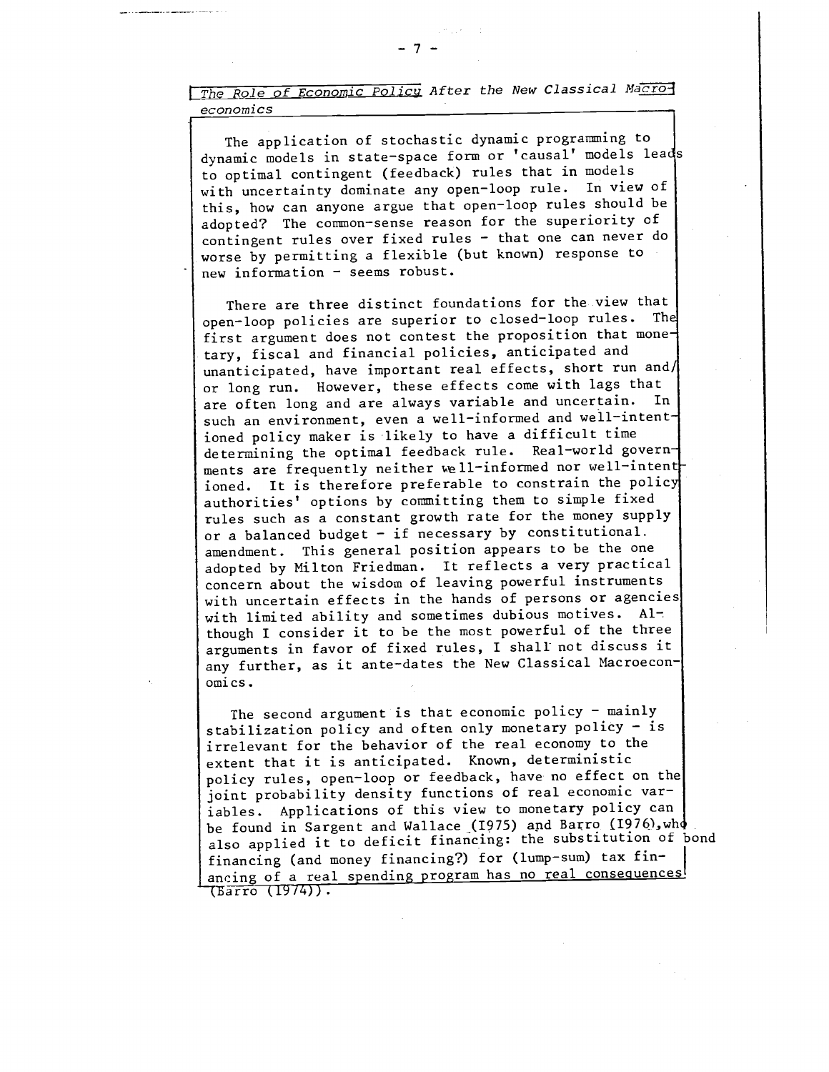*The Role of Economic Policy After the New Classical Macroeconomics*

The application of stochastic dynamic programming to dynamic models in state-space form or 'causal' models leads to optimal contingent (feedback) rules that in models with uncertainty dominate any open-loop rule. In view of this, how can anyone argue that open-loop rules should be adopted? The common-sense reason for the superiority of contingent rules over fixed rules - that one can never do worse by permitting a flexible (but known) response to new information - seems robust.

There are three distinct foundations for the view that open-loop policies are superior to closed-loop rules. The first argument does not contest the proposition that monetary, fiscal and financial policies, anticipated and unanticipated, have important real effects, short run and/or long run. However, these effects come with lags that are often long and are always variable and uncertain. In such an environment, even a well-informed and well-intentioned policy maker is likely to have a difficult time determining the optimal feedback rule. Real-world governments are frequently neither well-informed nor well-intentioned. It is therefore preferable to constrain the policy authorities' options by committing them to simple fixed rules such as a constant growth rate for the money supply or a balanced budget - if necessary by constitutional amendment. This general position appears to be the one adopted by Milton Friedman. It reflects a very practical concern about the wisdom of leaving powerful instruments with uncertain effects in the hands of persons or agencies with limited ability and sometimes dubious motives. Although I consider it to be the most powerful of the three arguments in favor of fixed rules, I shall not discuss it any further, as it ante-dates the New Classical Macroeconomics.

The second argument is that economic policy - mainly stabilization policy and often only monetary policy - is irrelevant for the behavior of the real economy to the extent that it is anticipated. Known, deterministic policy rules, open-loop or feedback, have no effect on the joint probability density functions of real economic variables. Applications of this view to monetary policy can be found in Sargent and Wallace (1975) and Barro (1976), who also applied it to deficit financing: the substitution of bond financing (and money financing?) for (lump-sum) tax financing of a real spending program has no real consequences (Barro (1974)).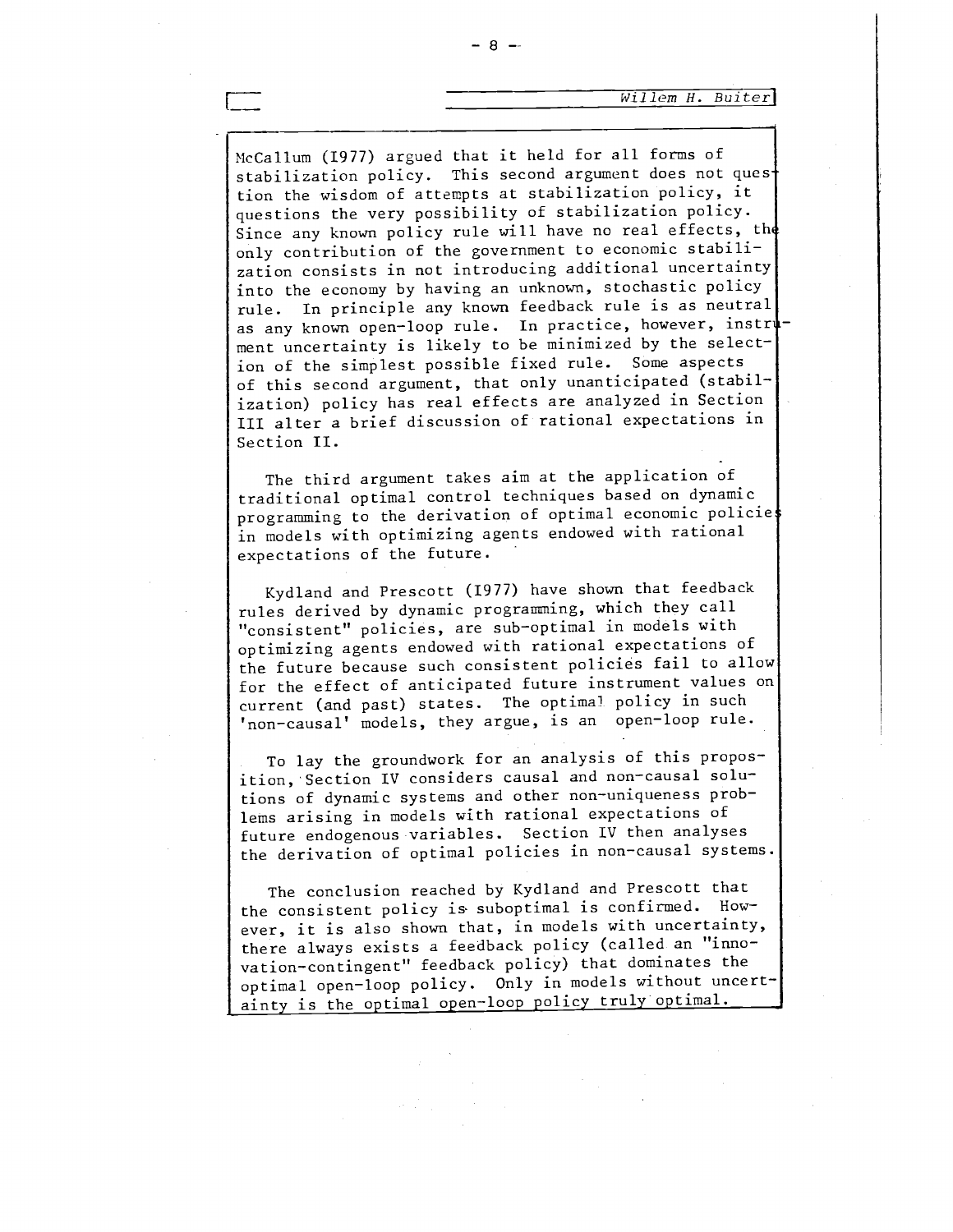McCallum (1977) argued that it held for all forms of stabilization policy. This second argument does not question the wisdom of attempts at stabilization policy, it questions the very possibility of stabilization policy. Since any known policy rule will have no real effects, the only contribution of the government to economic stabilization consists in not introducing additional uncertainty into the economy by having an unknown, stochastic policy rule. In principle any known feedback rule is as neutral as any known open-loop rule. In practice, however, instrument uncertainty is likely to be minimized by the selection of the simplest possible fixed rule. Some aspects of this second argument, that only unanticipated (stabilization) policy has real effects are analyzed in Section III alter a brief discussion of rational expectations in Section II.

The third argument takes aim at the application of traditional optimal control techniques based on dynamic programming to the derivation of optimal economic policies in models with optimizing agents endowed with rational expectations of the future.

Kydland and Prescott (1977) have shown that feedback rules derived by dynamic programming, which they call "consistent" policies, are sub-optimal in models with optimizing agents endowed with rational expectations of the future because such consistent policies fail to allow for the effect of anticipated future instrument values on current (and past) states. The optimal policy in such 'non-causal' models, they argue, is an open-loop rule.

To lay the groundwork for an analysis of this proposition, Section IV considers causal and non-causal solutions of dynamic systems and other non-uniqueness problems arising in models with rational expectations of future endogenous variables. Section IV then analyses the derivation of optimal policies in non-causal systems.

The conclusion reached by Kydland and Prescott that the consistent policy is suboptimal is confirmed. However, it is also shown that, in models with uncertainty, there always exists a feedback policy (called an "innovation-contingent" feedback policy) that dominates the optimal open-loop policy. Only in models without uncertainty is the optimal open-loop policy truly optimal.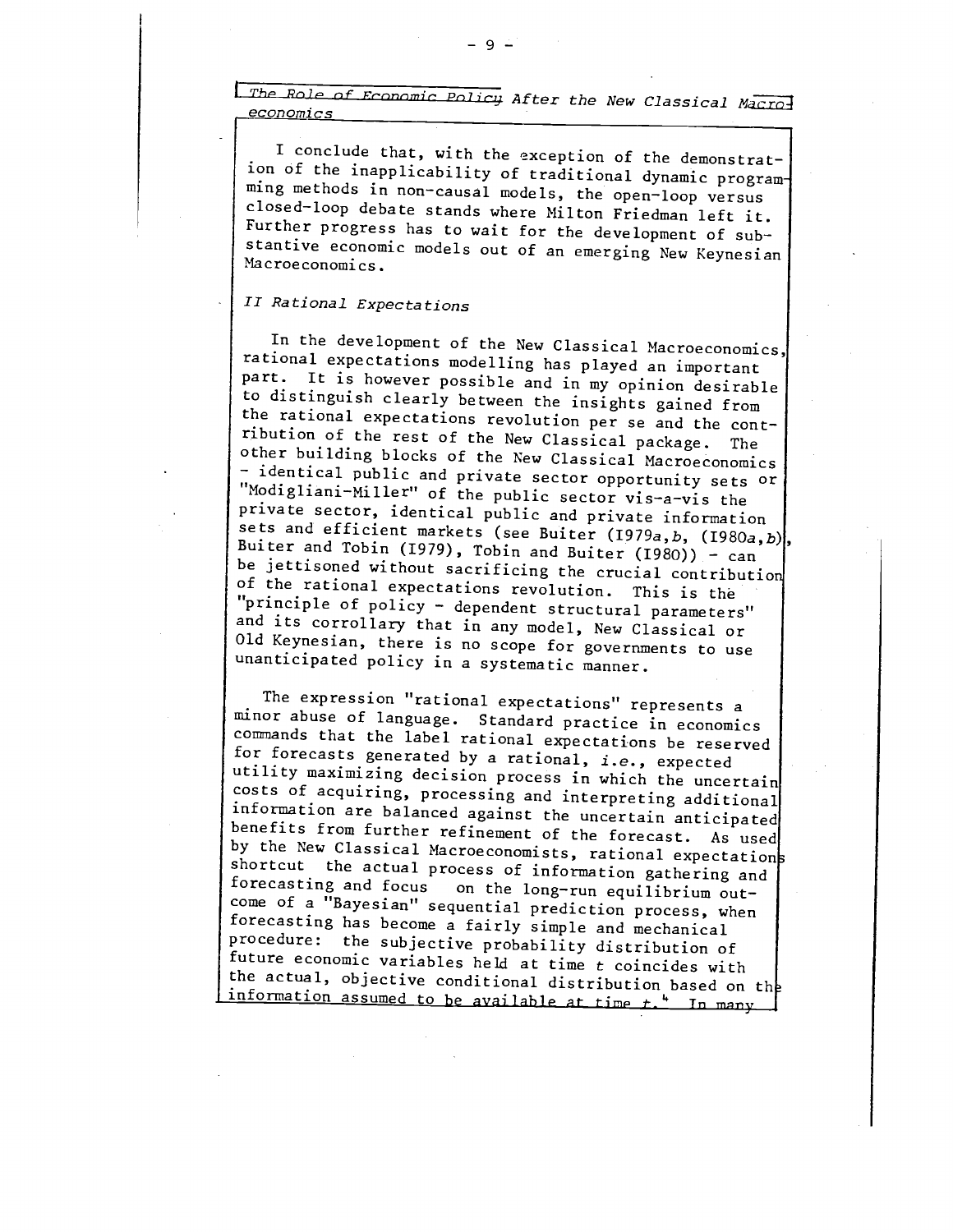I conclude that, with the exception of the demonstration of the inapplicability of traditional dynamic programming methods in non-causal models, the open-loop versus closed-loop debate stands where Milton Friedman left it. Further progress has to wait for the development of substantive economic models out of an emerging New Keynesian Macroeconomics.

## *II Rational Expectations*

In the development of the New Classical Macroeconomics, rational expectations modelling has played an important part. It is however possible and in my opinion desirable to distinguish clearly between the insights gained from the rational expectations revolution per se and the contribution of the rest of the New Classical package. The other building blocks of the New Classical Macroeconomics - identical public and private sector opportunity sets or "Modigliani-Miller" of the public sector vis-a-vis the private sector, identical public and private information sets and efficient markets (see Buiter (1979*a*,*b*, (1980*a*,*b*), Buiter and Tobin (1979), Tobin and Buiter (1980)) - can be jettisoned without sacrificing the crucial contribution of the rational expectations revolution. This is the "principle of policy - dependent structural parameters" and its corrollary that in any model, New Classical or Old Keynesian, there is no scope for governments to use unanticipated policy in a systematic manner.

The expression "rational expectations" represents a minor abuse of language. Standard practice in economics commands that the label rational expectations be reserved for forecasts generated by a rational, *i.e.*, expected utility maximizing decision process in which the uncertain costs of acquiring, processing and interpreting additional information are balanced against the uncertain anticipated benefits from further refinement of the forecast. As used by the New Classical Macroeconomists, rational expectations shortcut the actual process of information gathering and forecasting and focus on the long-run equilibrium outcome of a "Bayesian" sequential prediction process, when forecasting has become a fairly simple and mechanical procedure: the subjective probability distribution of future economic variables held at time $t$ coincides with the actual, objective conditional distribution based on the information assumed to be available at time $t$.[4] In many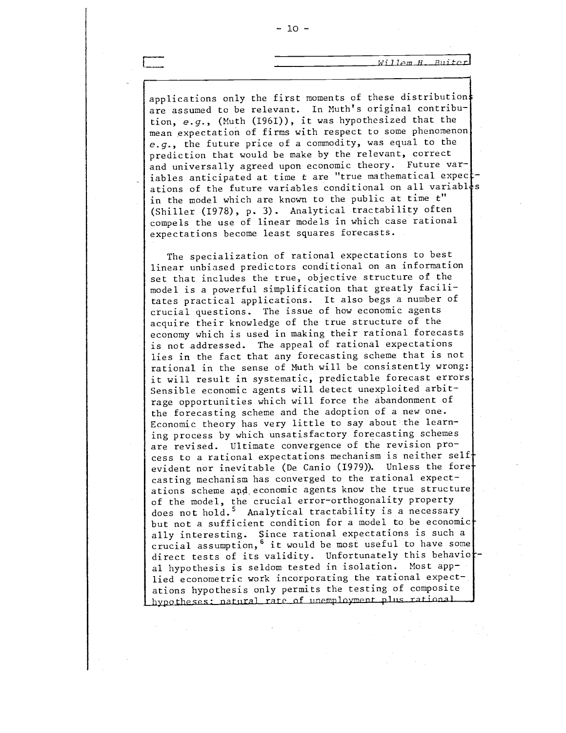applications only the first moments of these distributions are assumed to be relevant. In Muth's original contribution, *e.g.*, (Muth (1961)), it was hypothesized that the mean expectation of firms with respect to some phenomenon *e.g.*, the future price of a commodity, was equal to the prediction that would be make by the relevant, correct and universally agreed upon economic theory. Future variables anticipated at time *t* are "true mathematical expectations of the future variables conditional on all variables in the model which are known to the public at time *t*" (Shiller (1978), p. 3). Analytical tractability often compels the use of linear models in which case rational expectations become least squares forecasts.

The specialization of rational expectations to best linear unbiased predictors conditional on an information set that includes the true, objective structure of the model is a powerful simplification that greatly facilitates practical applications. It also begs a number of crucial questions. The issue of how economic agents acquire their knowledge of the true structure of the economy which is used in making their rational forecasts is not addressed. The appeal of rational expectations lies in the fact that any forecasting scheme that is not rational in the sense of Muth will be consistently wrong: it will result in systematic, predictable forecast errors. Sensible economic agents will detect unexploited arbitrage opportunities which will force the abandonment of the forecasting scheme and the adoption of a new one. Economic theory has very little to say about the learning process by which unsatisfactory forecasting schemes are revised. Ultimate convergence of the revision process to a rational expectations mechanism is neither self-evident nor inevitable (De Canio (1979)). Unless the forecasting mechanism has converged to the rational expectations scheme and economic agents know the true structure of the model, the crucial error-orthogonality property does not hold.[5] Analytical tractability is a necessary but not a sufficient condition for a model to be economically interesting. Since rational expectations is such a crucial assumption,[6] it would be most useful to have some direct tests of its validity. Unfortunately this behavioral hypothesis is seldom tested in isolation. Most applied econometric work incorporating the rational expectations hypothesis only permits the testing of composite hypotheses: natural rate of unemployment plus rational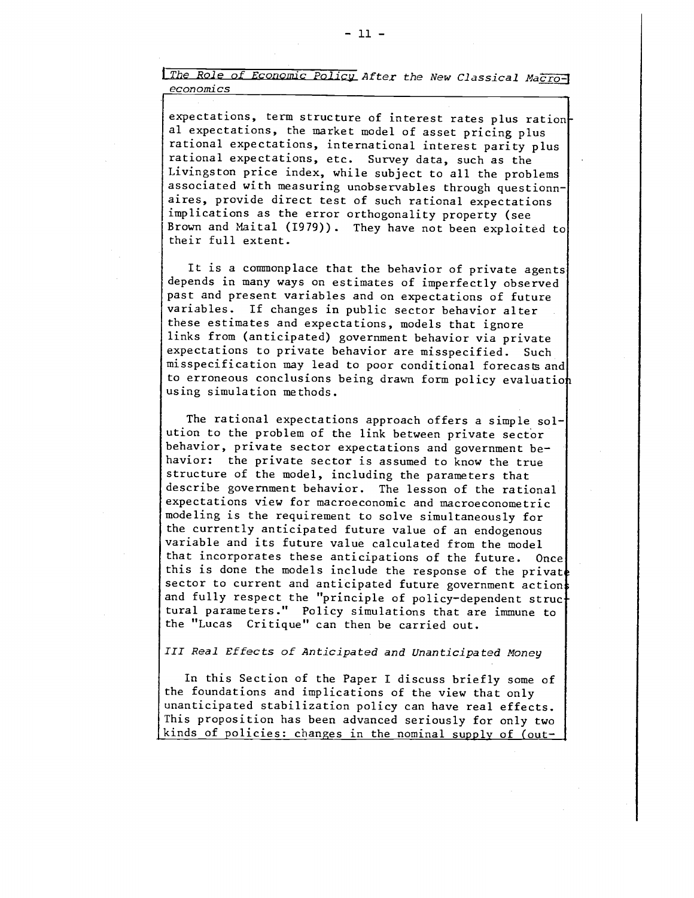expectations, term structure of interest rates plus rational expectations, the market model of asset pricing plus rational expectations, international interest parity plus rational expectations, etc. Survey data, such as the Livingston price index, while subject to all the problems associated with measuring unobservables through questionnaires, provide direct test of such rational expectations implications as the error orthogonality property (see Brown and Maital (1979)). They have not been exploited to their full extent.

It is a commonplace that the behavior of private agents depends in many ways on estimates of imperfectly observed past and present variables and on expectations of future variables. If changes in public sector behavior alter these estimates and expectations, models that ignore links from (anticipated) government behavior via private expectations to private behavior are misspecified. Such misspecification may lead to poor conditional forecasts and to erroneous conclusions being drawn form policy evaluation using simulation methods.

The rational expectations approach offers a simple solution to the problem of the link between private sector behavior, private sector expectations and government behavior: the private sector is assumed to know the true structure of the model, including the parameters that describe government behavior. The lesson of the rational expectations view for macroeconomic and macroeconometric modeling is the requirement to solve simultaneously for the currently anticipated future value of an endogenous variable and its future value calculated from the model that incorporates these anticipations of the future. Once this is done the models include the response of the private sector to current and anticipated future government actions and fully respect the "principle of policy-dependent structural parameters." Policy simulations that are immune to the "Lucas Critique" can then be carried out.

## *III Real Effects of Anticipated and Unanticipated Money*

In this Section of the Paper I discuss briefly some of the foundations and implications of the view that only unanticipated stabilization policy can have real effects. This proposition has been advanced seriously for only two kinds of policies: changes in the nominal supply of (out-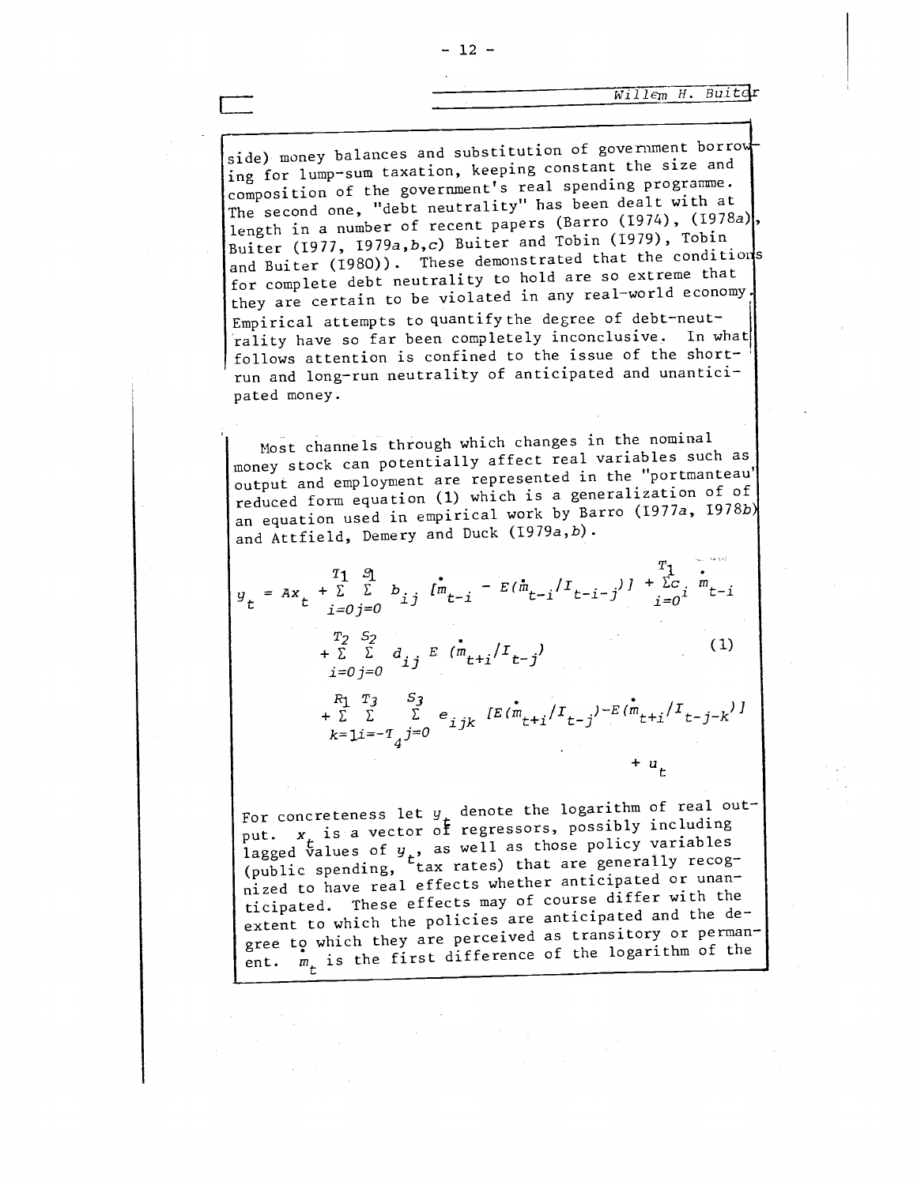side) money balances and substitution of government borrowing for lump-sum taxation, keeping constant the size and composition of the government's real spending programme. The second one, "debt neutrality" has been dealt with at length in a number of recent papers (Barro (1974), (1978*a*), Buiter (1977, 1979*a*,*b*,*c*) Buiter and Tobin (1979), Tobin and Buiter (1980)). These demonstrated that the conditions for complete debt neutrality to hold are so extreme that they are certain to be violated in any real-world economy. Empirical attempts to quantify the degree of debt-neutrality have so far been completely inconclusive. In what follows attention is confined to the issue of the short-run and long-run neutrality of anticipated and unanticipated money.

Most channels through which changes in the nominal money stock can potentially affect real variables such as output and employment are represented in the "portmanteau" reduced form equation (1) which is a generalization of of an equation used in empirical work by Barro (1977*a*, 1978*b*) and Attfield, Demery and Duck (1979*a*,*b*).

$$
\begin{aligned}
y_t = Ax_t &+ \sum_{i=0}^{T_1} \sum_{j=0}^{S_1} b_{ij} \left[\dot{m}_{t-i} - E(\dot{m}_{t-i}/I_{t-i-j})\right] + \sum_{i=0}^{T_1} c_i \dot{m}_{t-i} \\
&+ \sum_{i=0}^{T_2} \sum_{j=0}^{S_2} d_{ij} E(\dot{m}_{t+i}/I_{t-j}) \qquad (1) \\
&+ \sum_{k=1}^{R_1} \sum_{i=-T_4}^{T_3} \sum_{j=0}^{S_3} e_{ijk} \left[E(\dot{m}_{t+i}/I_{t-j}) - E(\dot{m}_{t+i}/I_{t-j-k})\right] \\
&+ u_t
\end{aligned}
$$

For concreteness let $y_t$ denote the logarithm of real output. $x_t$ is a vector of regressors, possibly including lagged values of $y_t$, as well as those policy variables (public spending, tax rates) that are generally recognized to have real effects whether anticipated or unanticipated. These effects may of course differ with the extent to which the policies are anticipated and the degree to which they are perceived as transitory or permanent. $\dot{m}_t$ is the first difference of the logarithm of the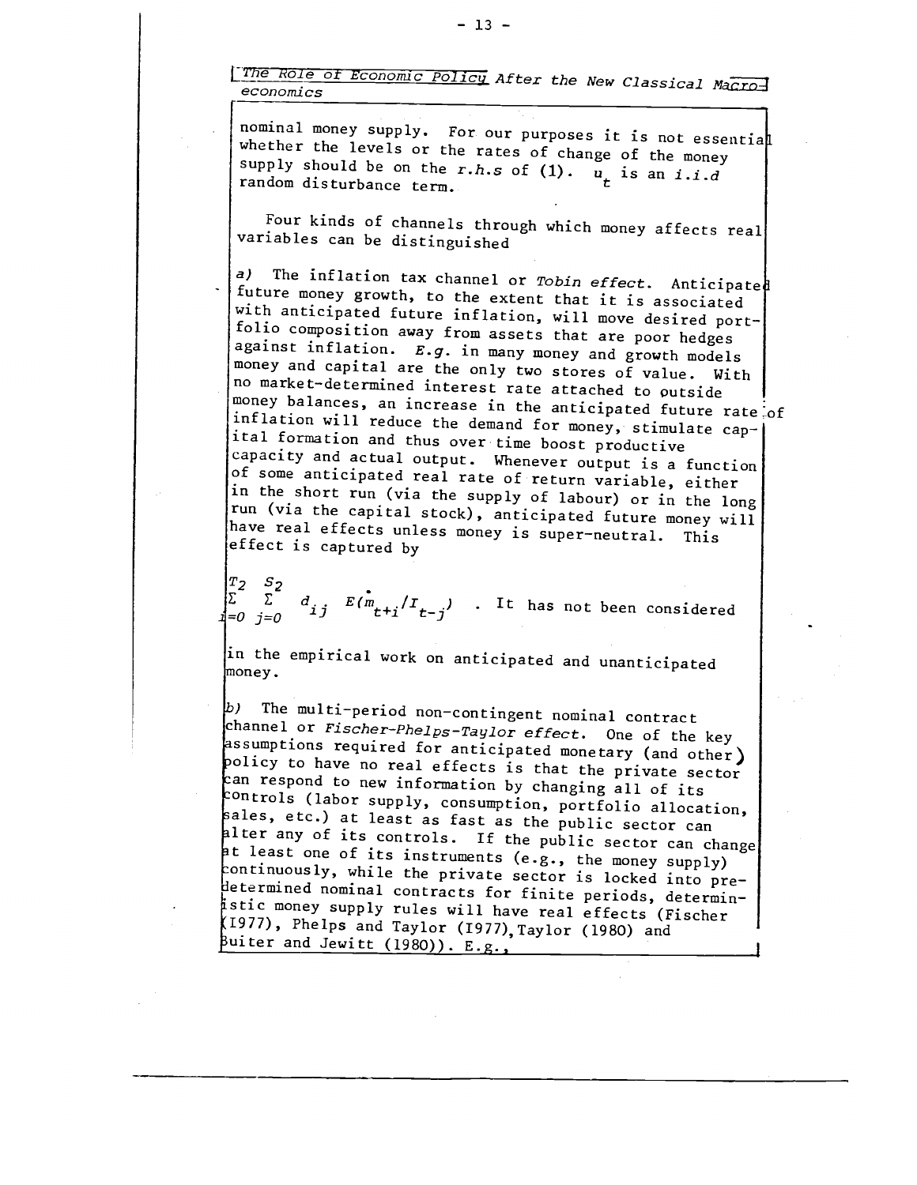nominal money supply. For our purposes it is not essential whether the levels or the rates of change of the money supply should be on the *r.h.s* of (1). $u_t$ is an *i.i.d* random disturbance term.

Four kinds of channels through which money affects real variables can be distinguished

*a)* The inflation tax channel or *Tobin effect*. Anticipated future money growth, to the extent that it is associated with anticipated future inflation, will move desired portfolio composition away from assets that are poor hedges against inflation. *E.g.* in many money and growth models money and capital are the only two stores of value. With no market-determined interest rate attached to outside money balances, an increase in the anticipated future rate of inflation will reduce the demand for money, stimulate capital formation and thus over time boost productive capacity and actual output. Whenever output is a function of some anticipated real rate of return variable, either in the short run (via the supply of labour) or in the long run (via the capital stock), anticipated future money will have real effects unless money is super-neutral. This effect is captured by

$\sum_{i=0}^{T_2} \sum_{j=0}^{S_2} d_{ij} \; E(\dot{m}_{t+i}/I_{t-j})$ . It has not been considered in the empirical work on anticipated and unanticipated money.

*b)* The multi-period non-contingent nominal contract channel or *Fischer-Phelps-Taylor effect*. One of the key assumptions required for anticipated monetary (and other) policy to have no real effects is that the private sector can respond to new information by changing all of its controls (labor supply, consumption, portfolio allocation, sales, etc.) at least as fast as the public sector can alter any of its controls. If the public sector can change at least one of its instruments (e.g., the money supply) continuously, while the private sector is locked into predetermined nominal contracts for finite periods, deterministic money supply rules will have real effects (Fischer (1977), Phelps and Taylor (1977), Taylor (1980) and Buiter and Jewitt (1980)). E.g.,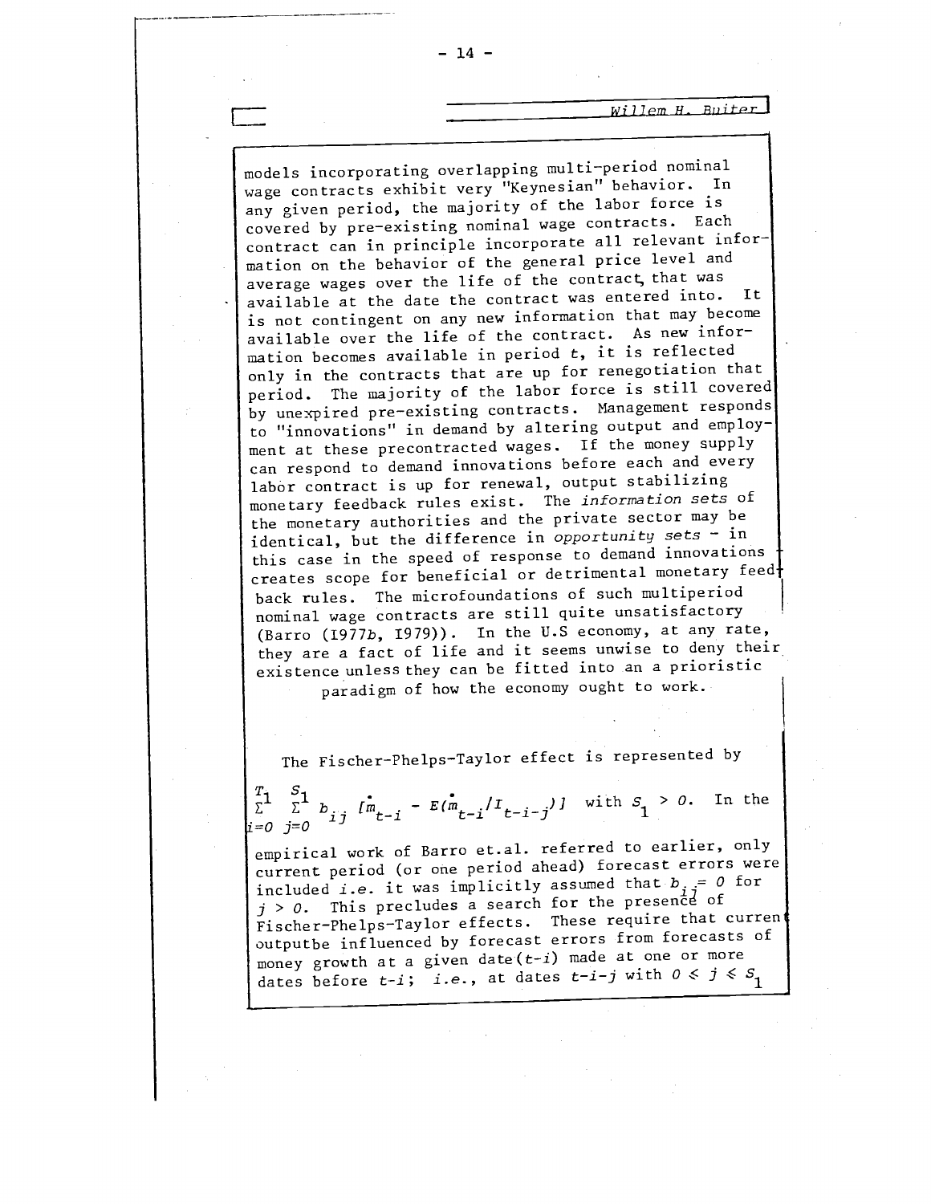models incorporating overlapping multi-period nominal wage contracts exhibit very "Keynesian" behavior. In any given period, the majority of the labor force is covered by pre-existing nominal wage contracts. Each contract can in principle incorporate all relevant information on the behavior of the general price level and average wages over the life of the contract, that was available at the date the contract was entered into. It is not contingent on any new information that may become available over the life of the contract. As new information becomes available in period $t$, it is reflected only in the contracts that are up for renegotiation that period. The majority of the labor force is still covered by unexpired pre-existing contracts. Management responds to "innovations" in demand by altering output and employment at these precontracted wages. If the money supply can respond to demand innovations before each and every labor contract is up for renewal, output stabilizing monetary feedback rules exist. The *information sets* of the monetary authorities and the private sector may be identical, but the difference in *opportunity sets* - in this case in the speed of response to demand innovations creates scope for beneficial or detrimental monetary feedback rules. The microfoundations of such multiperiod nominal wage contracts are still quite unsatisfactory (Barro (1977*b*, 1979)). In the U.S economy, at any rate, they are a fact of life and it seems unwise to deny their existence unless they can be fitted into an a prioristic paradigm of how the economy ought to work.

The Fischer-Phelps-Taylor effect is represented by $\sum_{i=0}^{T_1} \sum_{j=0}^{S_1} b_{ij} [\dot{m}_{t-i} - E(\dot{m}_{t-i}/I_{t-i-j})]$ with $S_1 > 0$. In the empirical work of Barro et.al. referred to earlier, only current period (or one period ahead) forecast errors were included *i.e.* it was implicitly assumed that $b_{ij} = 0$ for $j > 0$. This precludes a search for the presence of Fischer-Phelps-Taylor effects. These require that current output be influenced by forecast errors from forecasts of money growth at a given date $(t-i)$ made at one or more dates before $t-i$; *i.e.*, at dates $t-i-j$ with $0 \leqslant j \leqslant S_1$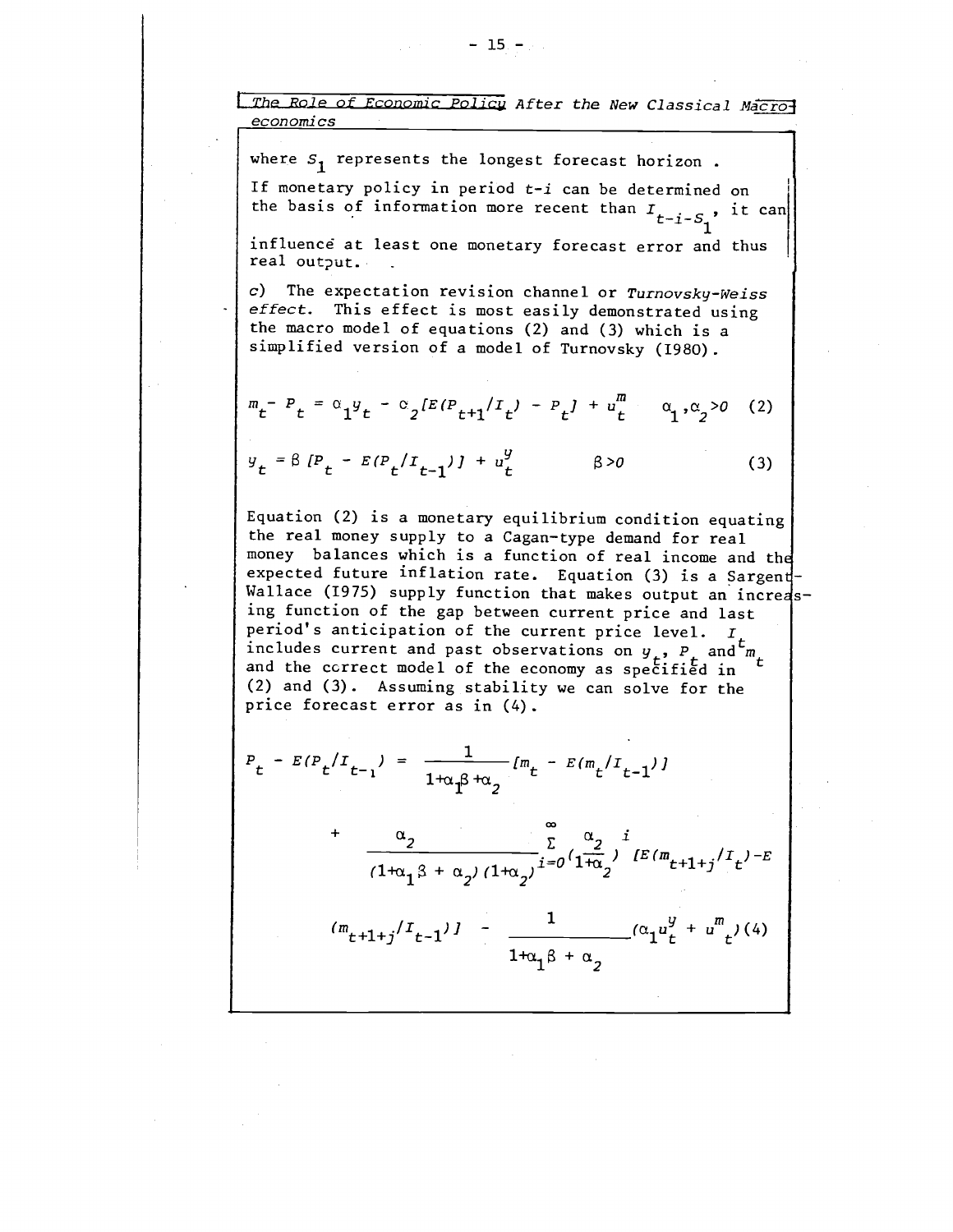where $S_1$ represents the longest forecast horizon.

If monetary policy in period $t-i$ can be determined on the basis of information more recent than $I_{t-i-S_1}$, it can influence at least one monetary forecast error and thus real output.

c) The expectation revision channel or *Turnovsky-Weiss effect*. This effect is most easily demonstrated using the macro model of equations (2) and (3) which is a simplified version of a model of Turnovsky (1980).

$$m_t - P_t = \alpha_1 y_t - \alpha_2 [E(P_{t+1}/I_t) - P_t] + u_t^m \qquad \alpha_1, \alpha_2 > 0 \quad (2)$$

$$y_t = \beta [P_t - E(P_t/I_{t-1})] + u_t^y \qquad \beta > 0 \quad (3)$$

Equation (2) is a monetary equilibrium condition equating the real money supply to a Cagan-type demand for real money balances which is a function of real income and the expected future inflation rate. Equation (3) is a Sargent-Wallace (1975) supply function that makes output an increasing function of the gap between current price and last period's anticipation of the current price level. $I_t$ includes current and past observations on $y_t$, $P_t$ and $m_t$ and the correct model of the economy as specified in (2) and (3). Assuming stability we can solve for the price forecast error as in (4).

$$P_t - E(P_t/I_{t-1}) = \frac{1}{1+\alpha_1\beta+\alpha_2}[m_t - E(m_t/I_{t-1})]$$

$$+ \frac{\alpha_2}{(1+\alpha_1\beta+\alpha_2)(1+\alpha_2)} \sum_{i=0}^{\infty} \left(\frac{\alpha_2}{1+\alpha_2}\right)^i [E(m_{t+1+j}/I_t) - E$$

$$(m_{t+1+j}/I_{t-1})] - \frac{1}{1+\alpha_1\beta+\alpha_2}(\alpha_1 u_t^y + u_t^m) \quad (4)$$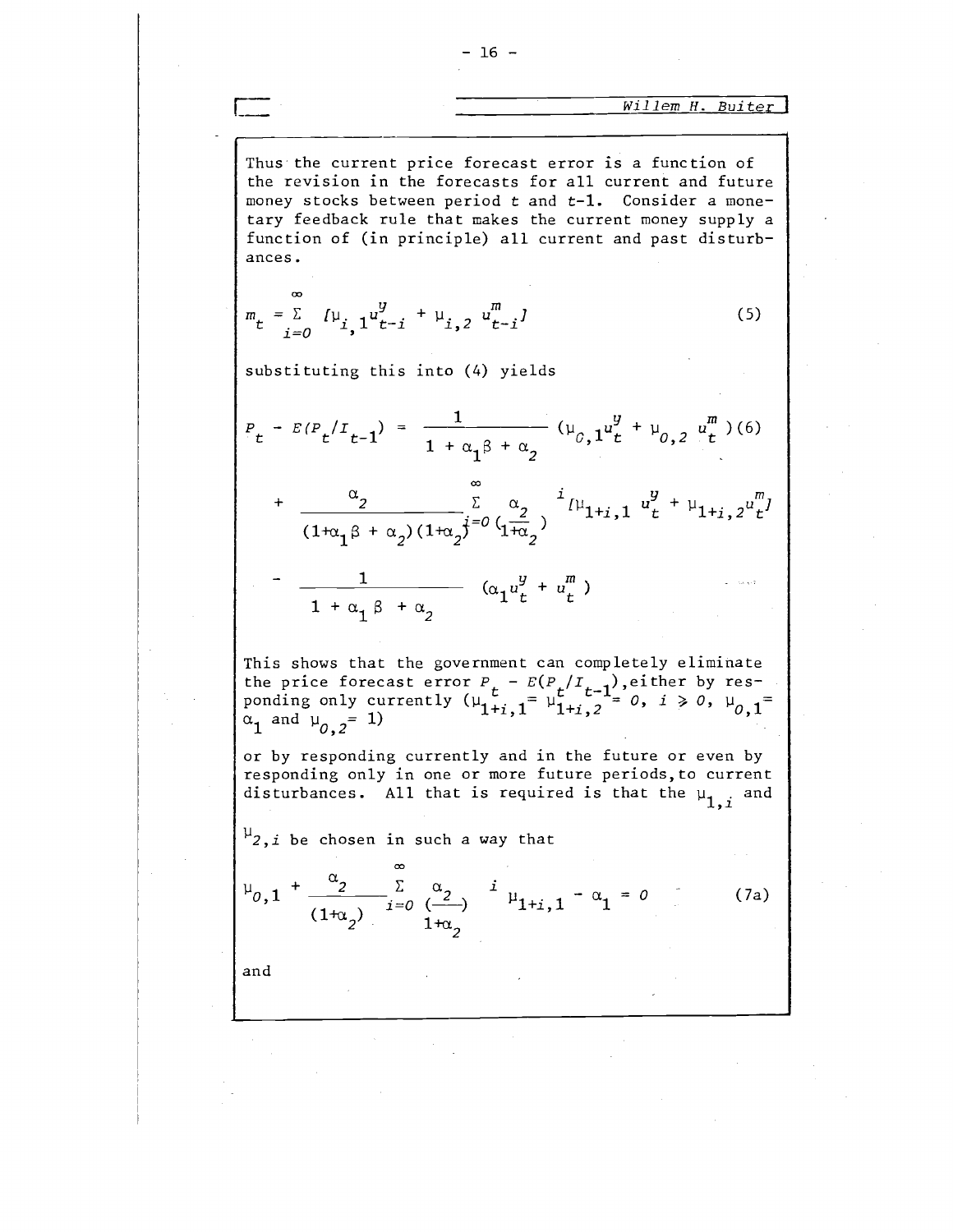Thus the current price forecast error is a function of the revision in the forecasts for all current and future money stocks between period $t$ and $t-1$. Consider a monetary feedback rule that makes the current money supply a function of (in principle) all current and past disturbances.

$$m_t = \sum_{i=0}^{\infty} [\mu_{i,1} u^y_{t-i} + \mu_{i,2} u^m_{t-i}] \tag{5}$$

substituting this into (4) yields

$$p_t - E(p_t/I_{t-1}) = \frac{1}{1+\alpha_1\beta+\alpha_2}(\mu_{0,1}u^y_t + \mu_{0,2}u^m_t) \tag{6}$$

$$+ \frac{\alpha_2}{(1+\alpha_1\beta+\alpha_2)(1+\alpha_2)} \sum_{i=0}^{\infty} \left(\frac{\alpha_2}{1+\alpha_2}\right)^i [\mu_{1+i,1}u^y_t + \mu_{1+i,2}u^m_t]$$

$$- \frac{1}{1+\alpha_1\beta+\alpha_2}(\alpha_1 u^y_t + u^m_t)$$

This shows that the government can completely eliminate the price forecast error $p_t - E(p_t/I_{t-1})$, either by responding only currently ($\mu_{1+i,1} = \mu_{1+i,2} = 0$, $i \geqslant 0$, $\mu_{0,1} = \alpha_1$ and $\mu_{0,2} = 1$)

or by responding currently and in the future or even by responding only in one or more future periods, to current disturbances. All that is required is that the $\mu_{1,i}$ and $\mu_{2,i}$ be chosen in such a way that

$$\mu_{0,1} + \frac{\alpha_2}{(1+\alpha_2)} \sum_{i=0}^{\infty} \left(\frac{\alpha_2}{1+\alpha_2}\right)^i \mu_{1+i,1} - \alpha_1 = 0 \tag{7a}$$

and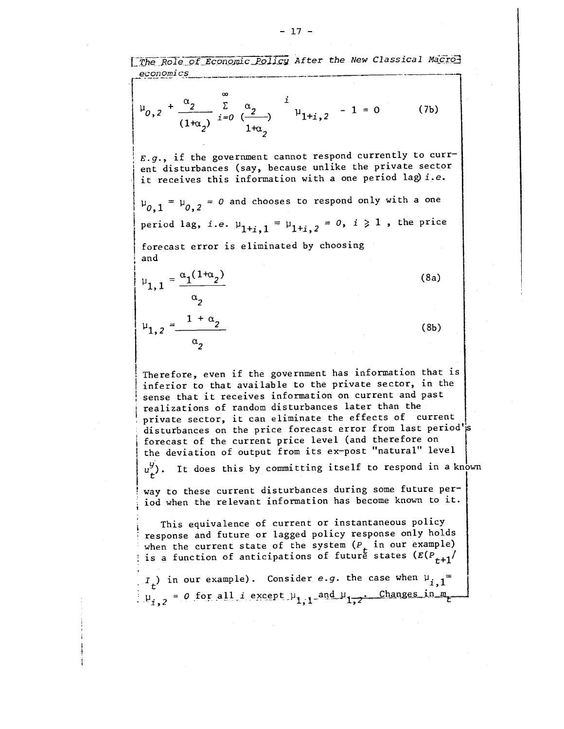$$\mu_{0,2} + \frac{\alpha_2}{(1+\alpha_2)} \sum_{i=0}^{\infty} \left(\frac{\alpha_2}{1+\alpha_2}\right)^i \mu_{1+i,2} - 1 = 0 \qquad \text{(7b)}$$

*E.g.*, if the government cannot respond currently to current disturbances (say, because unlike the private sector it receives this information with a one period lag) *i.e.*

$\mu_{0,1} = \mu_{0,2} = 0$ and chooses to respond only with a one period lag, *i.e.* $\mu_{1+i,1} = \mu_{1+i,2} = 0,\ i \geq 1$, the price forecast error is eliminated by choosing and

$$\mu_{1,1} = \frac{\alpha_1(1+\alpha_2)}{\alpha_2} \qquad \text{(8a)}$$

$$\mu_{1,2} = \frac{1+\alpha_2}{\alpha_2} \qquad \text{(8b)}$$

Therefore, even if the government has information that is inferior to that available to the private sector, in the sense that it receives information on current and past realizations of random disturbances later than the private sector, it can eliminate the effects of current disturbances on the price forecast error from last period's forecast of the current price level (and therefore on the deviation of output from its ex-post "natural" level $u_t^y$). It does this by committing itself to respond in a known way to these current disturbances during some future period when the relevant information has become known to it.

This equivalence of current or instantaneous policy response and future or lagged policy response only holds when the current state of the system ($P_t$ in our example) is a function of anticipations of future states ($E(P_{t+1}/I_t)$ in our example). Consider *e.g.* the case when $\mu_{i,1} = \mu_{i,2} = 0$ for all $i$ except $\mu_{1,1}$ and $\mu_{1,2}$. Changes in $m_t$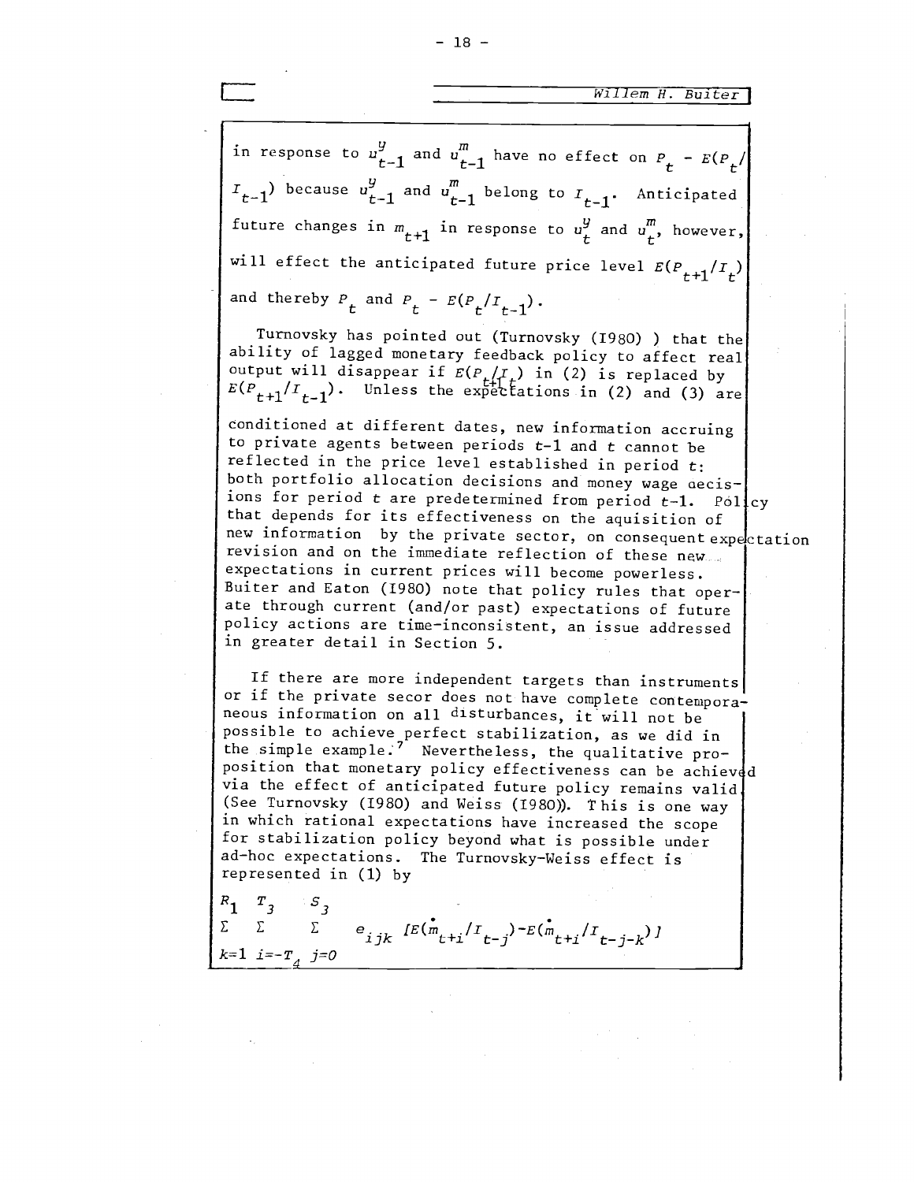in response to $u^y_{t-1}$ and $u^m_{t-1}$ have no effect on $P_t - E(P_t/I_{t-1})$ because $u^y_{t-1}$ and $u^m_{t-1}$ belong to $I_{t-1}$. Anticipated future changes in $m_{t+1}$ in response to $u^y_t$ and $u^m_t$, however, will effect the anticipated future price level $E(P_{t+1}/I_t)$ and thereby $P_t$ and $P_t - E(P_t/I_{t-1})$.

Turnovsky has pointed out (Turnovsky (1980) ) that the ability of lagged monetary feedback policy to affect real output will disappear if $E(P_{t+1}/I_t)$ in (2) is replaced by $E(P_{t+1}/I_{t-1})$. Unless the expectations in (2) and (3) are conditioned at different dates, new information accruing to private agents between periods $t-1$ and $t$ cannot be reflected in the price level established in period $t$: both portfolio allocation decisions and money wage decisions for period $t$ are predetermined from period $t-1$. Policy that depends for its effectiveness on the aquisition of new information by the private sector, on consequent expectation revision and on the immediate reflection of these new expectations in current prices will become powerless. Buiter and Eaton (1980) note that policy rules that operate through current (and/or past) expectations of future policy actions are time-inconsistent, an issue addressed in greater detail in Section 5.

If there are more independent targets than instruments or if the private secor does not have complete contemporaneous information on all disturbances, it will not be possible to achieve perfect stabilization, as we did in the simple example.[7] Nevertheless, the qualitative proposition that monetary policy effectiveness can be achieved via the effect of anticipated future policy remains valid (See Turnovsky (1980) and Weiss (1980)). This is one way in which rational expectations have increased the scope for stabilization policy beyond what is possible under ad-hoc expectations. The Turnovsky-Weiss effect is represented in (1) by

$$\sum_{k=1}^{R_1} \sum_{i=-T_4}^{T_3} \sum_{j=0}^{S_3} e_{ijk} \left[E(\dot{m}_{t+i}/I_{t-j}) - E(\dot{m}_{t+i}/I_{t-j-k})\right]$$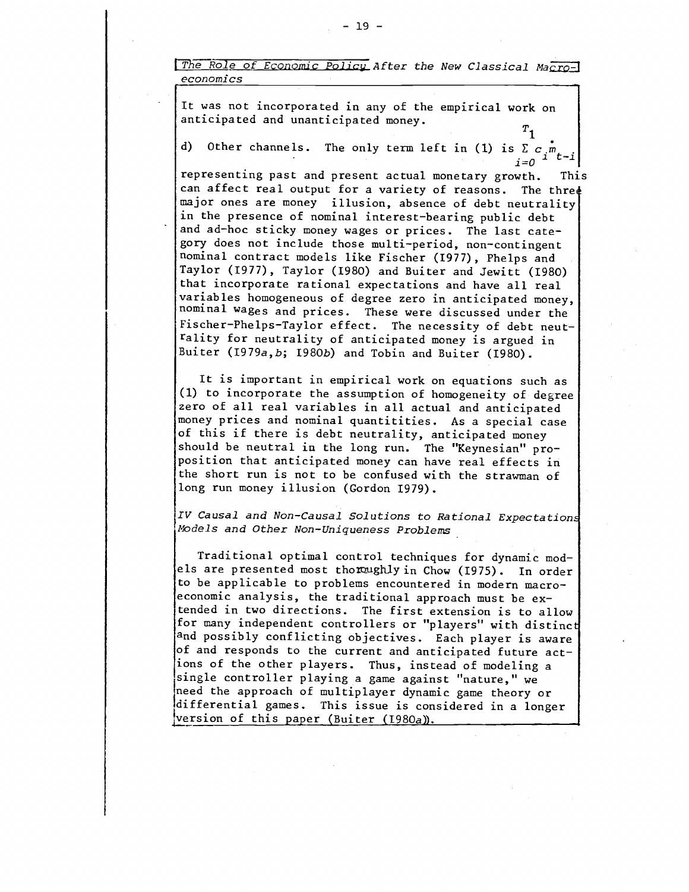It was not incorporated in any of the empirical work on anticipated and unanticipated money.

d) Other channels. The only term left in (1) is $\sum_{i=0}^{T_1} c_i \dot{m}_{t-i}$ representing past and present actual monetary growth. This can affect real output for a variety of reasons. The three major ones are money illusion, absence of debt neutrality in the presence of nominal interest-bearing public debt and ad-hoc sticky money wages or prices. The last category does not include those multi-period, non-contingent nominal contract models like Fischer (1977), Phelps and Taylor (1977), Taylor (1980) and Buiter and Jewitt (1980) that incorporate rational expectations and have all real variables homogeneous of degree zero in anticipated money, nominal wages and prices. These were discussed under the Fischer-Phelps-Taylor effect. The necessity of debt neutrality for neutrality of anticipated money is argued in Buiter (1979*a*,*b*; 1980*b*) and Tobin and Buiter (1980).

It is important in empirical work on equations such as (1) to incorporate the assumption of homogeneity of degree zero of all real variables in all actual and anticipated money prices and nominal quantities. As a special case of this if there is debt neutrality, anticipated money should be neutral in the long run. The "Keynesian" proposition that anticipated money can have real effects in the short run is not to be confused with the strawman of long run money illusion (Gordon 1979).

## *IV Causal and Non-Causal Solutions to Rational Expectations Models and Other Non-Uniqueness Problems*

Traditional optimal control techniques for dynamic models are presented most thoroughly in Chow (1975). In order to be applicable to problems encountered in modern macroeconomic analysis, the traditional approach must be extended in two directions. The first extension is to allow for many independent controllers or "players" with distinct and possibly conflicting objectives. Each player is aware of and responds to the current and anticipated future actions of the other players. Thus, instead of modeling a single controller playing a game against "nature," we need the approach of multiplayer dynamic game theory or differential games. This issue is considered in a longer version of this paper (Buiter (1980*a*)).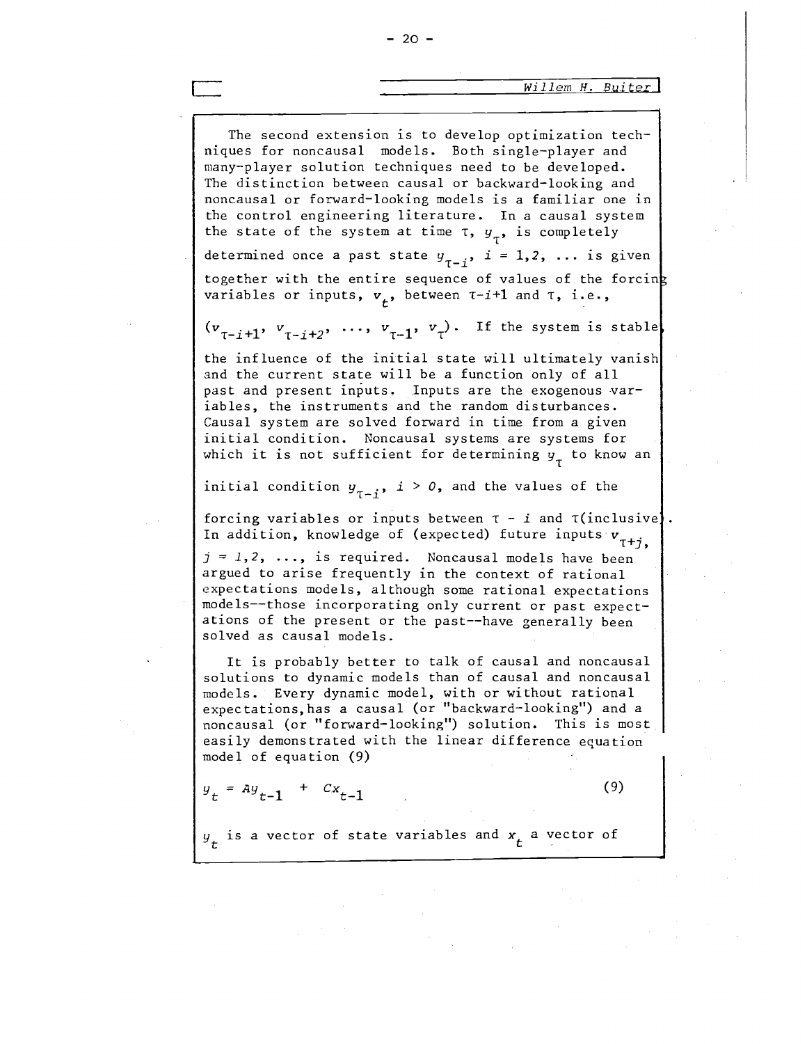The second extension is to develop optimization techniques for noncausal models. Both single-player and many-player solution techniques need to be developed. The distinction between causal or backward-looking and noncausal or forward-looking models is a familiar one in the control engineering literature. In a causal system the state of the system at time $\tau$, $y_\tau$, is completely determined once a past state $y_{\tau-i}$, $i = 1,2, \ldots$ is given together with the entire sequence of values of the forcing variables or inputs, $v_t$, between $\tau-i+1$ and $\tau$, i.e., $(v_{\tau-i+1}, v_{\tau-i+2}, \ldots, v_{\tau-1}, v_\tau)$. If the system is stable, the influence of the initial state will ultimately vanish and the current state will be a function only of all past and present inputs. Inputs are the exogenous variables, the instruments and the random disturbances. Causal system are solved forward in time from a given initial condition. Noncausal systems are systems for which it is not sufficient for determining $y_\tau$ to know an initial condition $y_{\tau-i}$, $i > 0$, and the values of the forcing variables or inputs between $\tau - i$ and $\tau$(inclusive). In addition, knowledge of (expected) future inputs $v_{\tau+j}$, $j = 1,2, \ldots$, is required. Noncausal models have been argued to arise frequently in the context of rational expectations models, although some rational expectations models--those incorporating only current or past expectations of the present or the past--have generally been solved as causal models.

It is probably better to talk of causal and noncausal solutions to dynamic models than of causal and noncausal models. Every dynamic model, with or without rational expectations, has a causal (or "backward-looking") and a noncausal (or "forward-looking") solution. This is most easily demonstrated with the linear difference equation model of equation (9)

$$y_t = Ay_{t-1} + Cx_{t-1} \tag{9}$$

$y_t$ is a vector of state variables and $x_t$ a vector of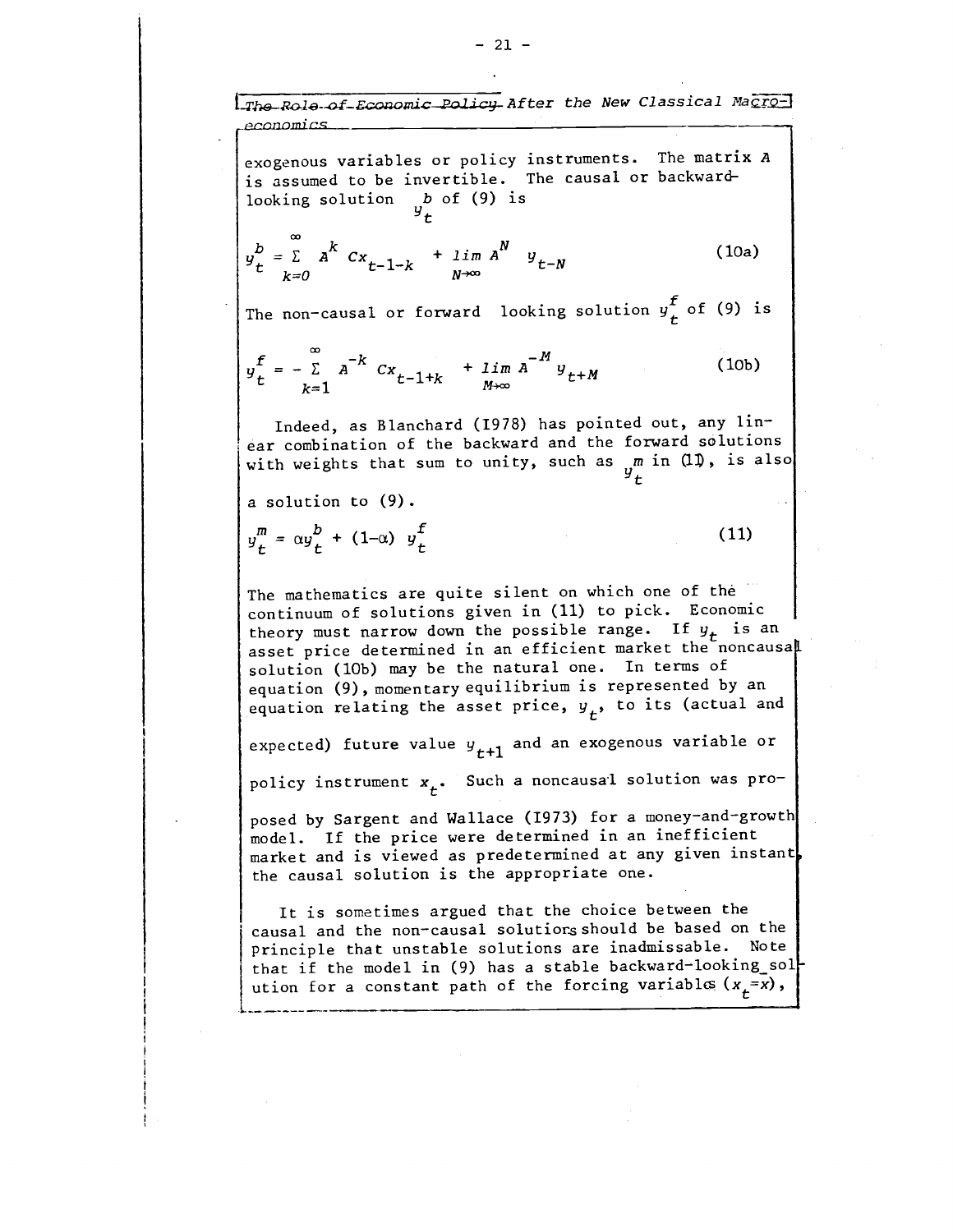exogenous variables or policy instruments. The matrix $A$ is assumed to be invertible. The causal or backward-looking solution $y_t^b$ of (9) is

$$y_t^b = \sum_{k=0}^{\infty} A^k Cx_{t-1-k} + \lim_{N\to\infty} A^N y_{t-N} \tag{10a}$$

The non-causal or forward looking solution $y_t^f$ of (9) is

$$y_t^f = -\sum_{k=1}^{\infty} A^{-k} Cx_{t-1+k} + \lim_{M\to\infty} A^{-M} y_{t+M} \tag{10b}$$

Indeed, as Blanchard (1978) has pointed out, any linear combination of the backward and the forward solutions with weights that sum to unity, such as $y_t^m$ in (11), is also a solution to (9).

$$y_t^m = \alpha y_t^b + (1-\alpha)\, y_t^f \tag{11}$$

The mathematics are quite silent on which one of the continuum of solutions given in (11) to pick. Economic theory must narrow down the possible range. If $y_t$ is an asset price determined in an efficient market the noncausal solution (10b) may be the natural one. In terms of equation (9), momentary equilibrium is represented by an equation relating the asset price, $y_t$, to its (actual and expected) future value $y_{t+1}$ and an exogenous variable or policy instrument $x_t$. Such a noncausal solution was proposed by Sargent and Wallace (1973) for a money-and-growth model. If the price were determined in an inefficient market and is viewed as predetermined at any given instant, the causal solution is the appropriate one.

It is sometimes argued that the choice between the causal and the non-causal solutions should be based on the principle that unstable solutions are inadmissable. Note that if the model in (9) has a stable backward-looking solution for a constant path of the forcing variables ($x_t = x$),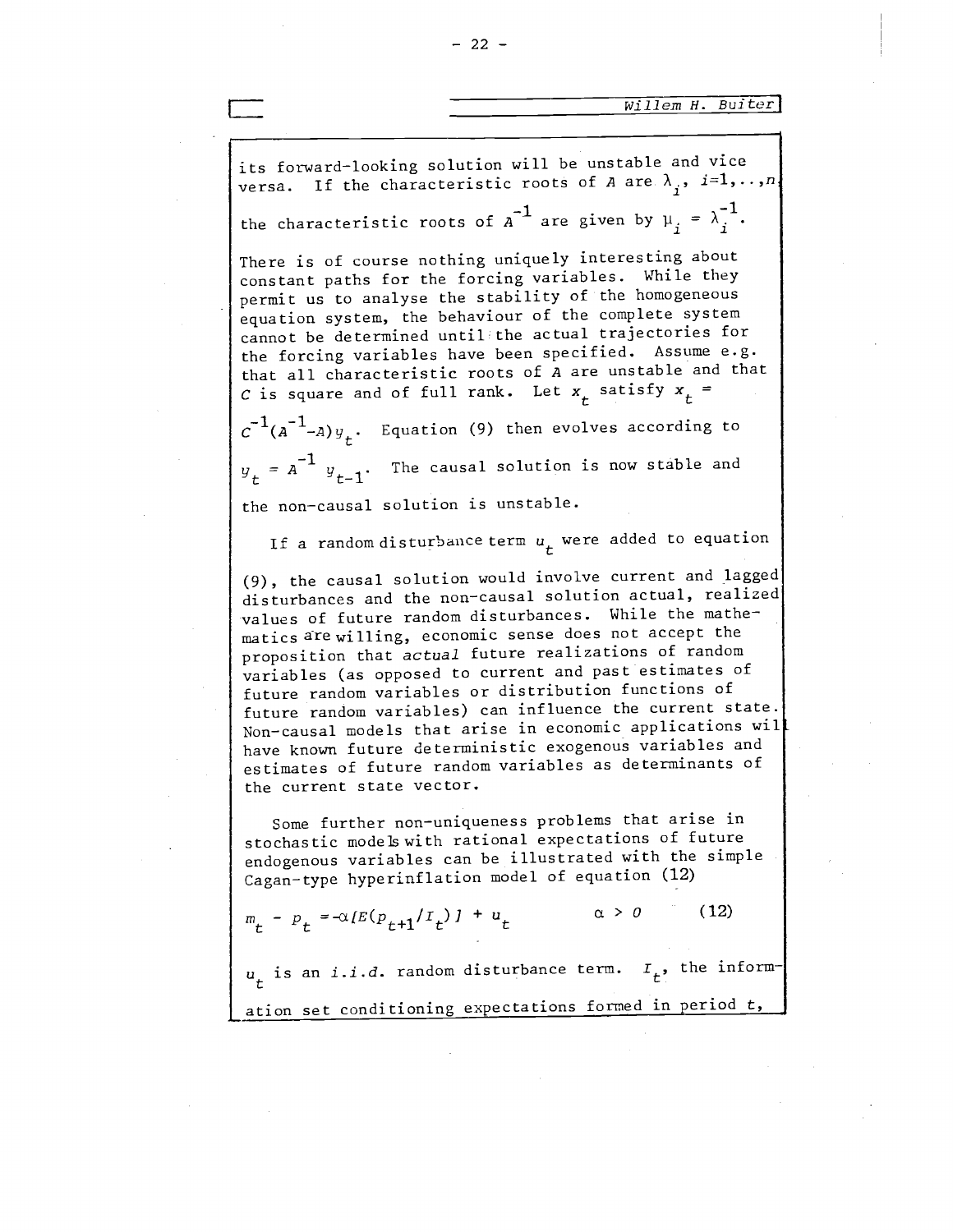its forward-looking solution will be unstable and vice versa. If the characteristic roots of $A$ are $\lambda_i$, $i=1,..,n$ the characteristic roots of $A^{-1}$ are given by $\mu_i = \lambda_i^{-1}$.

There is of course nothing uniquely interesting about constant paths for the forcing variables. While they permit us to analyse the stability of the homogeneous equation system, the behaviour of the complete system cannot be determined until the actual trajectories for the forcing variables have been specified. Assume e.g. that all characteristic roots of $A$ are unstable and that $C$ is square and of full rank. Let $x_t$ satisfy $x_t = C^{-1}(A^{-1}-A)y_t$. Equation (9) then evolves according to $y_t = A^{-1} y_{t-1}$. The causal solution is now stable and the non-causal solution is unstable.

If a random disturbance term $u_t$ were added to equation (9), the causal solution would involve current and lagged disturbances and the non-causal solution actual, realized values of future random disturbances. While the mathematics are willing, economic sense does not accept the proposition that *actual* future realizations of random variables (as opposed to current and past estimates of future random variables or distribution functions of future random variables) can influence the current state. Non-causal models that arise in economic applications will have known future deterministic exogenous variables and estimates of future random variables as determinants of the current state vector.

Some further non-uniqueness problems that arise in stochastic models with rational expectations of future endogenous variables can be illustrated with the simple Cagan-type hyperinflation model of equation (12)

$$m_t - p_t = -\alpha[E(p_{t+1}/I_t)] + u_t \qquad \alpha > 0 \qquad (12)$$

$u_t$ is an *i.i.d.* random disturbance term. $I_t$, the information set conditioning expectations formed in period $t$,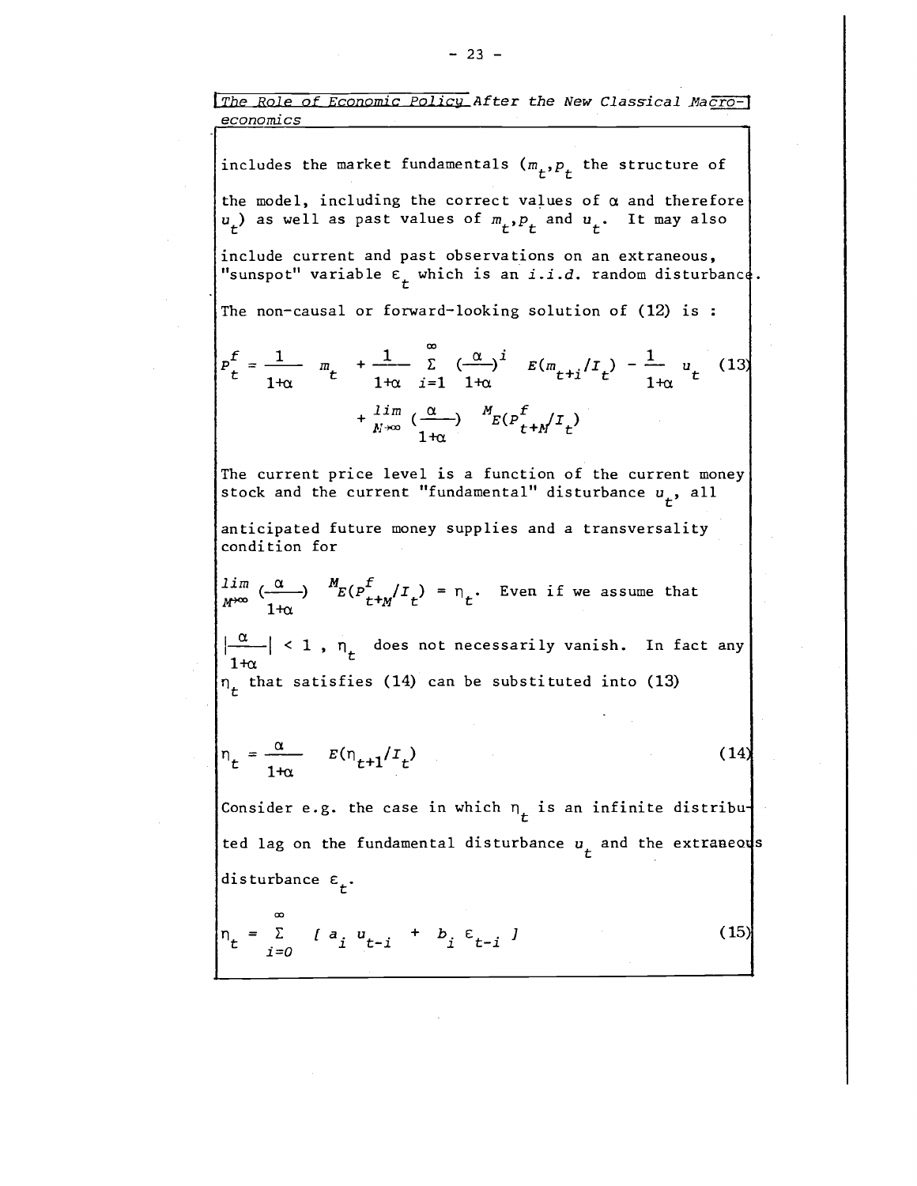includes the market fundamentals ($m_t, p_t$ the structure of the model, including the correct values of $\alpha$ and therefore $u_t$) as well as past values of $m_t, p_t$ and $u_t$. It may also include current and past observations on an extraneous, "sunspot" variable $\varepsilon_t$ which is an *i.i.d.* random disturbance.

The non-causal or forward-looking solution of (12) is :

$$p_t^f = \frac{1}{1+\alpha} m_t + \frac{1}{1+\alpha} \sum_{i=1}^{\infty} \left(\frac{\alpha}{1+\alpha}\right)^i E(m_{t+i}/I_t) - \frac{1}{1+\alpha} u_t + \lim_{M\to\infty} \left(\frac{\alpha}{1+\alpha}\right)^M E(p_{t+M}^f/I_t) \quad (13)$$

The current price level is a function of the current money stock and the current "fundamental" disturbance $u_t$, all anticipated future money supplies and a transversality condition for

$\lim_{M\to\infty} \left(\frac{\alpha}{1+\alpha}\right)^M E(p_{t+M}^f/I_t) = \eta_t$. Even if we assume that $\left|\frac{\alpha}{1+\alpha}\right| < 1$ , $\eta_t$ does not necessarily vanish. In fact any $\eta_t$ that satisfies (14) can be substituted into (13)

$$\eta_t = \frac{\alpha}{1+\alpha} E(\eta_{t+1}/I_t) \quad (14)$$

Consider e.g. the case in which $\eta_t$ is an infinite distributed lag on the fundamental disturbance $u_t$ and the extraneous disturbance $\varepsilon_t$.

$$\eta_t = \sum_{i=0}^{\infty} [\, a_i u_{t-i} + b_i \varepsilon_{t-i} \,] \quad (15)$$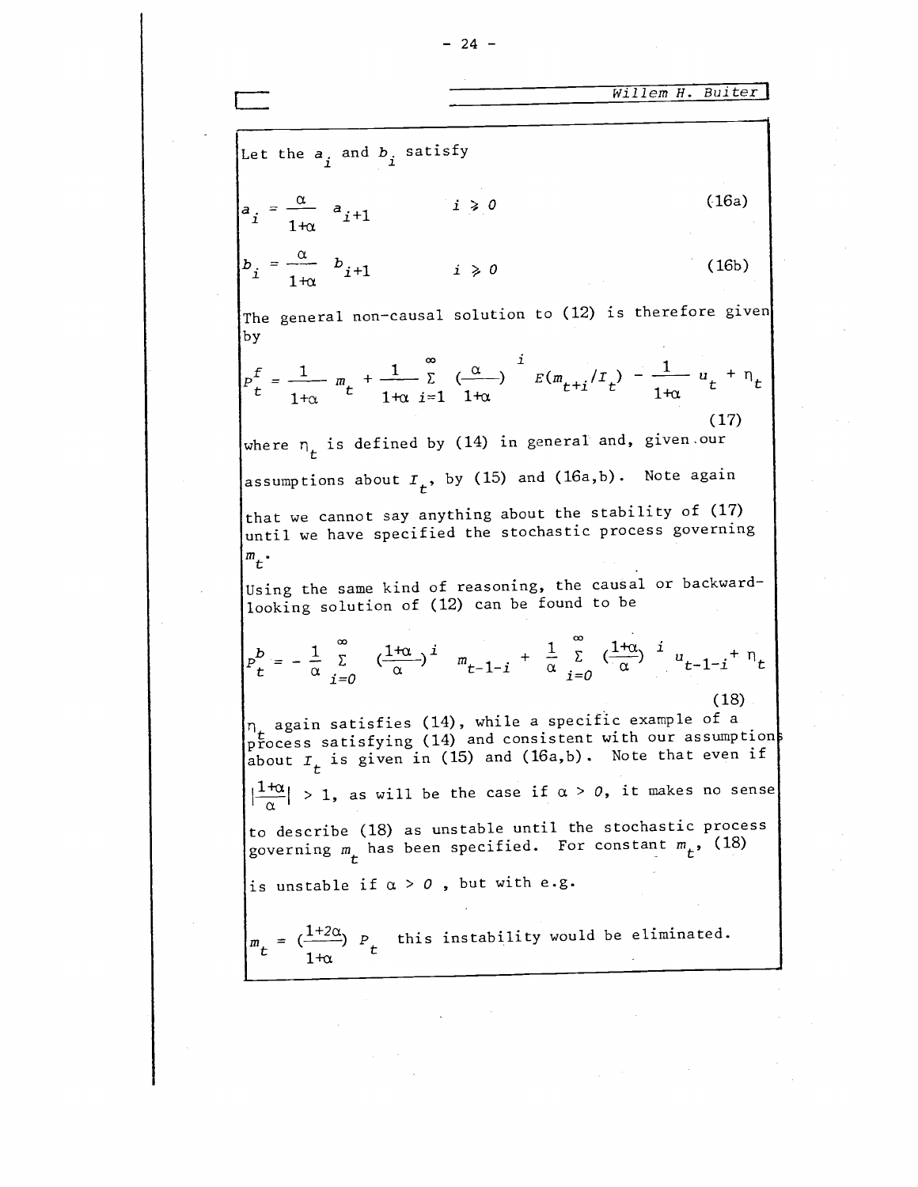Let the $a_i$ and $b_i$ satisfy

$$a_i = \frac{\alpha}{1+\alpha} a_{i+1} \qquad i \geq 0 \qquad \text{(16a)}$$

$$b_i = \frac{\alpha}{1+\alpha} b_{i+1} \qquad i \geq 0 \qquad \text{(16b)}$$

The general non-causal solution to (12) is therefore given by

$$p_t^f = \frac{1}{1+\alpha} m_t + \frac{1}{1+\alpha} \sum_{i=1}^{\infty} \left(\frac{\alpha}{1+\alpha}\right)^i E(m_{t+i}/I_t) - \frac{1}{1+\alpha} u_t + \eta_t \qquad (17)$$

where $\eta_t$ is defined by (14) in general and, given our assumptions about $I_t$, by (15) and (16a,b). Note again that we cannot say anything about the stability of (17) until we have specified the stochastic process governing $m_t$.

Using the same kind of reasoning, the causal or backward-looking solution of (12) can be found to be

$$p_t^b = -\frac{1}{\alpha} \sum_{i=0}^{\infty} \left(\frac{1+\alpha}{\alpha}\right)^i m_{t-1-i} + \frac{1}{\alpha} \sum_{i=0}^{\infty} \left(\frac{1+\alpha}{\alpha}\right)^i u_{t-1-i} + \eta_t \qquad (18)$$

$\eta_t$ again satisfies (14), while a specific example of a process satisfying (14) and consistent with our assumptions about $I_t$ is given in (15) and (16a,b). Note that even if $\left|\frac{1+\alpha}{\alpha}\right| > 1$, as will be the case if $\alpha > 0$, it makes no sense to describe (18) as unstable until the stochastic process governing $m_t$ has been specified. For constant $m_t$, (18) is unstable if $\alpha > 0$ , but with e.g.

$m_t = \left(\frac{1+2\alpha}{1+\alpha}\right) p_t$ this instability would be eliminated.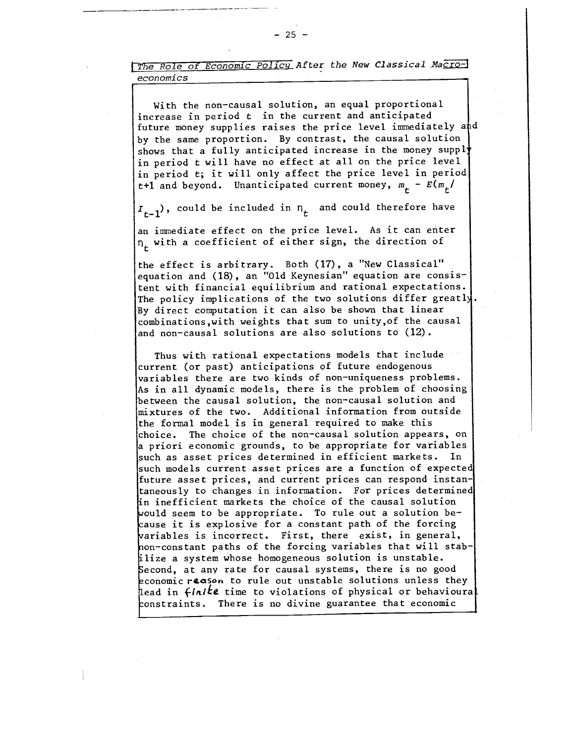With the non-causal solution, an equal proportional increase in period $t$ in the current and anticipated future money supplies raises the price level immediately and by the same proportion. By contrast, the causal solution shows that a fully anticipated increase in the money supply in period $t$ will have no effect at all on the price level in period $t$; it will only affect the price level in period $t+1$ and beyond. Unanticipated current money, $m_t - E(m_t/I_{t-1})$, could be included in $\eta_t$ and could therefore have an immediate effect on the price level. As it can enter $\eta_t$ with a coefficient of either sign, the direction of the effect is arbitrary. Both (17), a "New Classical" equation and (18), an "Old Keynesian" equation are consistent with financial equilibrium and rational expectations. The policy implications of the two solutions differ greatly. By direct computation it can also be shown that linear combinations, with weights that sum to unity, of the causal and non-causal solutions are also solutions to (12).

Thus with rational expectations models that include current (or past) anticipations of future endogenous variables there are two kinds of non-uniqueness problems. As in all dynamic models, there is the problem of choosing between the causal solution, the non-causal solution and mixtures of the two. Additional information from outside the formal model is in general required to make this choice. The choice of the non-causal solution appears, on a priori economic grounds, to be appropriate for variables such as asset prices determined in efficient markets. In such models current asset prices are a function of expected future asset prices, and current prices can respond instantaneously to changes in information. For prices determined in inefficient markets the choice of the causal solution would seem to be appropriate. To rule out a solution because it is explosive for a constant path of the forcing variables is incorrect. First, there exist, in general, non-constant paths of the forcing variables that will stabilize a system whose homogeneous solution is unstable. Second, at any rate for causal systems, there is no good economic reason to rule out unstable solutions unless they lead in finite time to violations of physical or behavioural constraints. There is no divine guarantee that economic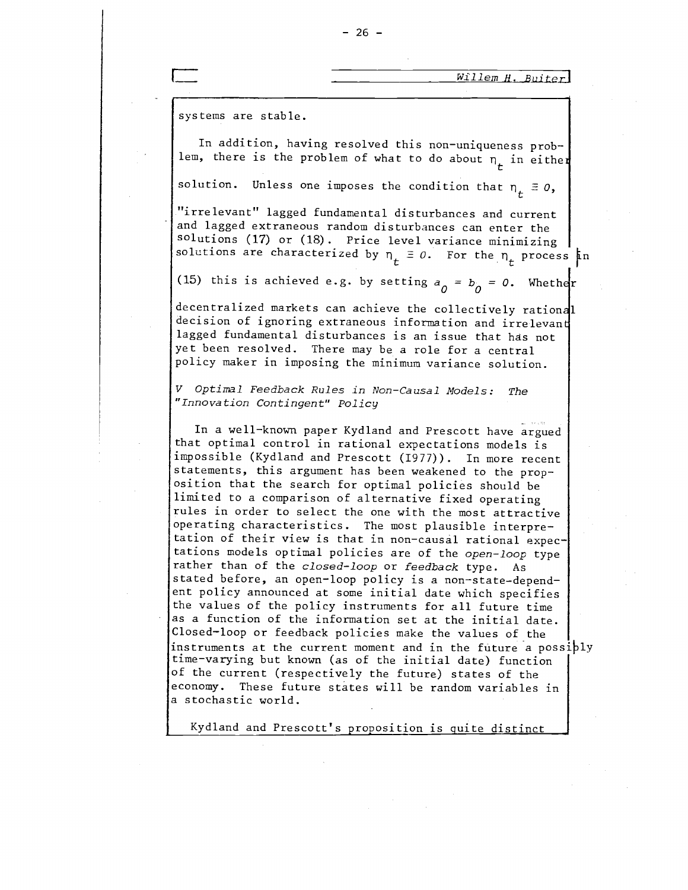systems are stable.

In addition, having resolved this non-uniqueness problem, there is the problem of what to do about $\eta_t$ in either solution. Unless one imposes the condition that $\eta_t \equiv 0$, "irrelevant" lagged fundamental disturbances and current and lagged extraneous random disturbances can enter the solutions (17) or (18). Price level variance minimizing solutions are characterized by $\eta_t \equiv 0$. For the $\eta_t$ process in (15) this is achieved e.g. by setting $a_0 = b_0 = 0$. Whether decentralized markets can achieve the collectively rational decision of ignoring extraneous information and irrelevant lagged fundamental disturbances is an issue that has not yet been resolved. There may be a role for a central policy maker in imposing the minimum variance solution.

## *V Optimal Feedback Rules in Non-Causal Models: The "Innovation Contingent" Policy*

In a well-known paper Kydland and Prescott have argued that optimal control in rational expectations models is impossible (Kydland and Prescott (1977)). In more recent statements, this argument has been weakened to the proposition that the search for optimal policies should be limited to a comparison of alternative fixed operating rules in order to select the one with the most attractive operating characteristics. The most plausible interpretation of their view is that in non-causal rational expectations models optimal policies are of the *open-loop* type rather than of the *closed-loop* or *feedback* type. As stated before, an open-loop policy is a non-state-dependent policy announced at some initial date which specifies the values of the policy instruments for all future time as a function of the information set at the initial date. Closed-loop or feedback policies make the values of the instruments at the current moment and in the future a possibly time-varying but known (as of the initial date) function of the current (respectively the future) states of the economy. These future states will be random variables in a stochastic world.

Kydland and Prescott's proposition is quite distinct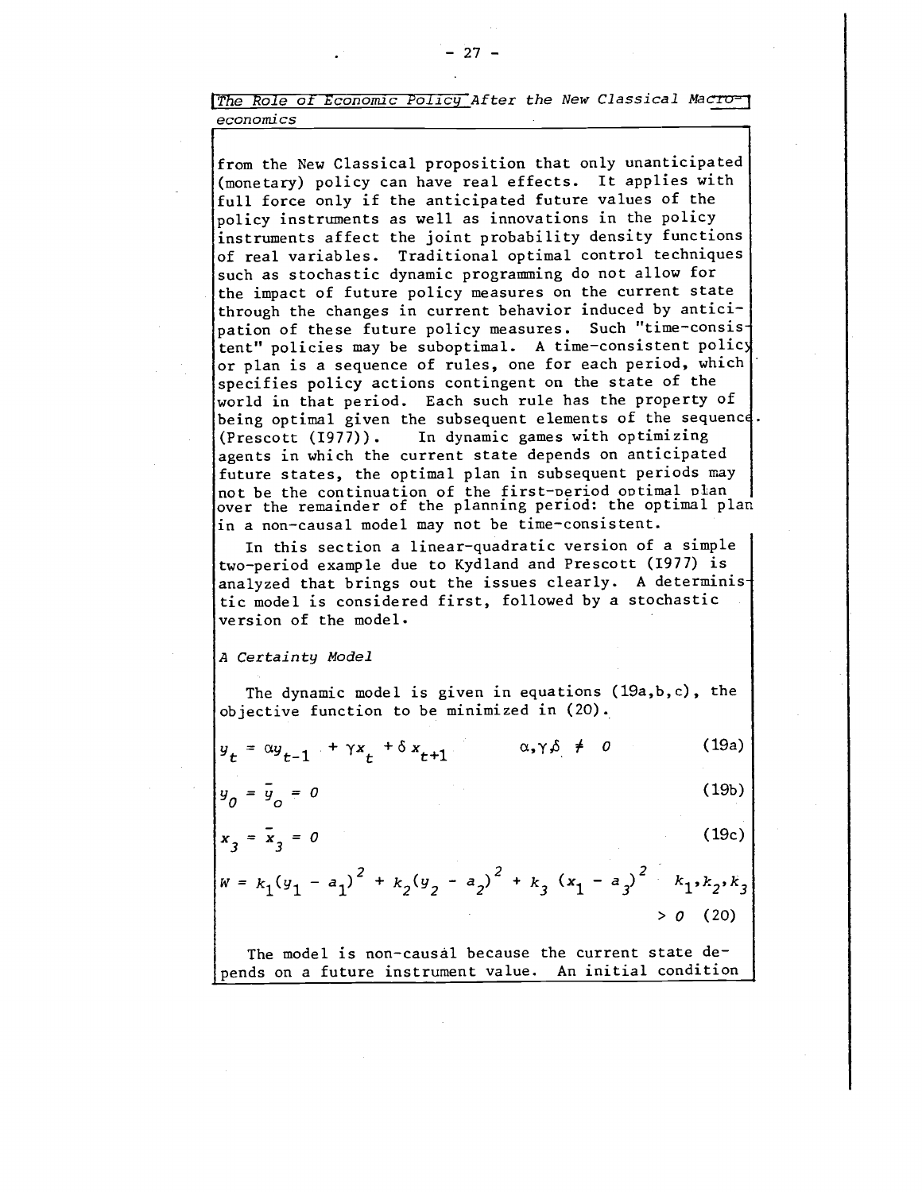from the New Classical proposition that only unanticipated (monetary) policy can have real effects. It applies with full force only if the anticipated future values of the policy instruments as well as innovations in the policy instruments affect the joint probability density functions of real variables. Traditional optimal control techniques such as stochastic dynamic programming do not allow for the impact of future policy measures on the current state through the changes in current behavior induced by anticipation of these future policy measures. Such "time-consistent" policies may be suboptimal. A time-consistent policy or plan is a sequence of rules, one for each period, which specifies policy actions contingent on the state of the world in that period. Each such rule has the property of being optimal given the subsequent elements of the sequence. (Prescott (1977)). In dynamic games with optimizing agents in which the current state depends on anticipated future states, the optimal plan in subsequent periods may not be the continuation of the first-period optimal plan over the remainder of the planning period: the optimal plan in a non-causal model may not be time-consistent.

In this section a linear-quadratic version of a simple two-period example due to Kydland and Prescott (1977) is analyzed that brings out the issues clearly. A deterministic model is considered first, followed by a stochastic version of the model.

*A Certainty Model*

The dynamic model is given in equations (19a,b,c), the objective function to be minimized in (20).

$$y_t = \alpha y_{t-1} + \gamma x_t + \delta x_{t+1} \qquad \alpha, \gamma, \delta \neq 0 \tag{19a}$$

$$y_0 = \bar{y}_0 = 0 \tag{19b}$$

$$x_3 = \bar{x}_3 = 0 \tag{19c}$$

$$W = k_1(y_1 - a_1)^2 + k_2(y_2 - a_2)^2 + k_3(x_1 - a_3)^2 \qquad k_1, k_2, k_3 > 0 \tag{20}$$

The model is non-causal because the current state depends on a future instrument value. An initial condition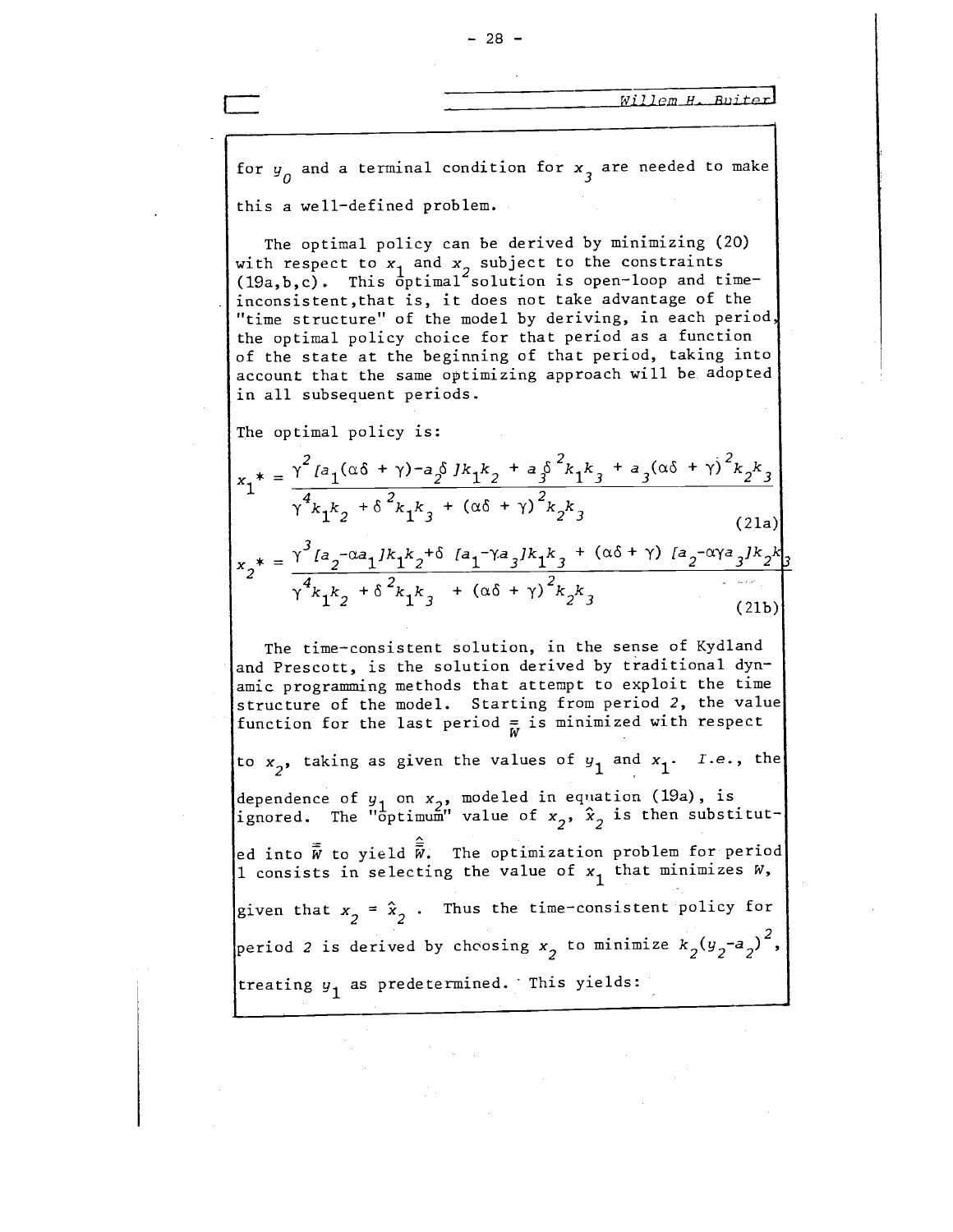for $y_0$ and a terminal condition for $x_3$ are needed to make this a well-defined problem.

The optimal policy can be derived by minimizing (20) with respect to $x_1$ and $x_2$ subject to the constraints (19a,b,c). This optimal solution is open-loop and time-inconsistent, that is, it does not take advantage of the "time structure" of the model by deriving, in each period, the optimal policy choice for that period as a function of the state at the beginning of that period, taking into account that the same optimizing approach will be adopted in all subsequent periods.

The optimal policy is:

$$x_1^* = \frac{\gamma^2 [a_1(\alpha\delta + \gamma) - a_2\delta] k_1 k_2 + a_3\delta^2 k_1 k_3 + a_3(\alpha\delta + \gamma)^2 k_2 k_3}{\gamma^4 k_1 k_2 + \delta^2 k_1 k_3 + (\alpha\delta + \gamma)^2 k_2 k_3} \tag{21a}$$

$$x_2^* = \frac{\gamma^3 [a_2 - \alpha a_1] k_1 k_2 + \delta [a_1 - \gamma a_3] k_1 k_3 + (\alpha\delta + \gamma) [a_2 - \alpha\gamma a_3] k_2 k_3}{\gamma^4 k_1 k_2 + \delta^2 k_1 k_3 + (\alpha\delta + \gamma)^2 k_2 k_3} \tag{21b}$$

The time-consistent solution, in the sense of Kydland and Prescott, is the solution derived by traditional dynamic programming methods that attempt to exploit the time structure of the model. Starting from period 2, the value function for the last period $\bar{\bar{W}}$ is minimized with respect to $x_2$, taking as given the values of $y_1$ and $x_1$. *I.e.*, the dependence of $y_1$ on $x_2$, modeled in equation (19a), is ignored. The "optimum" value of $x_2$, $\hat{x}_2$ is then substituted into $\bar{\bar{W}}$ to yield $\hat{\bar{\bar{W}}}$. The optimization problem for period 1 consists in selecting the value of $x_1$ that minimizes $W$, given that $x_2 = \hat{x}_2$. Thus the time-consistent policy for period 2 is derived by choosing $x_2$ to minimize $k_2(y_2 - a_2)^2$, treating $y_1$ as predetermined. This yields: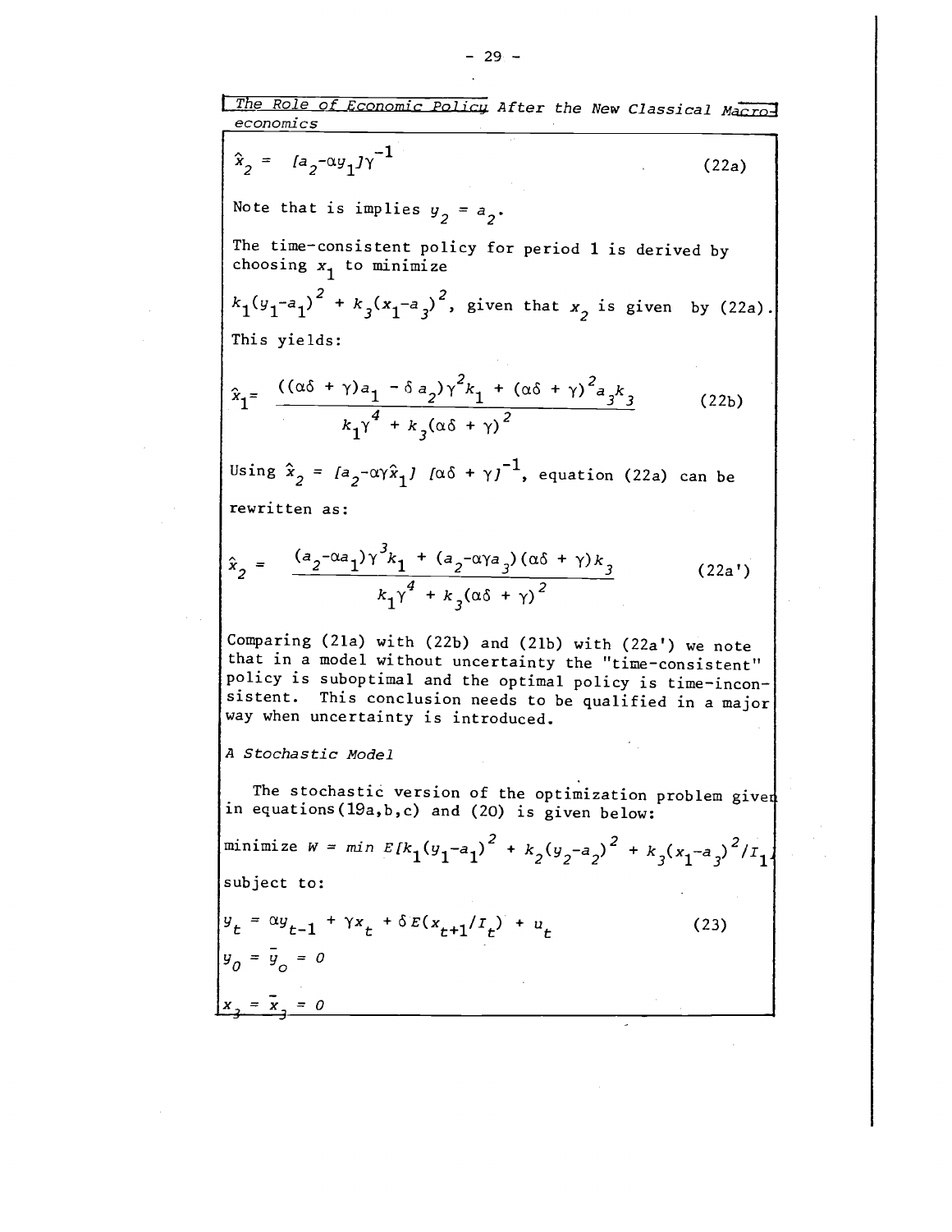$$\hat{x}_2 = [a_2 - \alpha y_1]\gamma^{-1} \tag{22a}$$

Note that is implies $y_2 = a_2$.

The time-consistent policy for period 1 is derived by choosing $x_1$ to minimize

$k_1(y_1-a_1)^2 + k_3(x_1-a_3)^2$, given that $x_2$ is given by (22a).

This yields:

$$\hat{x}_1 = \frac{((\alpha\delta + \gamma)a_1 - \delta a_2)\gamma^2 k_1 + (\alpha\delta + \gamma)^2 a_3 k_3}{k_1\gamma^4 + k_3(\alpha\delta + \gamma)^2} \tag{22b}$$

Using $\hat{x}_2 = [a_2 - \alpha\gamma\hat{x}_1]\,[\alpha\delta + \gamma]^{-1}$, equation (22a) can be rewritten as:

$$\hat{x}_2 = \frac{(a_2 - \alpha a_1)\gamma^3 k_1 + (a_2 - \alpha\gamma a_3)(\alpha\delta + \gamma)k_3}{k_1\gamma^4 + k_3(\alpha\delta + \gamma)^2} \tag{22a'}$$

Comparing (21a) with (22b) and (21b) with (22a') we note that in a model without uncertainty the "time-consistent" policy is suboptimal and the optimal policy is time-inconsistent. This conclusion needs to be qualified in a major way when uncertainty is introduced.

*A Stochastic Model*

The stochastic version of the optimization problem given in equations (19a,b,c) and (20) is given below:

minimize $W = \min E[k_1(y_1-a_1)^2 + k_2(y_2-a_2)^2 + k_3(x_1-a_3)^2/I_1]$

subject to:

$$y_t = \alpha y_{t-1} + \gamma x_t + \delta E(x_{t+1}/I_t) + u_t \tag{23}$$

$$y_0 = \bar{y}_0 = 0$$

$$x_3 = \bar{x}_3 = 0$$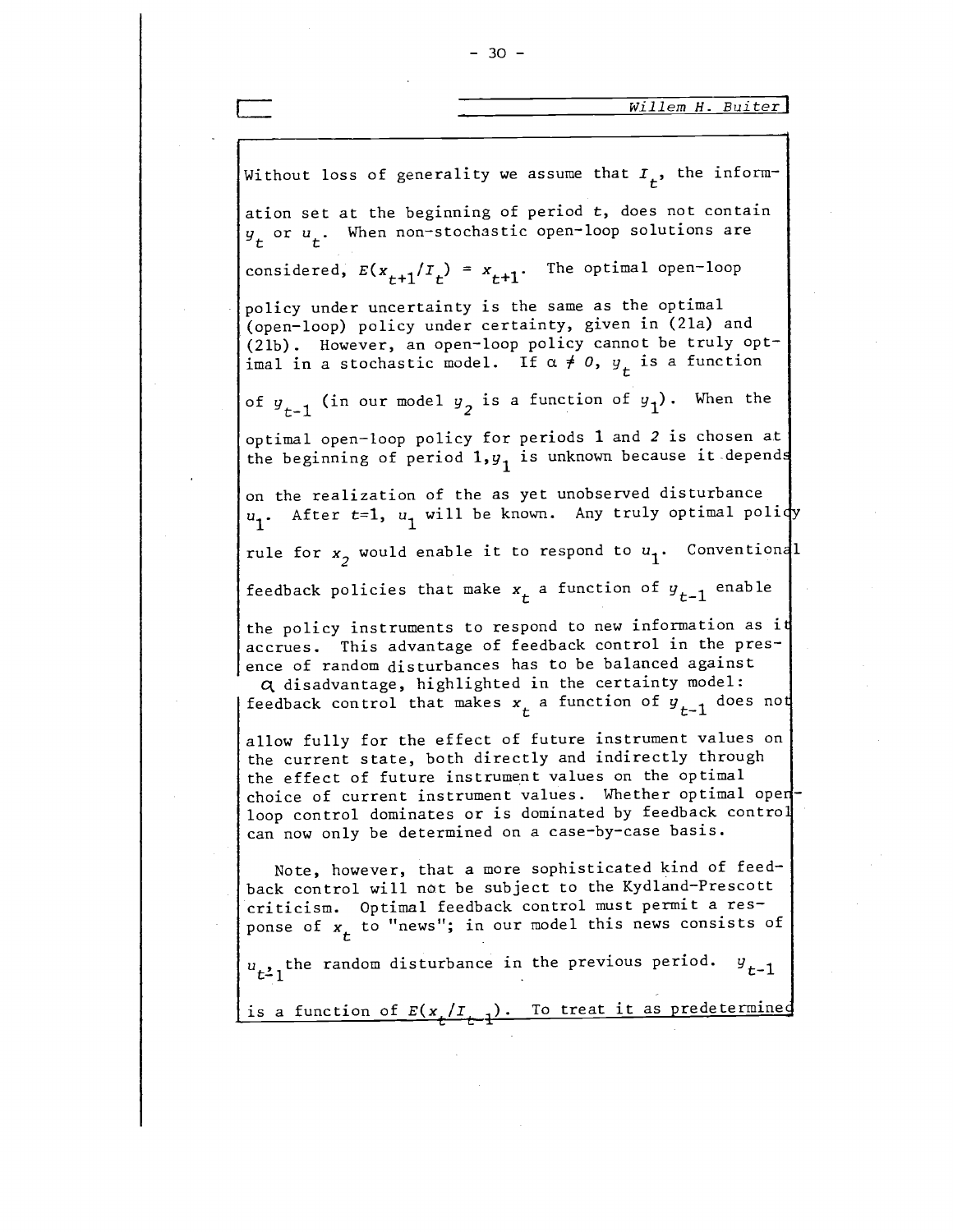Without loss of generality we assume that $I_t$, the information set at the beginning of period $t$, does not contain $y_t$ or $u_t$. When non-stochastic open-loop solutions are considered, $E(x_{t+1}/I_t) = x_{t+1}$. The optimal open-loop policy under uncertainty is the same as the optimal (open-loop) policy under certainty, given in (21a) and (21b). However, an open-loop policy cannot be truly optimal in a stochastic model. If $\alpha \neq 0$, $y_t$ is a function of $y_{t-1}$ (in our model $y_2$ is a function of $y_1$). When the optimal open-loop policy for periods 1 and 2 is chosen at the beginning of period 1, $y_1$ is unknown because it depends on the realization of the as yet unobserved disturbance $u_1$. After $t$=1, $u_1$ will be known. Any truly optimal policy rule for $x_2$ would enable it to respond to $u_1$. Conventional feedback policies that make $x_t$ a function of $y_{t-1}$ enable the policy instruments to respond to new information as it accrues. This advantage of feedback control in the presence of random disturbances has to be balanced against a disadvantage, highlighted in the certainty model: feedback control that makes $x_t$ a function of $y_{t-1}$ does not allow fully for the effect of future instrument values on the current state, both directly and indirectly through the effect of future instrument values on the optimal choice of current instrument values. Whether optimal open-loop control dominates or is dominated by feedback control can now only be determined on a case-by-case basis.

Note, however, that a more sophisticated kind of feedback control will not be subject to the Kydland-Prescott criticism. Optimal feedback control must permit a response of $x_t$ to "news"; in our model this news consists of $u_{t-1}$, the random disturbance in the previous period. $y_{t-1}$ is a function of $E(x_t/I_{t-1})$. To treat it as predetermined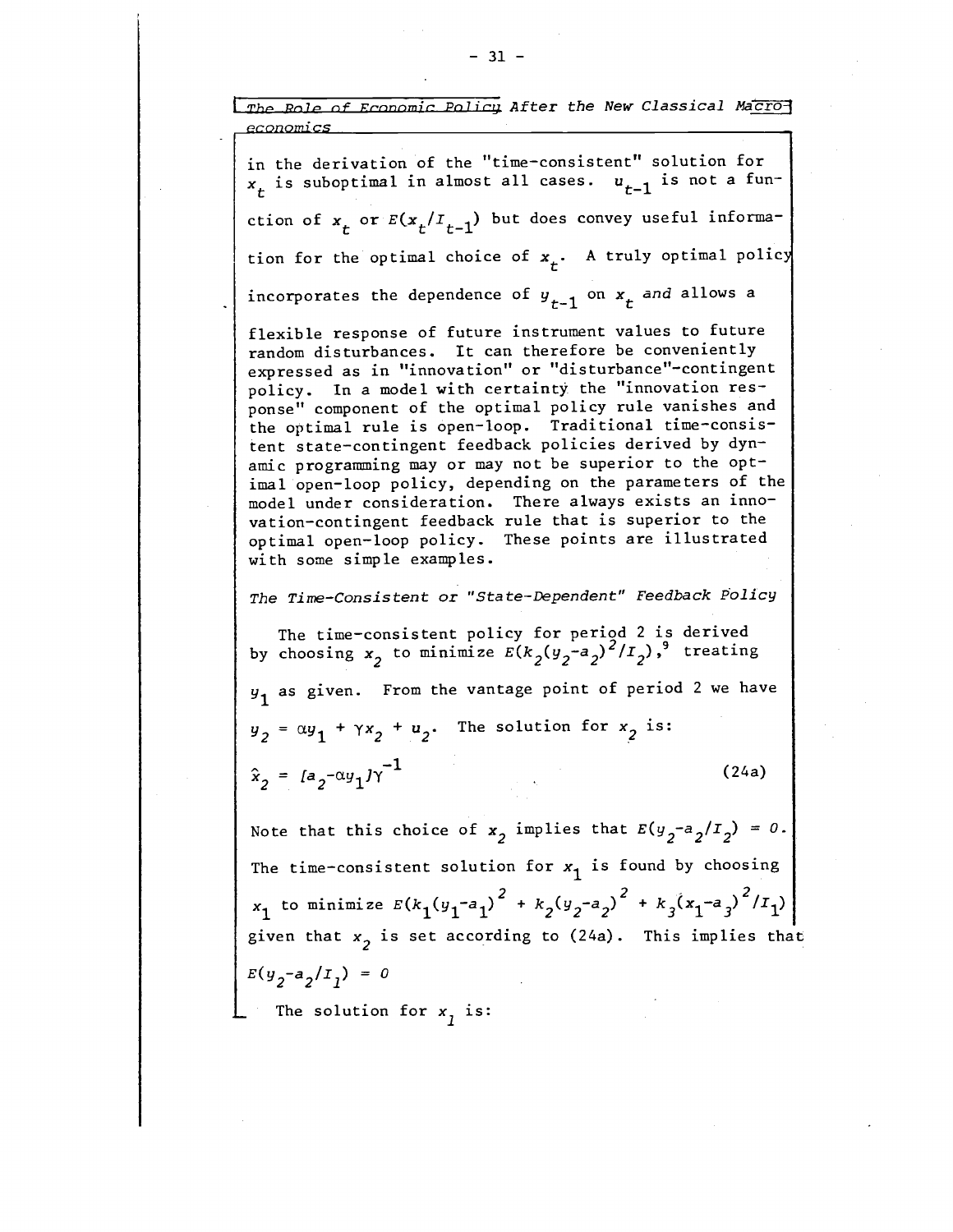in the derivation of the "time-consistent" solution for $x_t$ is suboptimal in almost all cases. $u_{t-1}$ is not a function of $x_t$ or $E(x_t/I_{t-1})$ but does convey useful information for the optimal choice of $x_t$. A truly optimal policy incorporates the dependence of $y_{t-1}$ on $x_t$ *and* allows a flexible response of future instrument values to future random disturbances. It can therefore be conveniently expressed as in "innovation" or "disturbance"-contingent policy. In a model with certainty the "innovation response" component of the optimal policy rule vanishes and the optimal rule is open-loop. Traditional time-consistent state-contingent feedback policies derived by dynamic programming may or may not be superior to the optimal open-loop policy, depending on the parameters of the model under consideration. There always exists an innovation-contingent feedback rule that is superior to the optimal open-loop policy. These points are illustrated with some simple examples.

*The Time-Consistent or "State-Dependent" Feedback Policy*

The time-consistent policy for period 2 is derived by choosing $x_2$ to minimize $E(k_2(y_2-a_2)^2/I_2)$,[9] treating $y_1$ as given. From the vantage point of period 2 we have $y_2 = \alpha y_1 + \gamma x_2 + u_2$. The solution for $x_2$ is:

$$\hat{x}_2 = [a_2-\alpha y_1]\gamma^{-1} \tag{24a}$$

Note that this choice of $x_2$ implies that $E(y_2-a_2/I_2) = 0$. The time-consistent solution for $x_1$ is found by choosing $x_1$ to minimize $E(k_1(y_1-a_1)^2 + k_2(y_2-a_2)^2 + k_3(x_1-a_3)^2/I_1)$ given that $x_2$ is set according to (24a). This implies that $E(y_2-a_2/I_1) = 0$

The solution for $x_1$ is: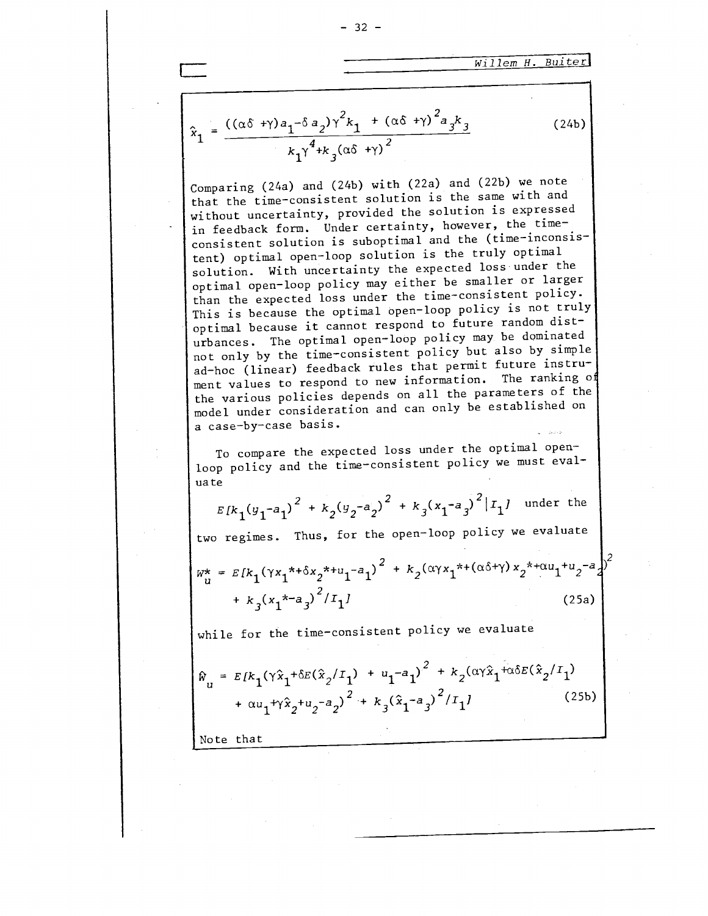$$\hat{x}_1 = \frac{((\alpha\delta+\gamma)a_1 - \delta a_2)\gamma^2 k_1 + (\alpha\delta+\gamma)^2 a_3 k_3}{k_1\gamma^4 + k_3(\alpha\delta+\gamma)^2} \tag{24b}$$

Comparing (24a) and (24b) with (22a) and (22b) we note that the time-consistent solution is the same with and without uncertainty, provided the solution is expressed in feedback form. Under certainty, however, the time-consistent solution is suboptimal and the (time-inconsistent) optimal open-loop solution is the truly optimal solution. With uncertainty the expected loss under the optimal open-loop policy may either be smaller or larger than the expected loss under the time-consistent policy. This is because the optimal open-loop policy is not truly optimal because it cannot respond to future random disturbances. The optimal open-loop policy may be dominated not only by the time-consistent policy but also by simple ad-hoc (linear) feedback rules that permit future instrument values to respond to new information. The ranking of the various policies depends on all the parameters of the model under consideration and can only be established on a case-by-case basis.

To compare the expected loss under the optimal open-loop policy and the time-consistent policy we must evaluate

$$E[k_1(y_1-a_1)^2 + k_2(y_2-a_2)^2 + k_3(x_1-a_3)^2 | I_1]$$ under the two regimes. Thus, for the open-loop policy we evaluate

$$W_u^* = E[k_1(\gamma x_1^* + \delta x_2^* + u_1 - a_1)^2 + k_2(\alpha\gamma x_1^* + (\alpha\delta+\gamma)x_2^* + \alpha u_1 + u_2 - a_2)^2 + k_3(x_1^* - a_3)^2 / I_1] \tag{25a}$$

while for the time-consistent policy we evaluate

$$\hat{W}_u = E[k_1(\gamma\hat{x}_1 + \delta E(\hat{x}_2/I_1) + u_1 - a_1)^2 + k_2(\alpha\gamma\hat{x}_1 + \alpha\delta E(\hat{x}_2/I_1) + \alpha u_1 + \gamma\hat{x}_2 + u_2 - a_2)^2 + k_3(\hat{x}_1 - a_3)^2 / I_1] \tag{25b}$$

Note that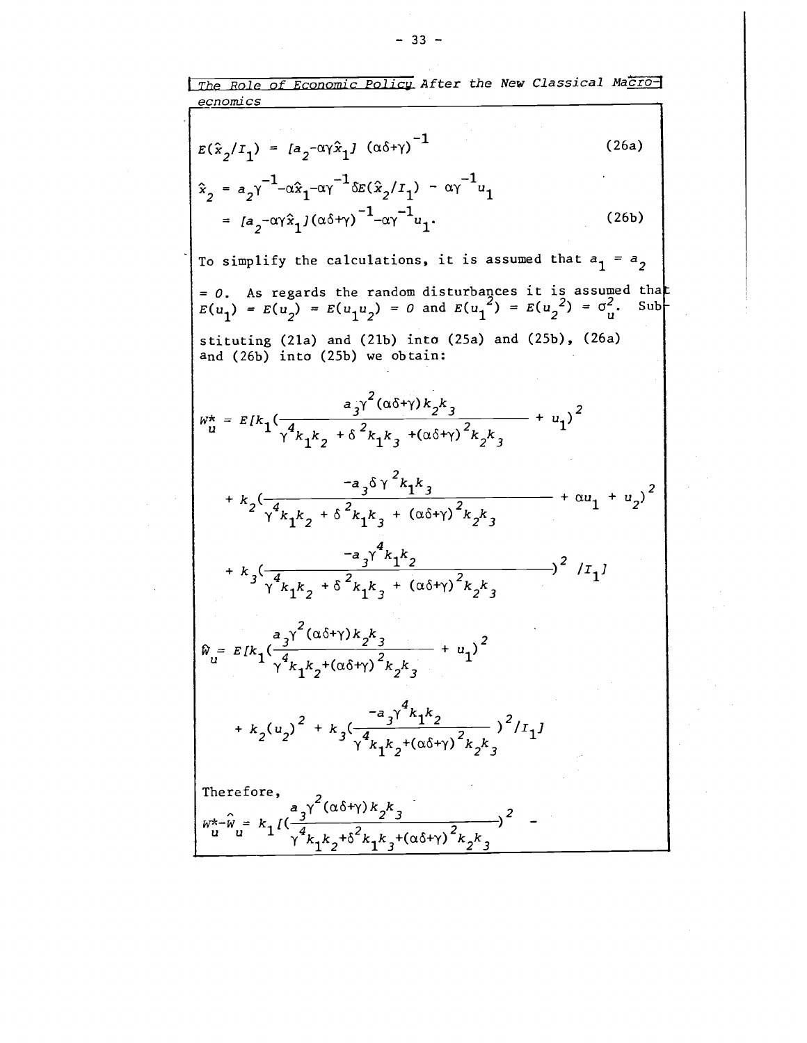$$E(\hat{x}_2/I_1) = [a_2 - \alpha\gamma\hat{x}_1] \, (\alpha\delta+\gamma)^{-1} \tag{26a}$$

$$\begin{aligned}\hat{x}_2 &= a_2\gamma^{-1} - \alpha\hat{x}_1 - \alpha\gamma^{-1}\delta E(\hat{x}_2/I_1) - \alpha\gamma^{-1}u_1 \\ &= [a_2 - \alpha\gamma\hat{x}_1](\alpha\delta+\gamma)^{-1} - \alpha\gamma^{-1}u_1.\end{aligned} \tag{26b}$$

To simplify the calculations, it is assumed that $a_1 = a_2 = 0$. As regards the random disturbances it is assumed that $E(u_1) = E(u_2) = E(u_1 u_2) = 0$ and $E(u_1^2) = E(u_2^2) = \sigma_u^2$. Substituting (21a) and (21b) into (25a) and (25b), (26a) and (26b) into (25b) we obtain:

$$\begin{aligned}W_u^* = E[&k_1\left(\frac{a_3\gamma^2(\alpha\delta+\gamma)k_2k_3}{\gamma^4k_1k_2 + \delta^2k_1k_3 + (\alpha\delta+\gamma)^2k_2k_3} + u_1\right)^2 \\ &+ k_2\left(\frac{-a_3\delta\gamma^2k_1k_3}{\gamma^4k_1k_2 + \delta^2k_1k_3 + (\alpha\delta+\gamma)^2k_2k_3} + \alpha u_1 + u_2\right)^2 \\ &+ k_3\left(\frac{-a_3\gamma^4k_1k_2}{\gamma^4k_1k_2 + \delta^2k_1k_3 + (\alpha\delta+\gamma)^2k_2k_3}\right)^2 / I_1]\end{aligned}$$

$$\begin{aligned}\hat{W}_u = E[&k_1\left(\frac{a_3\gamma^2(\alpha\delta+\gamma)k_2k_3}{\gamma^4k_1k_2 + (\alpha\delta+\gamma)^2k_2k_3} + u_1\right)^2 \\ &+ k_2(u_2)^2 + k_3\left(\frac{-a_3\gamma^4k_1k_2}{\gamma^4k_1k_2 + (\alpha\delta+\gamma)^2k_2k_3}\right)^2 / I_1]\end{aligned}$$

Therefore,

$$W_u^* - \hat{W}_u = k_1[\left(\frac{a_3\gamma^2(\alpha\delta+\gamma)k_2k_3}{\gamma^4k_1k_2 + \delta^2k_1k_3 + (\alpha\delta+\gamma)^2k_2k_3}\right)^2 -$$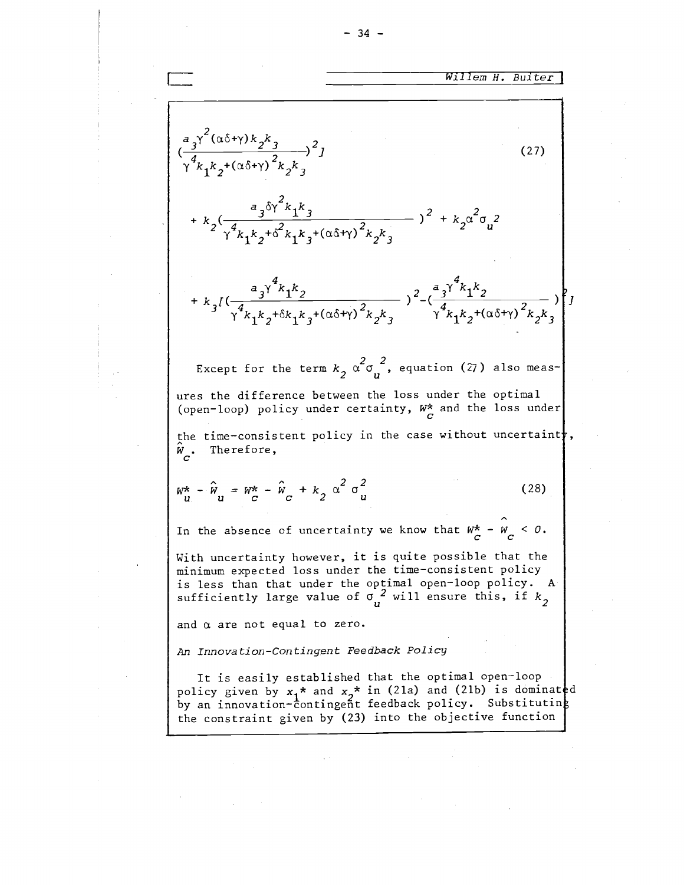$$\left(\frac{a_3\gamma^2(\alpha\delta+\gamma)k_2k_3}{\gamma^4k_1k_2+(\alpha\delta+\gamma)^2k_2k_3}\right)^2] \tag{27}$$

$$+ k_2\left(\frac{a_3\delta\gamma^2k_1k_3}{\gamma^4k_1k_2+\delta^2k_1k_3+(\alpha\delta+\gamma)^2k_2k_3}\right)^2 + k_2\alpha^2\sigma_u^2$$

$$+ k_3\left[\left(\frac{a_3\gamma^4k_1k_2}{\gamma^4k_1k_2+\delta k_1k_3+(\alpha\delta+\gamma)^2k_2k_3}\right)^2-\left(\frac{a_3\gamma^4k_1k_2}{\gamma^4k_1k_2+(\alpha\delta+\gamma)^2k_2k_3}\right)^2\right]$$

Except for the term $k_2\alpha^2\sigma_u^2$, equation (27) also measures the difference between the loss under the optimal (open-loop) policy under certainty, $W_c^*$ and the loss under the time-consistent policy in the case without uncertainty, $\hat{W}_c$. Therefore,

$$W_u^* - \hat{W}_u = W_c^* - \hat{W}_c + k_2\alpha^2\sigma_u^2 \tag{28}$$

In the absence of uncertainty we know that $W_c^* - \hat{W}_c < 0$. With uncertainty however, it is quite possible that the minimum expected loss under the time-consistent policy is less than that under the optimal open-loop policy. A sufficiently large value of $\sigma_u^2$ will ensure this, if $k_2$ and $\alpha$ are not equal to zero.

*An Innovation-Contingent Feedback Policy*

It is easily established that the optimal open-loop policy given by $x_1^*$ and $x_2^*$ in (21a) and (21b) is dominated by an innovation-contingent feedback policy. Substituting the constraint given by (23) into the objective function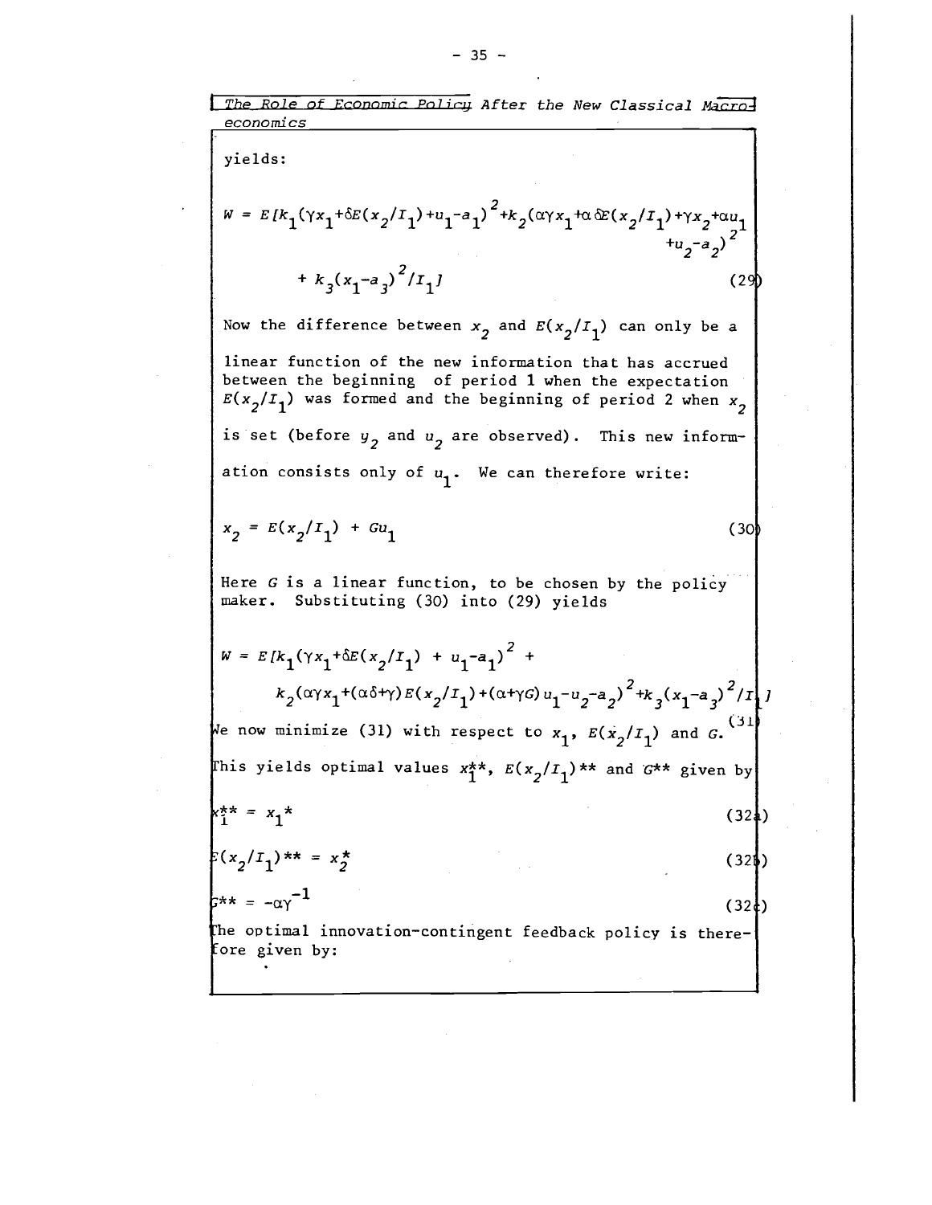yields:

$$W = E[k_1(\gamma x_1+\delta E(x_2/I_1)+u_1-a_1)^2+k_2(\alpha\gamma x_1+\alpha\delta E(x_2/I_1)+\gamma x_2+\alpha u_1 +u_2-a_2)^2 + k_3(x_1-a_3)^2/I_1] \quad (29)$$

Now the difference between $x_2$ and $E(x_2/I_1)$ can only be a linear function of the new information that has accrued between the beginning of period 1 when the expectation $E(x_2/I_1)$ was formed and the beginning of period 2 when $x_2$ is set (before $y_2$ and $u_2$ are observed). This new information consists only of $u_1$. We can therefore write:

$$x_2 = E(x_2/I_1) + Gu_1 \quad (30)$$

Here $G$ is a linear function, to be chosen by the policy maker. Substituting (30) into (29) yields

$$W = E[k_1(\gamma x_1+\delta E(x_2/I_1) + u_1-a_1)^2 + k_2(\alpha\gamma x_1+(\alpha\delta+\gamma)E(x_2/I_1)+(\alpha+\gamma G)u_1-u_2-a_2)^2+k_3(x_1-a_3)^2/I_1] \quad (31)$$

We now minimize (31) with respect to $x_1$, $E(x_2/I_1)$ and $G$. This yields optimal values $x_1^{**}$, $E(x_2/I_1)^{**}$ and $G^{**}$ given by

$$x_1^{**} = x_1^* \quad (32a)$$

$$E(x_2/I_1)^{**} = x_2^* \quad (32b)$$

$$G^{**} = -\alpha\gamma^{-1} \quad (32c)$$

The optimal innovation-contingent feedback policy is therefore given by: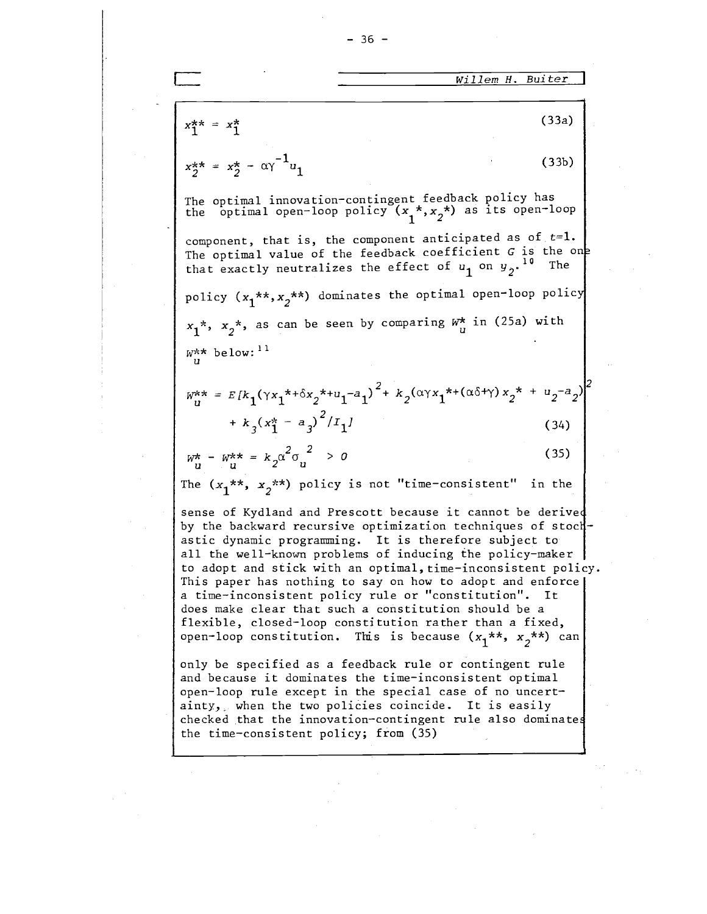$$x_1^{**} = x_1^* \tag{33a}$$

$$x_2^{**} = x_2^* - \alpha\gamma^{-1}u_1 \tag{33b}$$

The optimal innovation-contingent feedback policy has the optimal open-loop policy $(x_1^*, x_2^*)$ as its open-loop component, that is, the component anticipated as of $t=1$. The optimal value of the feedback coefficient $G$ is the one that exactly neutralizes the effect of $u_1$ on $y_2$.[10] The policy $(x_1^{**}, x_2^{**})$ dominates the optimal open-loop policy $x_1^*$, $x_2^*$, as can be seen by comparing $W_u^*$ in (25a) with $W_u^{**}$ below:[11]

$$W_u^{**} = E[k_1(\gamma x_1^{*} + \delta x_2^{*} + u_1 - a_1)^2 + k_2(\alpha\gamma x_1^{*} + (\alpha\delta+\gamma)x_2^{*} + u_2 - a_2)^2 + k_3(x_1^* - a_3)^2 / I_1] \tag{34}$$

$$W_u^* - W_u^{**} = k_2\alpha^2\sigma_u^2 > 0 \tag{35}$$

The $(x_1^{**}, x_2^{**})$ policy is not "time-consistent" in the sense of Kydland and Prescott because it cannot be derived by the backward recursive optimization techniques of stochastic dynamic programming. It is therefore subject to all the well-known problems of inducing the policy-maker to adopt and stick with an optimal, time-inconsistent policy. This paper has nothing to say on how to adopt and enforce a time-inconsistent policy rule or "constitution". It does make clear that such a constitution should be a flexible, closed-loop constitution rather than a fixed, open-loop constitution. This is because $(x_1^{**}, x_2^{**})$ can only be specified as a feedback rule or contingent rule and because it dominates the time-inconsistent optimal open-loop rule except in the special case of no uncertainty, when the two policies coincide. It is easily checked that the innovation-contingent rule also dominates the time-consistent policy; from (35)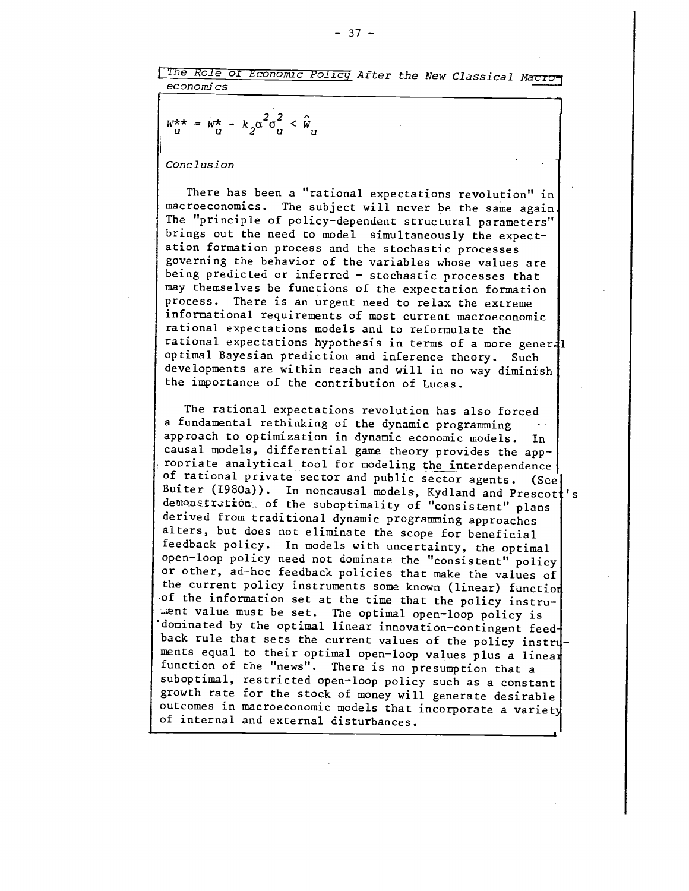$$W_u^{**} = W_u^{*} - k_2\alpha^2\sigma_u^2 < \hat{W}_u$$

*Conclusion*

There has been a "rational expectations revolution" in macroeconomics. The subject will never be the same again. The "principle of policy-dependent structural parameters" brings out the need to model simultaneously the expectation formation process and the stochastic processes governing the behavior of the variables whose values are being predicted or inferred – stochastic processes that may themselves be functions of the expectation formation process. There is an urgent need to relax the extreme informational requirements of most current macroeconomic rational expectations models and to reformulate the rational expectations hypothesis in terms of a more general optimal Bayesian prediction and inference theory. Such developments are within reach and will in no way diminish the importance of the contribution of Lucas.

The rational expectations revolution has also forced a fundamental rethinking of the dynamic programming approach to optimization in dynamic economic models. In causal models, differential game theory provides the appropriate analytical tool for modeling the interdependence of rational private sector and public sector agents. (See Buiter (1980a)). In noncausal models, Kydland and Prescott's demonstration of the suboptimality of "consistent" plans derived from traditional dynamic programming approaches alters, but does not eliminate the scope for beneficial feedback policy. In models with uncertainty, the optimal open-loop policy need not dominate the "consistent" policy or other, ad-hoc feedback policies that make the values of the current policy instruments some known (linear) function of the information set at the time that the policy instrument value must be set. The optimal open-loop policy is dominated by the optimal linear innovation-contingent feedback rule that sets the current values of the policy instruments equal to their optimal open-loop values plus a linear function of the "news". There is no presumption that a suboptimal, restricted open-loop policy such as a constant growth rate for the stock of money will generate desirable outcomes in macroeconomic models that incorporate a variety of internal and external disturbances.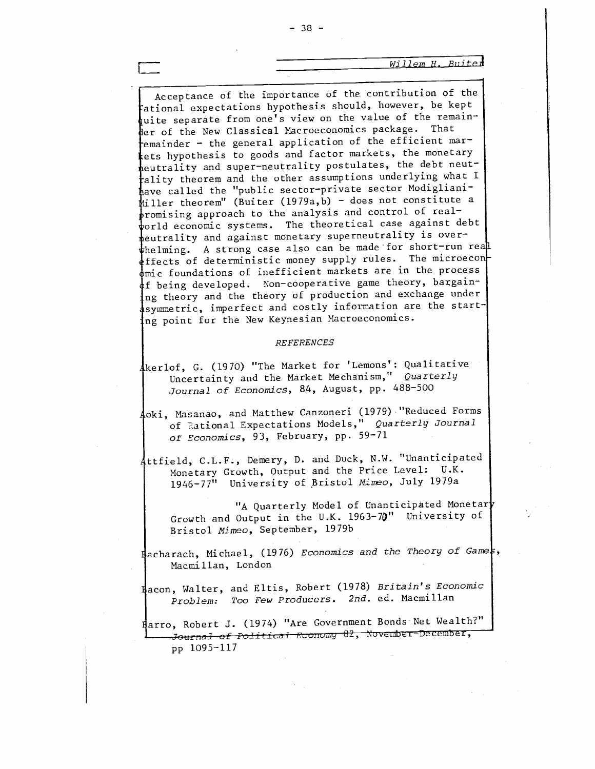Acceptance of the importance of the contribution of the rational expectations hypothesis should, however, be kept quite separate from one's view on the value of the remainder of the New Classical Macroeconomics package. That remainder - the general application of the efficient markets hypothesis to goods and factor markets, the monetary neutrality and super-neutrality postulates, the debt neutrality theorem and the other assumptions underlying what I have called the "public sector-private sector Modigliani-Miller theorem" (Buiter (1979a,b) - does not constitute a promising approach to the analysis and control of real-world economic systems. The theoretical case against debt neutrality and against monetary superneutrality is overwhelming. A strong case also can be made for short-run real effects of deterministic money supply rules. The microeconomic foundations of inefficient markets are in the process of being developed. Non-cooperative game theory, bargaining theory and the theory of production and exchange under asymmetric, imperfect and costly information are the starting point for the New Keynesian Macroeconomics.

## REFERENCES

Akerlof, G. (1970) "The Market for 'Lemons': Qualitative Uncertainty and the Market Mechanism," *Quarterly Journal of Economics*, 84, August, pp. 488-500

Aoki, Masanao, and Matthew Canzoneri (1979) "Reduced Forms of Rational Expectations Models," *Quarterly Journal of Economics*, 93, February, pp. 59-71

Attfield, C.L.F., Demery, D. and Duck, N.W. "Unanticipated Monetary Growth, Output and the Price Level: U.K. 1946-77" University of Bristol *Mimeo*, July 1979a

"A Quarterly Model of Unanticipated Monetary Growth and Output in the U.K. 1963-70" University of Bristol *Mimeo*, September, 1979b

Bacharach, Michael, (1976) *Economics and the Theory of Games*, Macmillan, London

Bacon, Walter, and Eltis, Robert (1978) *Britain's Economic Problem: Too Few Producers*. 2nd. ed. Macmillan

Barro, Robert J. (1974) "Are Government Bonds Net Wealth?" *Journal of Political Economy* 82, November-December, pp 1095-117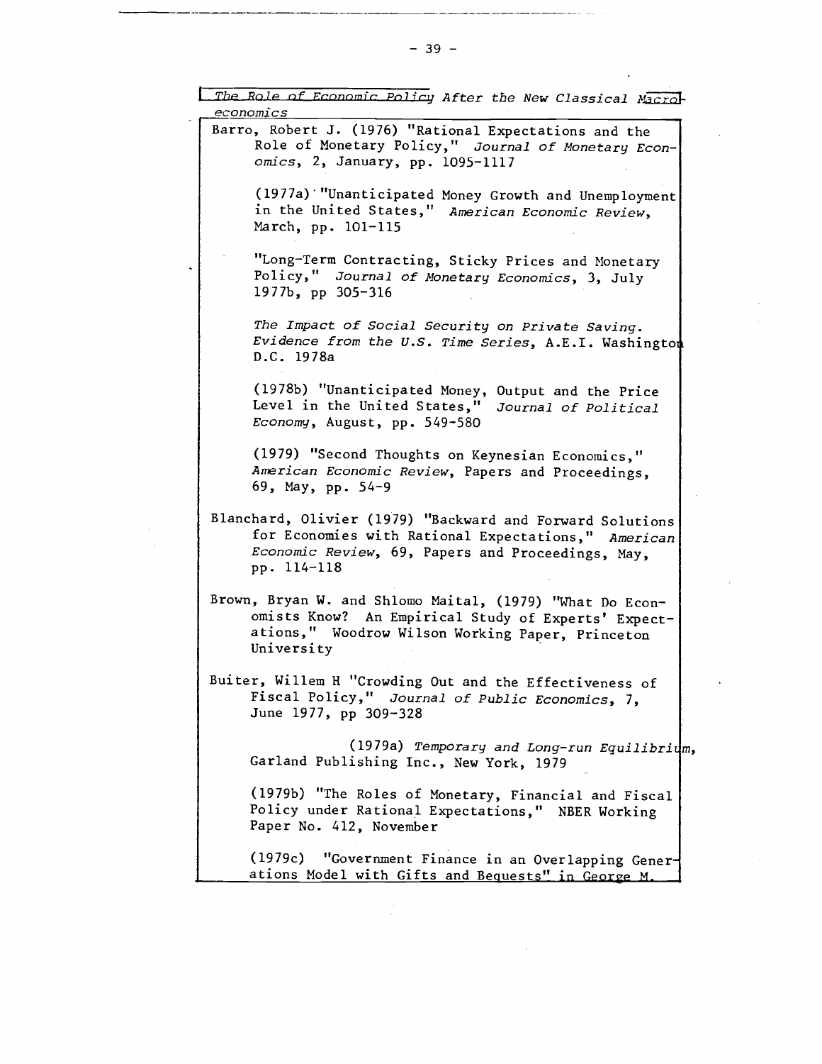*The Role of Economic Policy After the New Classical Macroeconomics*

Barro, Robert J. (1976) "Rational Expectations and the Role of Monetary Policy," *Journal of Monetary Economics*, 2, January, pp. 1095-1117

(1977a) "Unanticipated Money Growth and Unemployment in the United States," *American Economic Review*, March, pp. 101-115

"Long-Term Contracting, Sticky Prices and Monetary Policy," *Journal of Monetary Economics*, 3, July 1977b, pp 305-316

*The Impact of Social Security on Private Saving. Evidence from the U.S. Time Series*, A.E.I. Washington D.C. 1978a

(1978b) "Unanticipated Money, Output and the Price Level in the United States," *Journal of Political Economy*, August, pp. 549-580

(1979) "Second Thoughts on Keynesian Economics," *American Economic Review*, Papers and Proceedings, 69, May, pp. 54-9

Blanchard, Olivier (1979) "Backward and Forward Solutions for Economies with Rational Expectations," *American Economic Review*, 69, Papers and Proceedings, May, pp. 114-118

Brown, Bryan W. and Shlomo Maital, (1979) "What Do Economists Know? An Empirical Study of Experts' Expectations," Woodrow Wilson Working Paper, Princeton University

Buiter, Willem H "Crowding Out and the Effectiveness of Fiscal Policy," *Journal of Public Economics*, 7, June 1977, pp 309-328

(1979a) *Temporary and Long-run Equilibrium*, Garland Publishing Inc., New York, 1979

(1979b) "The Roles of Monetary, Financial and Fiscal Policy under Rational Expectations," NBER Working Paper No. 412, November

(1979c) "Government Finance in an Overlapping Generations Model with Gifts and Bequests" in George M.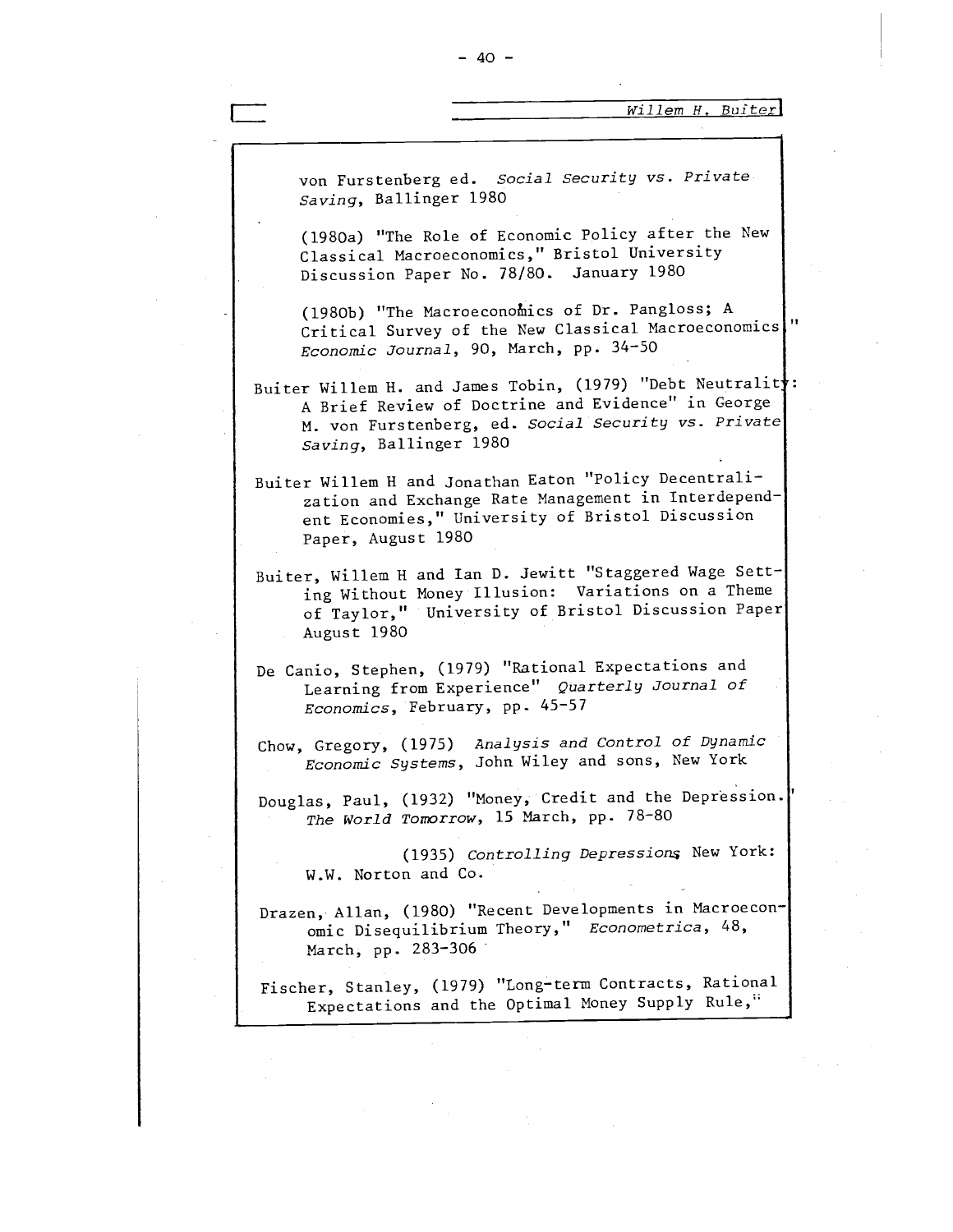von Furstenberg ed. *Social Security vs. Private Saving*, Ballinger 1980

(1980a) "The Role of Economic Policy after the New Classical Macroeconomics," Bristol University Discussion Paper No. 78/80. January 1980

(1980b) "The Macroeconomics of Dr. Pangloss; A Critical Survey of the New Classical Macroeconomics," *Economic Journal*, 90, March, pp. 34-50

Buiter Willem H. and James Tobin, (1979) "Debt Neutrality: A Brief Review of Doctrine and Evidence" in George M. von Furstenberg, ed. *Social Security vs. Private Saving*, Ballinger 1980

Buiter Willem H and Jonathan Eaton "Policy Decentralization and Exchange Rate Management in Interdependent Economies," University of Bristol Discussion Paper, August 1980

Buiter, Willem H and Ian D. Jewitt "Staggered Wage Setting Without Money Illusion: Variations on a Theme of Taylor," University of Bristol Discussion Paper August 1980

De Canio, Stephen, (1979) "Rational Expectations and Learning from Experience" *Quarterly Journal of Economics*, February, pp. 45-57

Chow, Gregory, (1975) *Analysis and Control of Dynamic Economic Systems*, John Wiley and sons, New York

Douglas, Paul, (1932) "Money, Credit and the Depression." *The World Tomorrow*, 15 March, pp. 78-80

(1935) *Controlling Depressions* New York: W.W. Norton and Co.

Drazen, Allan, (1980) "Recent Developments in Macroeconomic Disequilibrium Theory," *Econometrica*, 48, March, pp. 283-306

Fischer, Stanley, (1979) "Long-term Contracts, Rational Expectations and the Optimal Money Supply Rule,"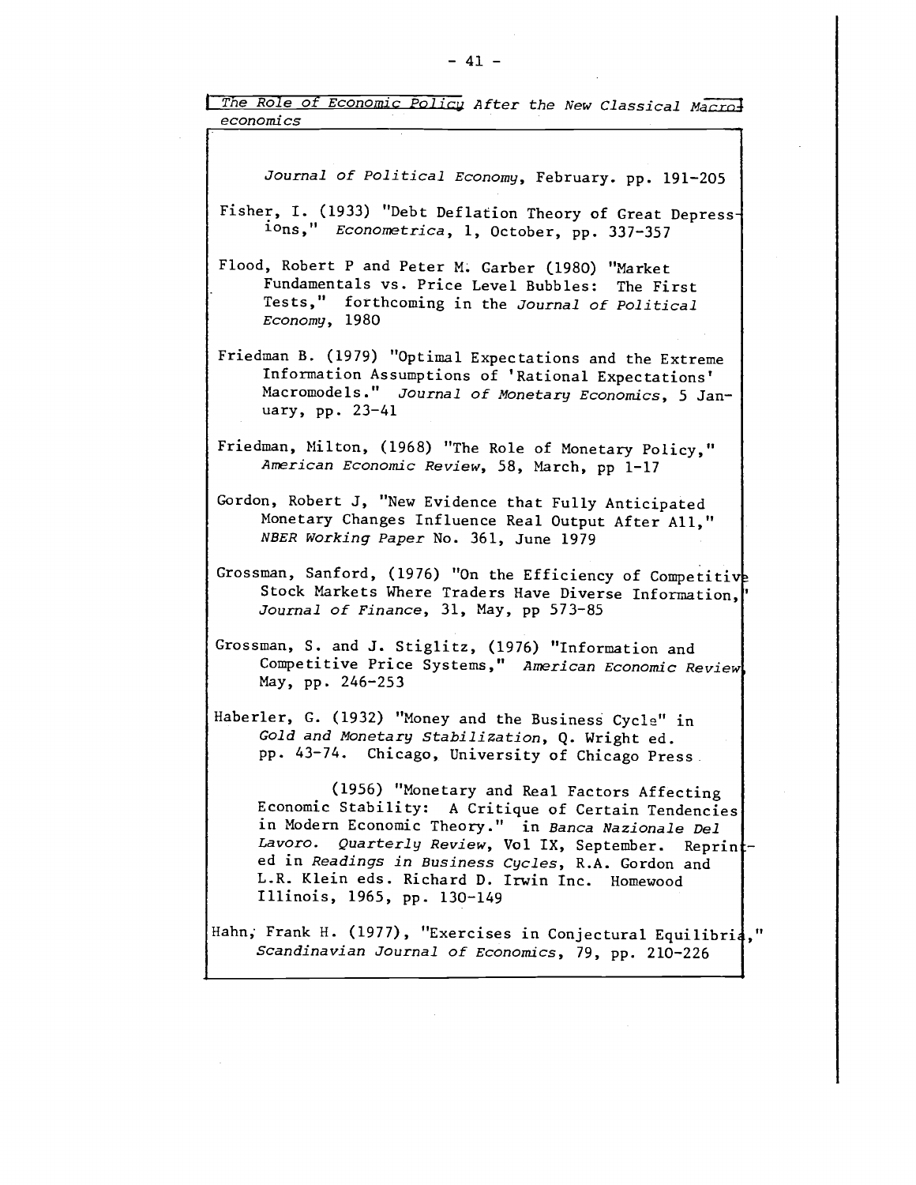*Journal of Political Economy*, February. pp. 191-205

Fisher, I. (1933) "Debt Deflation Theory of Great Depressions," *Econometrica*, 1, October, pp. 337-357

Flood, Robert P and Peter M. Garber (1980) "Market Fundamentals vs. Price Level Bubbles: The First Tests," forthcoming in the *Journal of Political Economy*, 1980

Friedman B. (1979) "Optimal Expectations and the Extreme Information Assumptions of 'Rational Expectations' Macromodels." *Journal of Monetary Economics*, 5 January, pp. 23-41

Friedman, Milton, (1968) "The Role of Monetary Policy," *American Economic Review*, 58, March, pp 1-17

Gordon, Robert J, "New Evidence that Fully Anticipated Monetary Changes Influence Real Output After All," *NBER Working Paper* No. 361, June 1979

Grossman, Sanford, (1976) "On the Efficiency of Competitive Stock Markets Where Traders Have Diverse Information," *Journal of Finance*, 31, May, pp 573-85

Grossman, S. and J. Stiglitz, (1976) "Information and Competitive Price Systems," *American Economic Review*, May, pp. 246-253

Haberler, G. (1932) "Money and the Business Cycle" in *Gold and Monetary Stabilization*, Q. Wright ed. pp. 43-74. Chicago, University of Chicago Press.

(1956) "Monetary and Real Factors Affecting Economic Stability: A Critique of Certain Tendencies in Modern Economic Theory." in *Banca Nazionale Del Lavoro. Quarterly Review*, Vol IX, September. Reprinted in *Readings in Business Cycles*, R.A. Gordon and L.R. Klein eds. Richard D. Irwin Inc. Homewood Illinois, 1965, pp. 130-149

Hahn, Frank H. (1977), "Exercises in Conjectural Equilibria," *Scandinavian Journal of Economics*, 79, pp. 210-226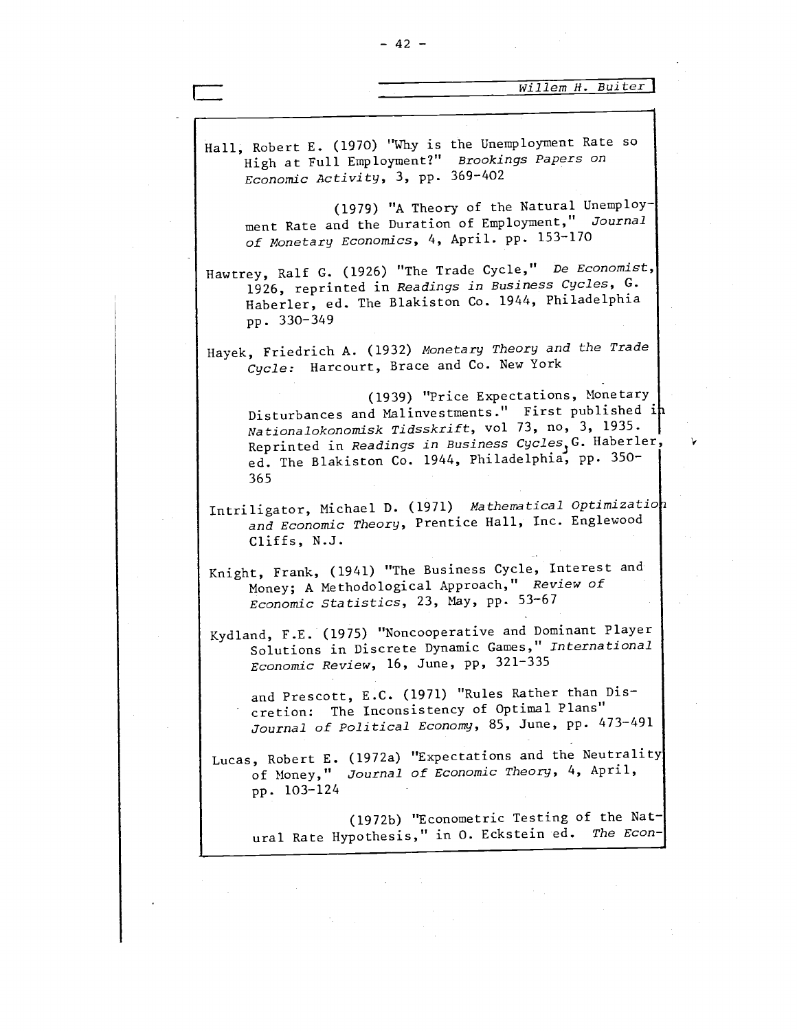Hall, Robert E. (1970) "Why is the Unemployment Rate so High at Full Employment?" *Brookings Papers on Economic Activity*, 3, pp. 369-402

(1979) "A Theory of the Natural Unemployment Rate and the Duration of Employment," *Journal of Monetary Economics*, 4, April. pp. 153-170

Hawtrey, Ralf G. (1926) "The Trade Cycle," *De Economist*, 1926, reprinted in *Readings in Business Cycles*, G. Haberler, ed. The Blakiston Co. 1944, Philadelphia pp. 330-349

Hayek, Friedrich A. (1932) *Monetary Theory and the Trade Cycle:* Harcourt, Brace and Co. New York

(1939) "Price Expectations, Monetary Disturbances and Malinvestments." First published in *Nationalokonomisk Tidsskrift*, vol 73, no, 3, 1935. Reprinted in *Readings in Business Cycles*, G. Haberler, ed. The Blakiston Co. 1944, Philadelphia, pp. 350-365

Intriligator, Michael D. (1971) *Mathematical Optimization and Economic Theory*, Prentice Hall, Inc. Englewood Cliffs, N.J.

Knight, Frank, (1941) "The Business Cycle, Interest and Money; A Methodological Approach," *Review of Economic Statistics*, 23, May, pp. 53-67

Kydland, F.E. (1975) "Noncooperative and Dominant Player Solutions in Discrete Dynamic Games," *International Economic Review*, 16, June, pp, 321-335

and Prescott, E.C. (1971) "Rules Rather than Discretion: The Inconsistency of Optimal Plans" *Journal of Political Economy*, 85, June, pp. 473-491

Lucas, Robert E. (1972a) "Expectations and the Neutrality of Money," *Journal of Economic Theory*, 4, April, pp. 103-124

(1972b) "Econometric Testing of the Natural Rate Hypothesis," in O. Eckstein ed. *The Econ-*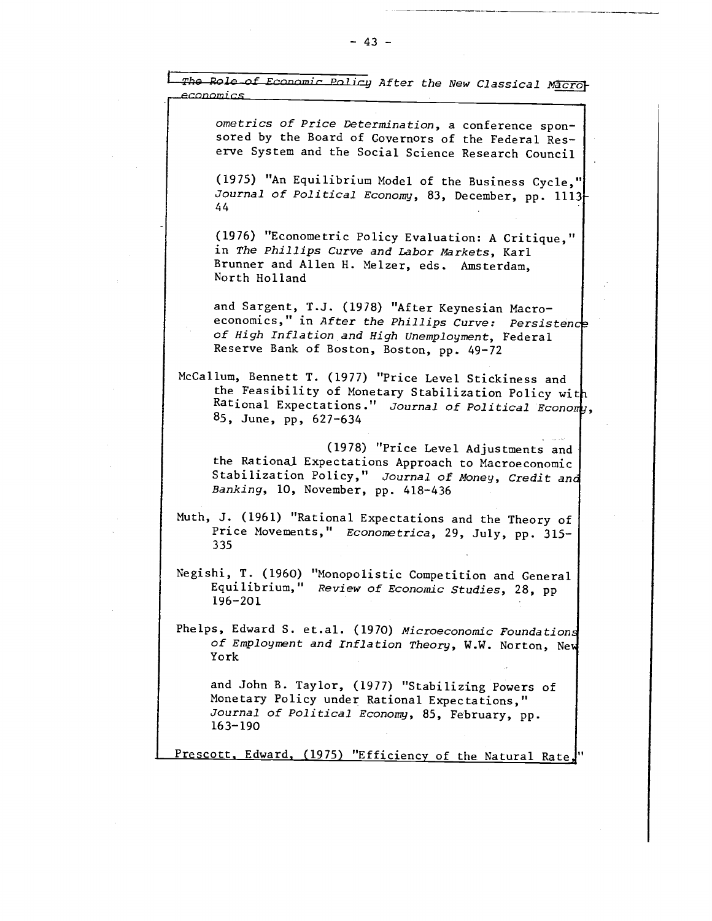ometrics of Price Determination*, a conference sponsored by the Board of Governors of the Federal Reserve System and the Social Science Research Council

(1975) "An Equilibrium Model of the Business Cycle," *Journal of Political Economy*, 83, December, pp. 1113-44

(1976) "Econometric Policy Evaluation: A Critique," in *The Phillips Curve and Labor Markets*, Karl Brunner and Allen H. Melzer, eds. Amsterdam, North Holland

and Sargent, T.J. (1978) "After Keynesian Macroeconomics," in *After the Phillips Curve: Persistence of High Inflation and High Unemployment*, Federal Reserve Bank of Boston, Boston, pp. 49-72

McCallum, Bennett T. (1977) "Price Level Stickiness and the Feasibility of Monetary Stabilization Policy with Rational Expectations." *Journal of Political Economy*, 85, June, pp, 627-634

(1978) "Price Level Adjustments and the Rational Expectations Approach to Macroeconomic Stabilization Policy," *Journal of Money, Credit and Banking*, 10, November, pp. 418-436

Muth, J. (1961) "Rational Expectations and the Theory of Price Movements," *Econometrica*, 29, July, pp. 315-335

Negishi, T. (1960) "Monopolistic Competition and General Equilibrium," *Review of Economic Studies*, 28, pp 196-201

Phelps, Edward S. et.al. (1970) *Microeconomic Foundations of Employment and Inflation Theory*, W.W. Norton, New York

and John B. Taylor, (1977) "Stabilizing Powers of Monetary Policy under Rational Expectations," *Journal of Political Economy*, 85, February, pp. 163-190

Prescott, Edward, (1975) "Efficiency of the Natural Rate,"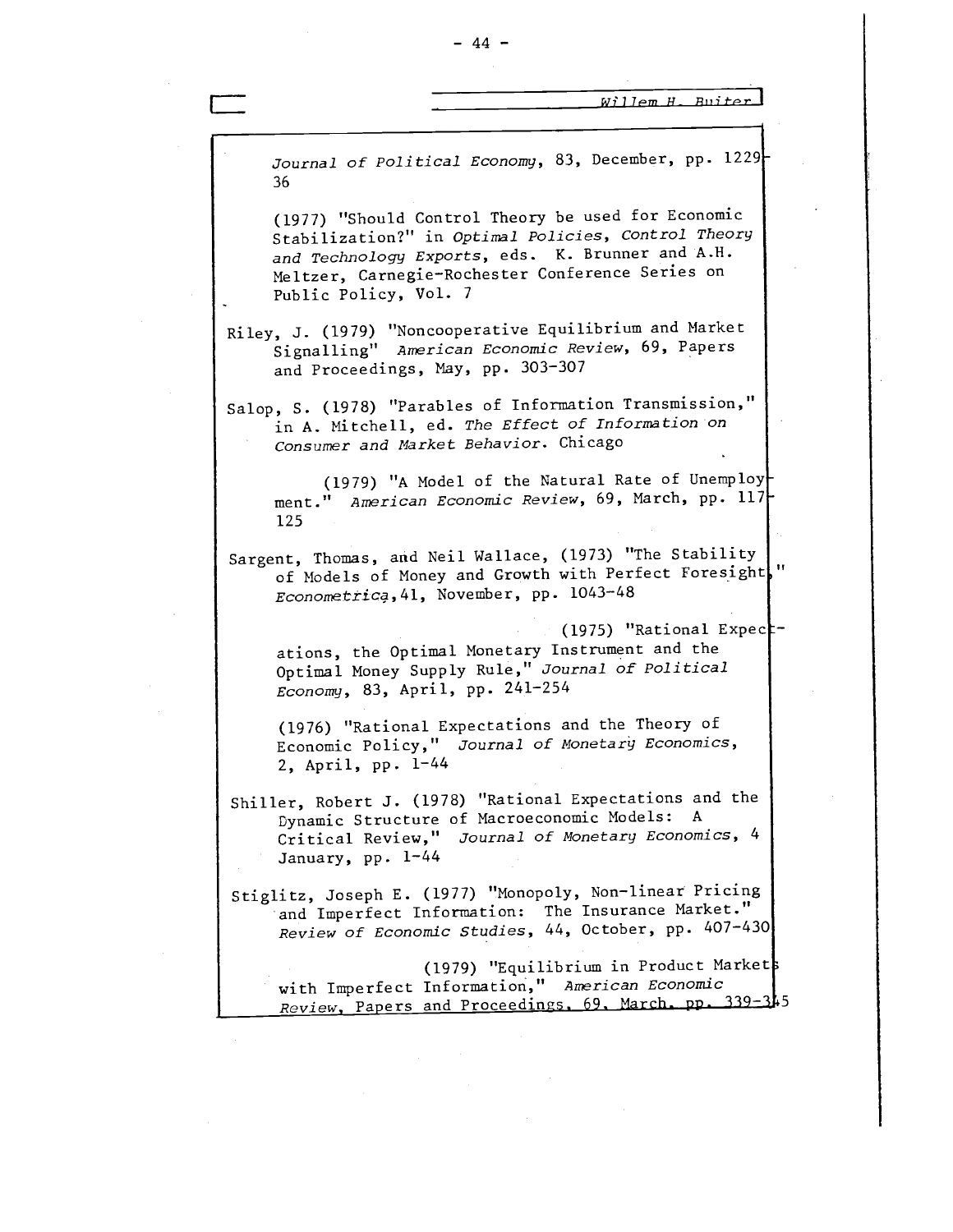*Journal of Political Economy*, 83, December, pp. 1229-36

(1977) "Should Control Theory be used for Economic Stabilization?" in *Optimal Policies, Control Theory and Technology Exports*, eds. K. Brunner and A.H. Meltzer, Carnegie-Rochester Conference Series on Public Policy, Vol. 7

Riley, J. (1979) "Noncooperative Equilibrium and Market Signalling" *American Economic Review*, 69, Papers and Proceedings, May, pp. 303-307

Salop, S. (1978) "Parables of Information Transmission," in A. Mitchell, ed. *The Effect of Information on Consumer and Market Behavior*. Chicago

(1979) "A Model of the Natural Rate of Unemployment." *American Economic Review*, 69, March, pp. 117-125

Sargent, Thomas, and Neil Wallace, (1973) "The Stability of Models of Money and Growth with Perfect Foresight," *Econometrica*, 41, November, pp. 1043-48

(1975) "Rational Expectations, the Optimal Monetary Instrument and the Optimal Money Supply Rule," *Journal of Political Economy*, 83, April, pp. 241-254

(1976) "Rational Expectations and the Theory of Economic Policy," *Journal of Monetary Economics*, 2, April, pp. 1-44

Shiller, Robert J. (1978) "Rational Expectations and the Dynamic Structure of Macroeconomic Models: A Critical Review," *Journal of Monetary Economics*, 4 January, pp. 1-44

Stiglitz, Joseph E. (1977) "Monopoly, Non-linear Pricing and Imperfect Information: The Insurance Market." *Review of Economic Studies*, 44, October, pp. 407-430

(1979) "Equilibrium in Product Markets with Imperfect Information," *American Economic Review*, Papers and Proceedings, 69, March, pp. 339-345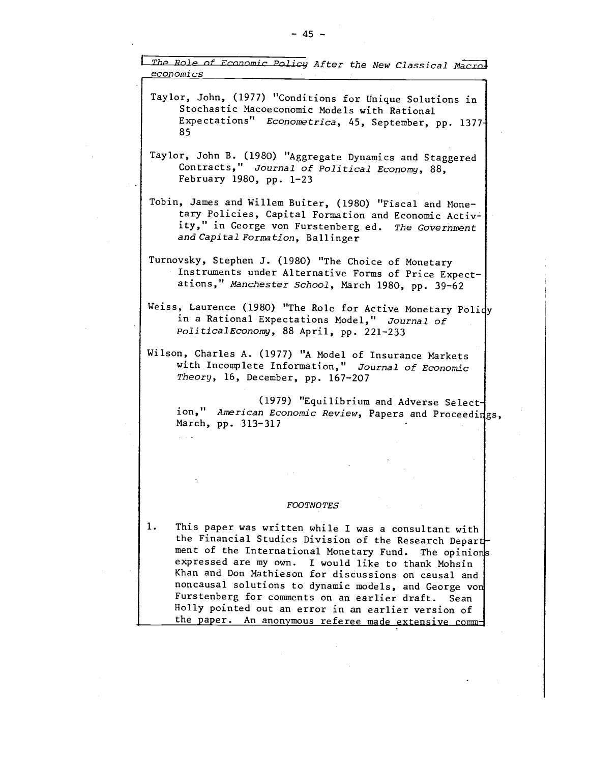Taylor, John, (1977) "Conditions for Unique Solutions in Stochastic Macoeconomic Models with Rational Expectations" *Econometrica*, 45, September, pp. 1377-85

Taylor, John B. (1980) "Aggregate Dynamics and Staggered Contracts," *Journal of Political Economy*, 88, February 1980, pp. 1-23

Tobin, James and Willem Buiter, (1980) "Fiscal and Monetary Policies, Capital Formation and Economic Activity," in George von Furstenberg ed. *The Government and Capital Formation*, Ballinger

Turnovsky, Stephen J. (1980) "The Choice of Monetary Instruments under Alternative Forms of Price Expectations," *Manchester School*, March 1980, pp. 39-62

Weiss, Laurence (1980) "The Role for Active Monetary Policy in a Rational Expectations Model," *Journal of PoliticalEconomy*, 88 April, pp. 221-233

Wilson, Charles A. (1977) "A Model of Insurance Markets with Incomplete Information," *Journal of Economic Theory*, 16, December, pp. 167-207

(1979) "Equilibrium and Adverse Selection," *American Economic Review*, Papers and Proceedings, March, pp. 313-317

*FOOTNOTES*

1. This paper was written while I was a consultant with the Financial Studies Division of the Research Department of the International Monetary Fund. The opinions expressed are my own. I would like to thank Mohsin Khan and Don Mathieson for discussions on causal and noncausal solutions to dynamic models, and George von Furstenberg for comments on an earlier draft. Sean Holly pointed out an error in an earlier version of the paper. An anonymous referee made extensive comm-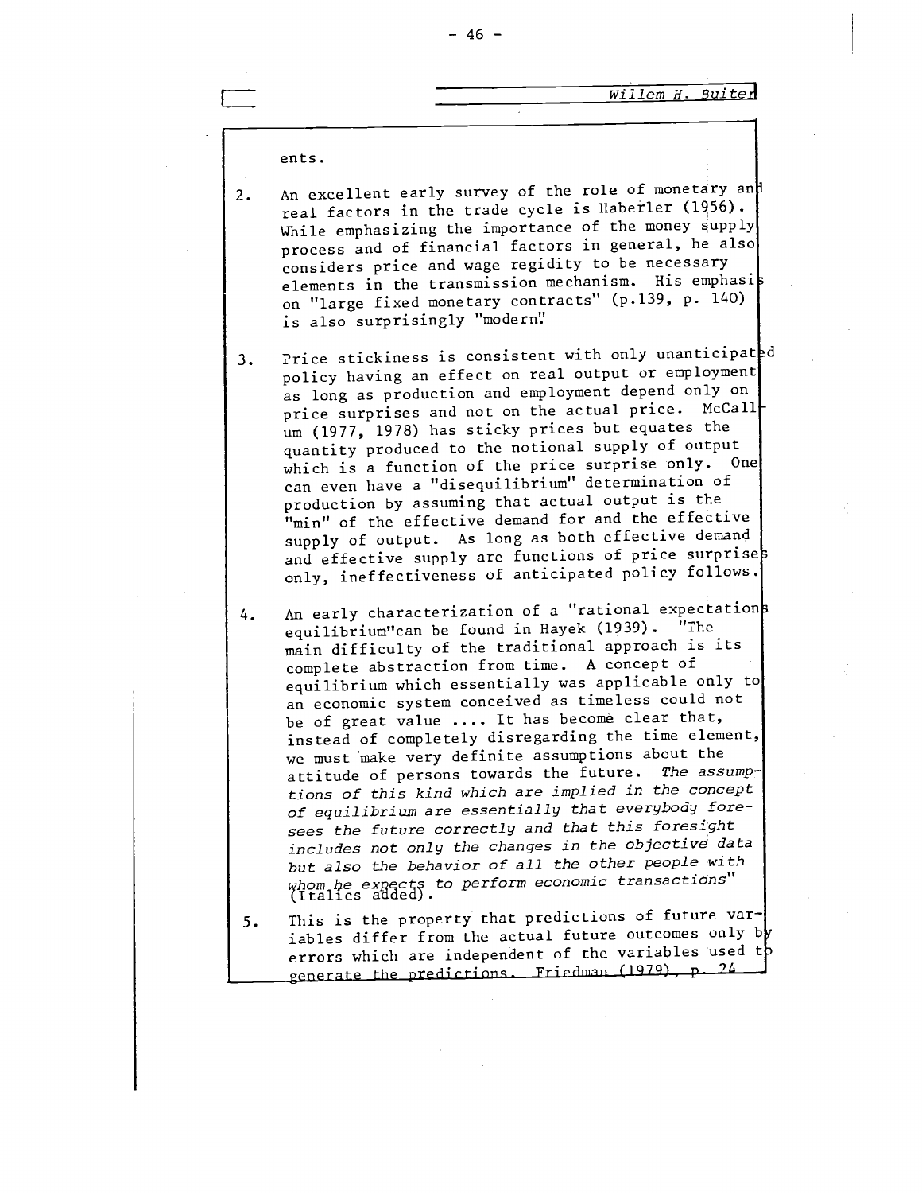ents.

2. An excellent early survey of the role of monetary and real factors in the trade cycle is Haberler (1956). While emphasizing the importance of the money supply process and of financial factors in general, he also considers price and wage regidity to be necessary elements in the transmission mechanism. His emphasis on "large fixed monetary contracts" (p.139, p. 140) is also surprisingly "modern."

3. Price stickiness is consistent with only unanticipated policy having an effect on real output or employment as long as production and employment depend only on price surprises and not on the actual price. McCallum (1977, 1978) has sticky prices but equates the quantity produced to the notional supply of output which is a function of the price surprise only. One can even have a "disequilibrium" determination of production by assuming that actual output is the "min" of the effective demand for and the effective supply of output. As long as both effective demand and effective supply are functions of price surprises only, ineffectiveness of anticipated policy follows.

4. An early characterization of a "rational expectations equilibrium" can be found in Hayek (1939). "The main difficulty of the traditional approach is its complete abstraction from time. A concept of equilibrium which essentially was applicable only to an economic system conceived as timeless could not be of great value .... It has become clear that, instead of completely disregarding the time element, we must make very definite assumptions about the attitude of persons towards the future. *The assumptions of this kind which are implied in the concept of equilibrium are essentially that everybody foresees the future correctly and that this foresight includes not only the changes in the objective data but also the behavior of all the other people with whom he expects to perform economic transactions*" (Italics added).

5. This is the property that predictions of future variables differ from the actual future outcomes only by errors which are independent of the variables used to generate the predictions. Friedman (1979), p. 24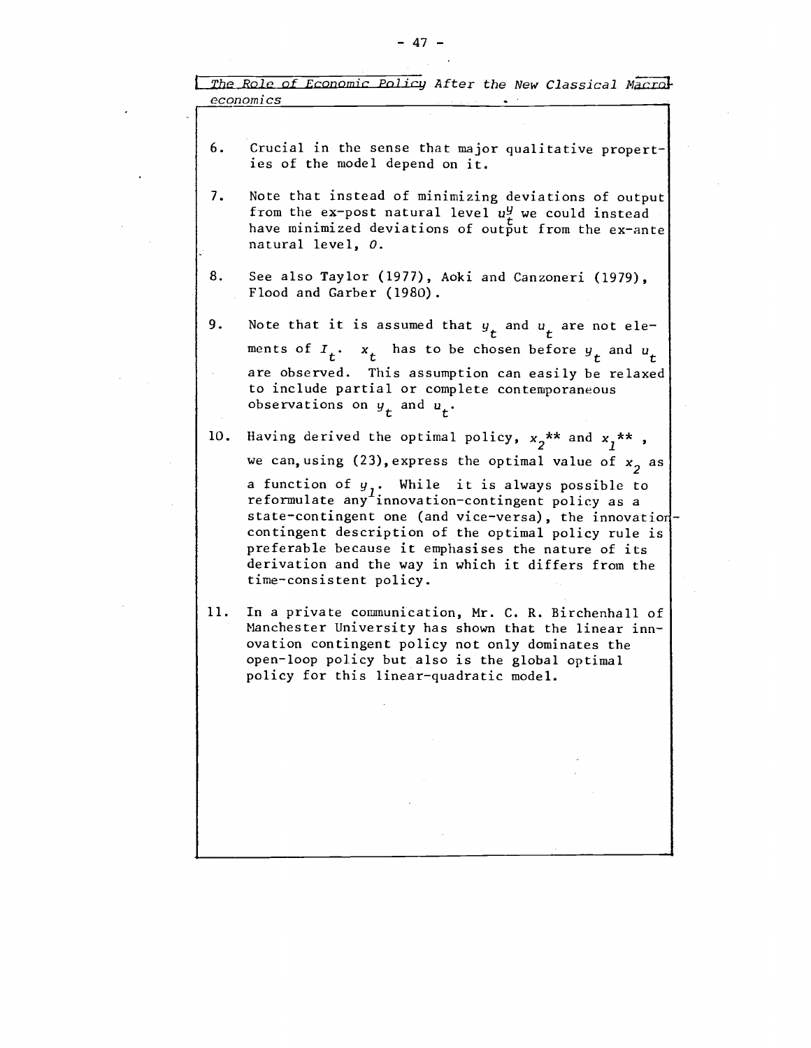6. Crucial in the sense that major qualitative properties of the model depend on it.

7. Note that instead of minimizing deviations of output from the ex-post natural level $u_t^y$ we could instead have minimized deviations of output from the ex-ante natural level, $0$.

8. See also Taylor (1977), Aoki and Canzoneri (1979), Flood and Garber (1980).

9. Note that it is assumed that $y_t$ and $u_t$ are not elements of $I_t$. $x_t$ has to be chosen before $y_t$ and $u_t$ are observed. This assumption can easily be relaxed to include partial or complete contemporaneous observations on $y_t$ and $u_t$.

10. Having derived the optimal policy, $x_2$** and $x_1$** , we can, using (23), express the optimal value of $x_2$ as a function of $y_1$. While it is always possible to reformulate any innovation-contingent policy as a state-contingent one (and vice-versa), the innovation-contingent description of the optimal policy rule is preferable because it emphasises the nature of its derivation and the way in which it differs from the time-consistent policy.

11. In a private communication, Mr. C. R. Birchenhall of Manchester University has shown that the linear innovation contingent policy not only dominates the open-loop policy but also is the global optimal policy for this linear-quadratic model.